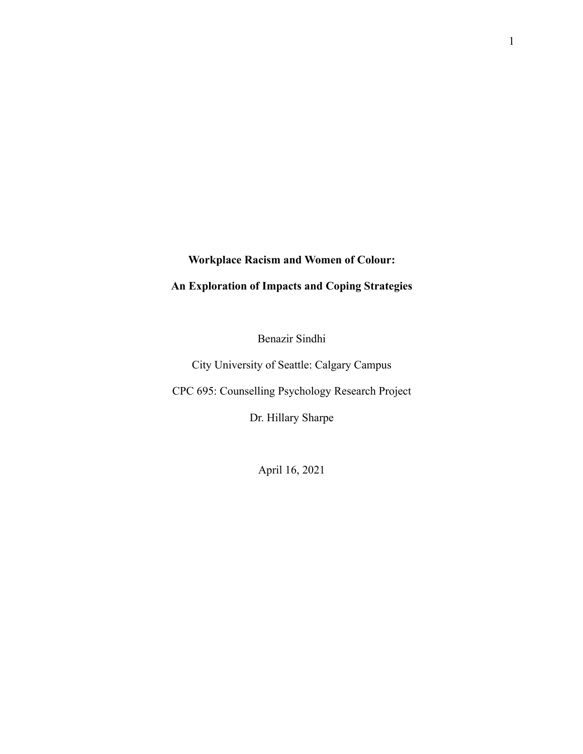# Workplace Racism and Women of Colour:

# An Exploration of Impacts and Coping Strategies

Benazir Sindhi

City University of Seattle: Calgary Campus

CPC 695: Counselling Psychology Research Project

Dr. Hillary Sharpe

April 16, 2021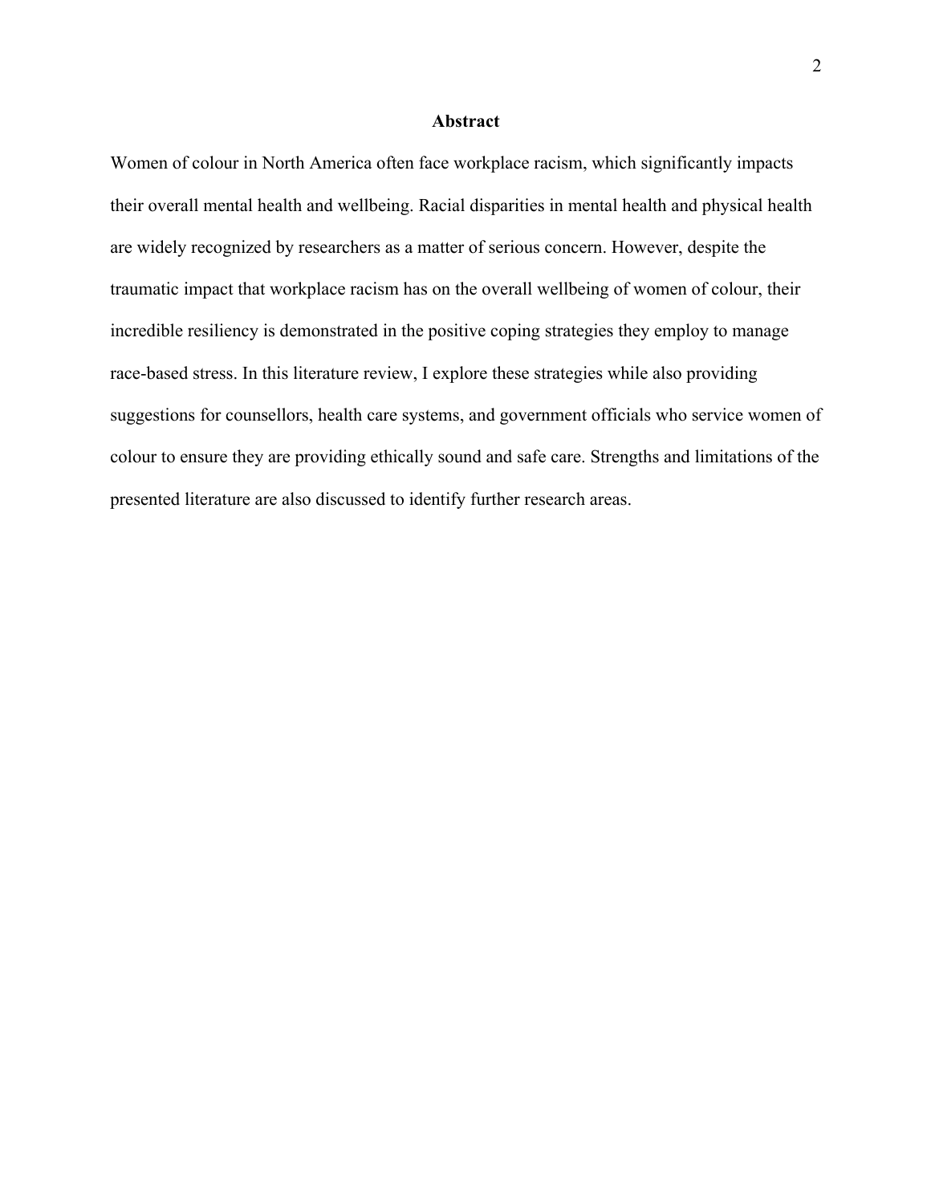## Abstract

Women of colour in North America often face workplace racism, which significantly impacts their overall mental health and wellbeing. Racial disparities in mental health and physical health are widely recognized by researchers as a matter of serious concern. However, despite the traumatic impact that workplace racism has on the overall wellbeing of women of colour, their incredible resiliency is demonstrated in the positive coping strategies they employ to manage race-based stress. In this literature review, I explore these strategies while also providing suggestions for counsellors, health care systems, and government officials who service women of colour to ensure they are providing ethically sound and safe care. Strengths and limitations of the presented literature are also discussed to identify further research areas.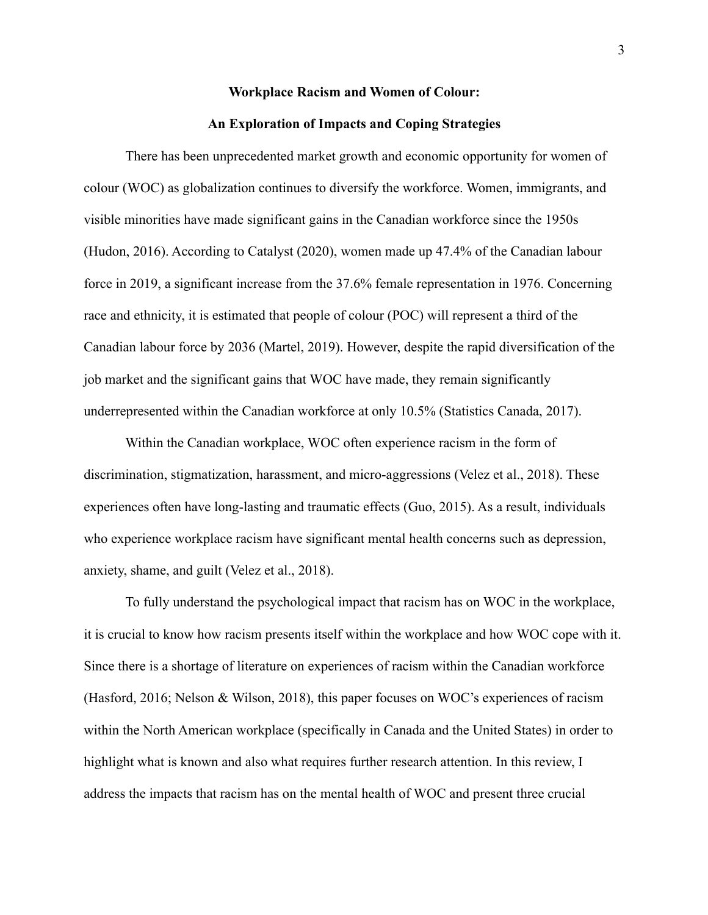# Workplace Racism and Women of Colour:

## An Exploration of Impacts and Coping Strategies

There has been unprecedented market growth and economic opportunity for women of colour (WOC) as globalization continues to diversify the workforce. Women, immigrants, and visible minorities have made significant gains in the Canadian workforce since the 1950s (Hudon, 2016). According to Catalyst (2020), women made up 47.4% of the Canadian labour force in 2019, a significant increase from the 37.6% female representation in 1976. Concerning race and ethnicity, it is estimated that people of colour (POC) will represent a third of the Canadian labour force by 2036 (Martel, 2019). However, despite the rapid diversification of the job market and the significant gains that WOC have made, they remain significantly underrepresented within the Canadian workforce at only 10.5% (Statistics Canada, 2017).

Within the Canadian workplace, WOC often experience racism in the form of discrimination, stigmatization, harassment, and micro-aggressions (Velez et al., 2018). These experiences often have long-lasting and traumatic effects (Guo, 2015). As a result, individuals who experience workplace racism have significant mental health concerns such as depression, anxiety, shame, and guilt (Velez et al., 2018).

To fully understand the psychological impact that racism has on WOC in the workplace, it is crucial to know how racism presents itself within the workplace and how WOC cope with it. Since there is a shortage of literature on experiences of racism within the Canadian workforce (Hasford, 2016; Nelson & Wilson, 2018), this paper focuses on WOC's experiences of racism within the North American workplace (specifically in Canada and the United States) in order to highlight what is known and also what requires further research attention. In this review, I address the impacts that racism has on the mental health of WOC and present three crucial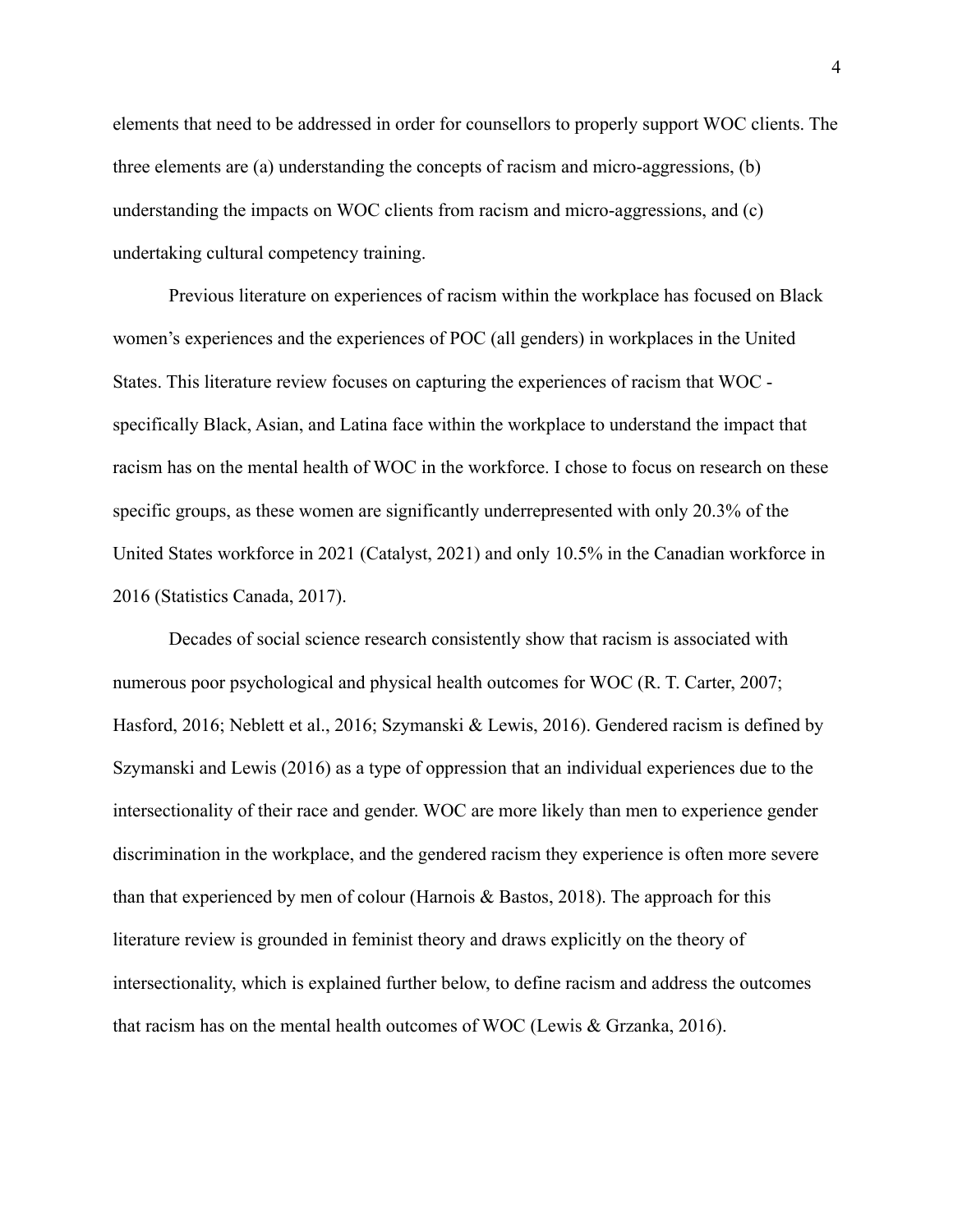elements that need to be addressed in order for counsellors to properly support WOC clients. The three elements are (a) understanding the concepts of racism and micro-aggressions, (b) understanding the impacts on WOC clients from racism and micro-aggressions, and (c) undertaking cultural competency training.

Previous literature on experiences of racism within the workplace has focused on Black women's experiences and the experiences of POC (all genders) in workplaces in the United States. This literature review focuses on capturing the experiences of racism that WOC - specifically Black, Asian, and Latina face within the workplace to understand the impact that racism has on the mental health of WOC in the workforce. I chose to focus on research on these specific groups, as these women are significantly underrepresented with only 20.3% of the United States workforce in 2021 (Catalyst, 2021) and only 10.5% in the Canadian workforce in 2016 (Statistics Canada, 2017).

Decades of social science research consistently show that racism is associated with numerous poor psychological and physical health outcomes for WOC (R. T. Carter, 2007; Hasford, 2016; Neblett et al., 2016; Szymanski & Lewis, 2016). Gendered racism is defined by Szymanski and Lewis (2016) as a type of oppression that an individual experiences due to the intersectionality of their race and gender. WOC are more likely than men to experience gender discrimination in the workplace, and the gendered racism they experience is often more severe than that experienced by men of colour (Harnois & Bastos, 2018). The approach for this literature review is grounded in feminist theory and draws explicitly on the theory of intersectionality, which is explained further below, to define racism and address the outcomes that racism has on the mental health outcomes of WOC (Lewis & Grzanka, 2016).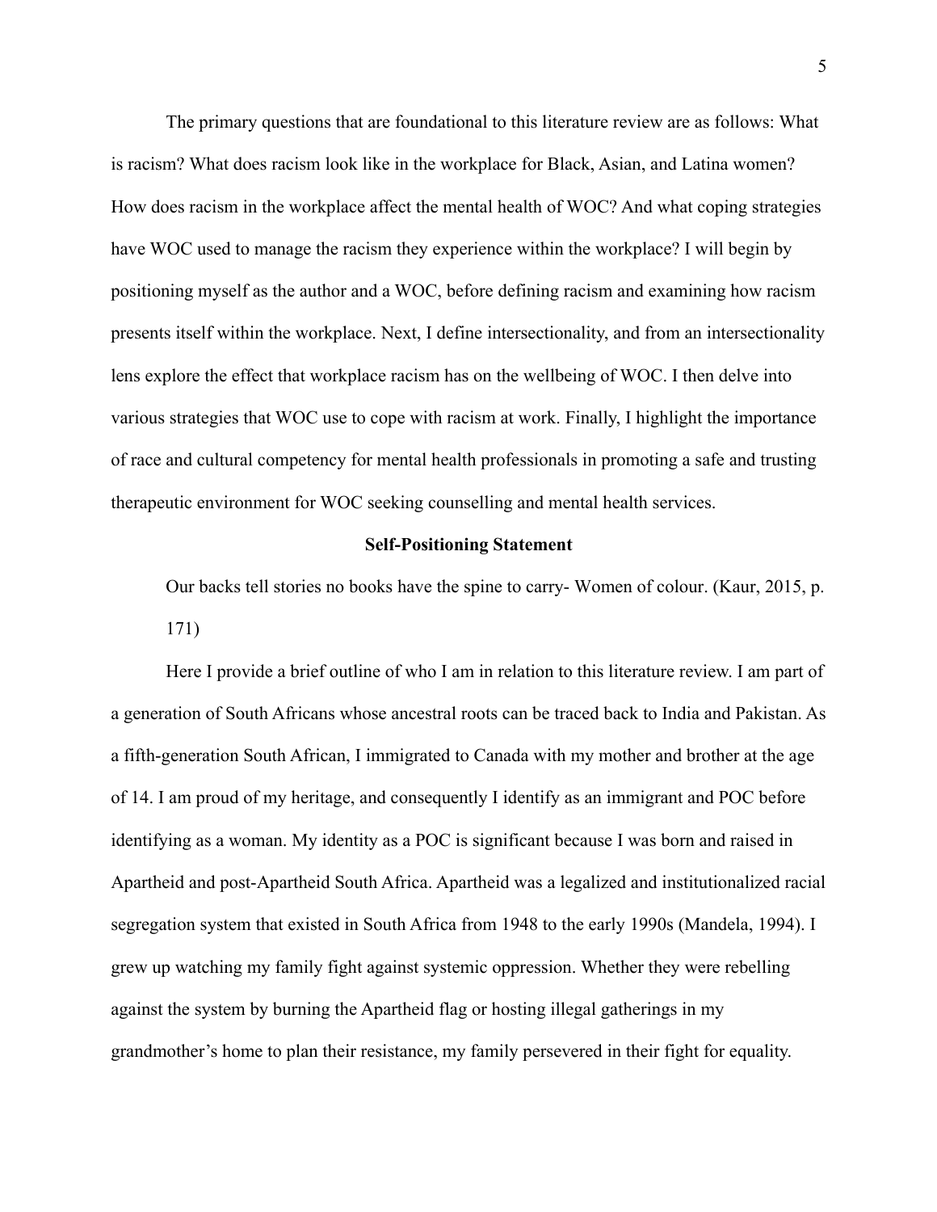The primary questions that are foundational to this literature review are as follows: What is racism? What does racism look like in the workplace for Black, Asian, and Latina women? How does racism in the workplace affect the mental health of WOC? And what coping strategies have WOC used to manage the racism they experience within the workplace? I will begin by positioning myself as the author and a WOC, before defining racism and examining how racism presents itself within the workplace. Next, I define intersectionality, and from an intersectionality lens explore the effect that workplace racism has on the wellbeing of WOC. I then delve into various strategies that WOC use to cope with racism at work. Finally, I highlight the importance of race and cultural competency for mental health professionals in promoting a safe and trusting therapeutic environment for WOC seeking counselling and mental health services.

## Self-Positioning Statement

> Our backs tell stories no books have the spine to carry- Women of colour. (Kaur, 2015, p. 171)

Here I provide a brief outline of who I am in relation to this literature review. I am part of a generation of South Africans whose ancestral roots can be traced back to India and Pakistan. As a fifth-generation South African, I immigrated to Canada with my mother and brother at the age of 14. I am proud of my heritage, and consequently I identify as an immigrant and POC before identifying as a woman. My identity as a POC is significant because I was born and raised in Apartheid and post-Apartheid South Africa. Apartheid was a legalized and institutionalized racial segregation system that existed in South Africa from 1948 to the early 1990s (Mandela, 1994). I grew up watching my family fight against systemic oppression. Whether they were rebelling against the system by burning the Apartheid flag or hosting illegal gatherings in my grandmother's home to plan their resistance, my family persevered in their fight for equality.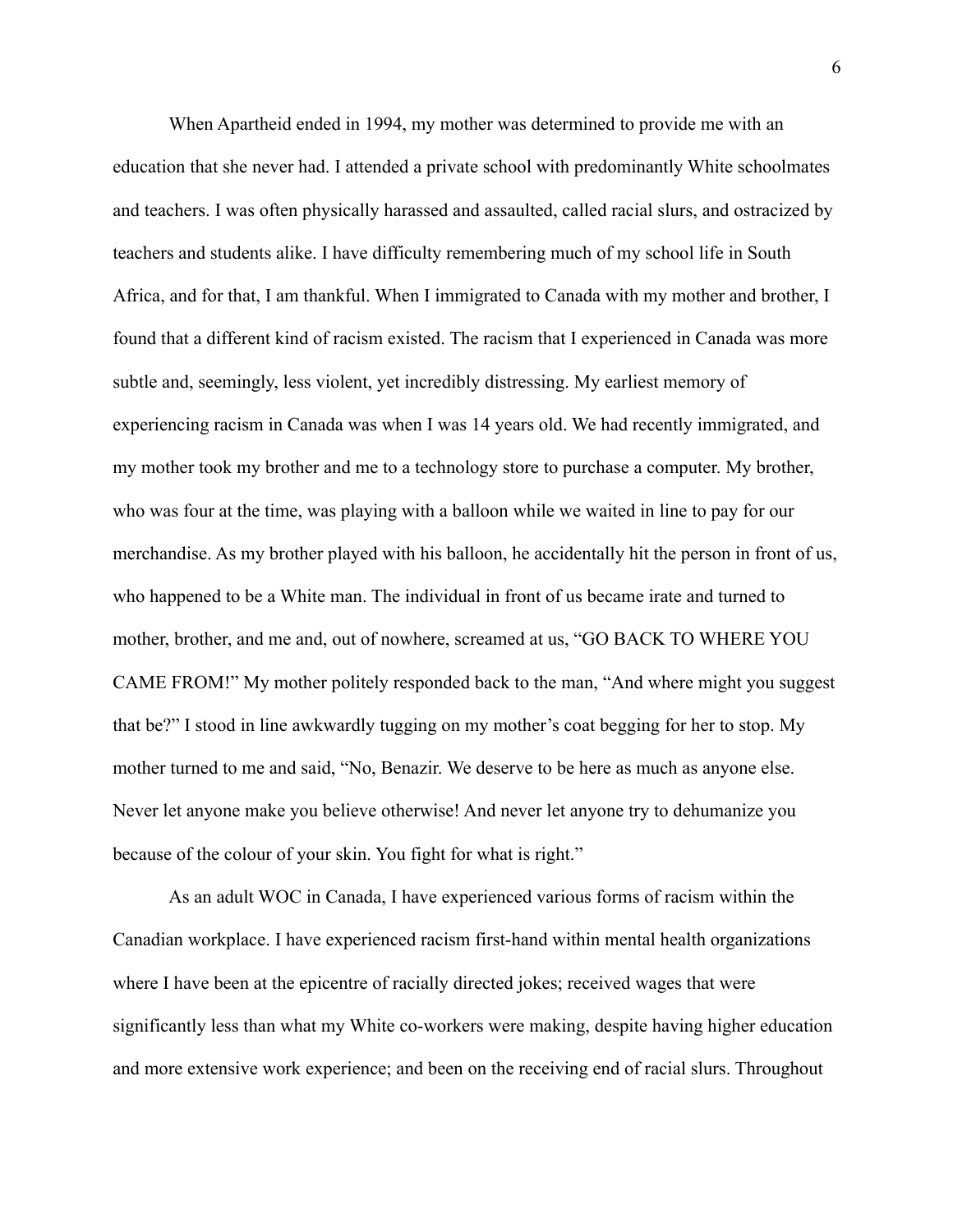When Apartheid ended in 1994, my mother was determined to provide me with an education that she never had. I attended a private school with predominantly White schoolmates and teachers. I was often physically harassed and assaulted, called racial slurs, and ostracized by teachers and students alike. I have difficulty remembering much of my school life in South Africa, and for that, I am thankful. When I immigrated to Canada with my mother and brother, I found that a different kind of racism existed. The racism that I experienced in Canada was more subtle and, seemingly, less violent, yet incredibly distressing. My earliest memory of experiencing racism in Canada was when I was 14 years old. We had recently immigrated, and my mother took my brother and me to a technology store to purchase a computer. My brother, who was four at the time, was playing with a balloon while we waited in line to pay for our merchandise. As my brother played with his balloon, he accidentally hit the person in front of us, who happened to be a White man. The individual in front of us became irate and turned to mother, brother, and me and, out of nowhere, screamed at us, "GO BACK TO WHERE YOU CAME FROM!" My mother politely responded back to the man, "And where might you suggest that be?" I stood in line awkwardly tugging on my mother's coat begging for her to stop. My mother turned to me and said, "No, Benazir. We deserve to be here as much as anyone else. Never let anyone make you believe otherwise! And never let anyone try to dehumanize you because of the colour of your skin. You fight for what is right."

As an adult WOC in Canada, I have experienced various forms of racism within the Canadian workplace. I have experienced racism first-hand within mental health organizations where I have been at the epicentre of racially directed jokes; received wages that were significantly less than what my White co-workers were making, despite having higher education and more extensive work experience; and been on the receiving end of racial slurs. Throughout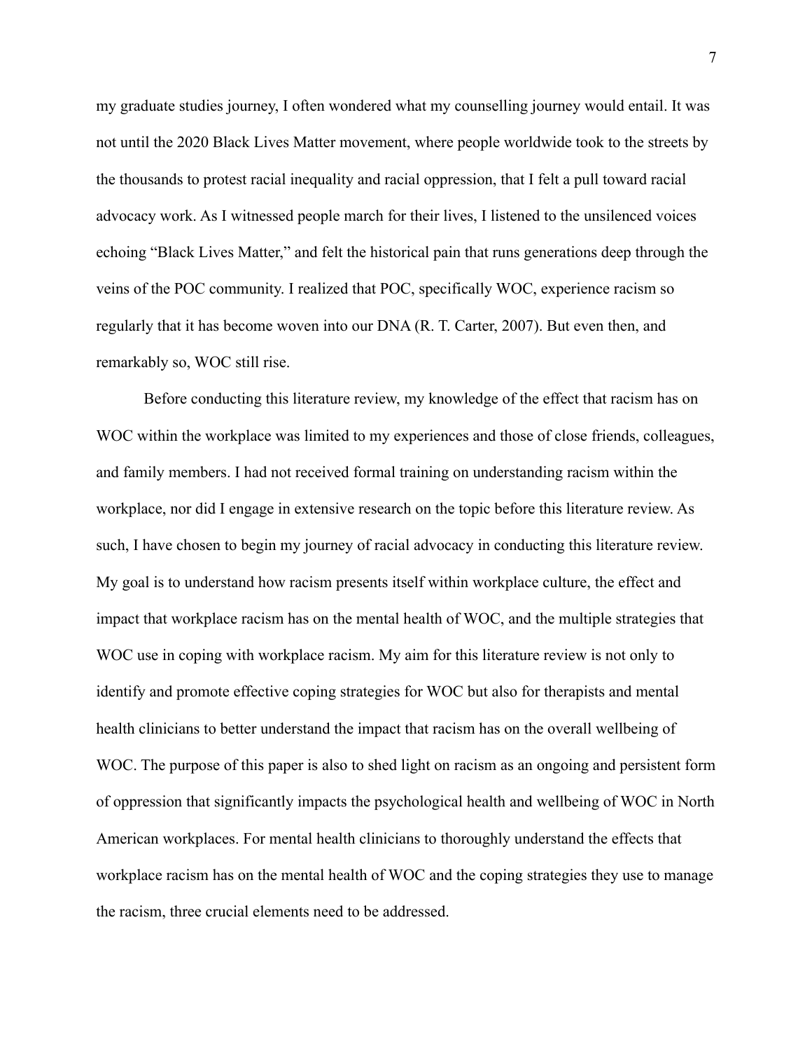my graduate studies journey, I often wondered what my counselling journey would entail. It was not until the 2020 Black Lives Matter movement, where people worldwide took to the streets by the thousands to protest racial inequality and racial oppression, that I felt a pull toward racial advocacy work. As I witnessed people march for their lives, I listened to the unsilenced voices echoing "Black Lives Matter," and felt the historical pain that runs generations deep through the veins of the POC community. I realized that POC, specifically WOC, experience racism so regularly that it has become woven into our DNA (R. T. Carter, 2007). But even then, and remarkably so, WOC still rise.

Before conducting this literature review, my knowledge of the effect that racism has on WOC within the workplace was limited to my experiences and those of close friends, colleagues, and family members. I had not received formal training on understanding racism within the workplace, nor did I engage in extensive research on the topic before this literature review. As such, I have chosen to begin my journey of racial advocacy in conducting this literature review. My goal is to understand how racism presents itself within workplace culture, the effect and impact that workplace racism has on the mental health of WOC, and the multiple strategies that WOC use in coping with workplace racism. My aim for this literature review is not only to identify and promote effective coping strategies for WOC but also for therapists and mental health clinicians to better understand the impact that racism has on the overall wellbeing of WOC. The purpose of this paper is also to shed light on racism as an ongoing and persistent form of oppression that significantly impacts the psychological health and wellbeing of WOC in North American workplaces. For mental health clinicians to thoroughly understand the effects that workplace racism has on the mental health of WOC and the coping strategies they use to manage the racism, three crucial elements need to be addressed.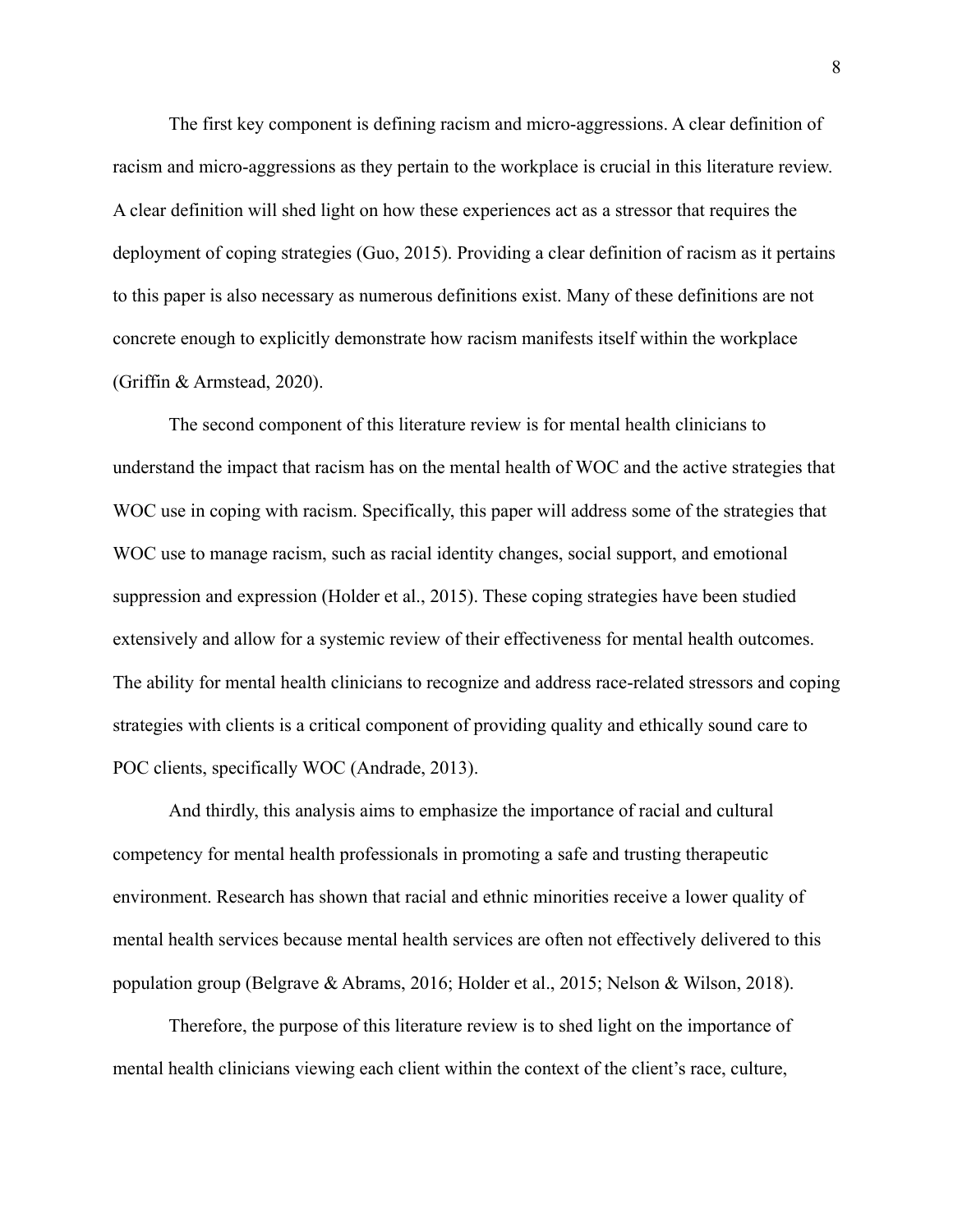The first key component is defining racism and micro-aggressions. A clear definition of racism and micro-aggressions as they pertain to the workplace is crucial in this literature review. A clear definition will shed light on how these experiences act as a stressor that requires the deployment of coping strategies (Guo, 2015). Providing a clear definition of racism as it pertains to this paper is also necessary as numerous definitions exist. Many of these definitions are not concrete enough to explicitly demonstrate how racism manifests itself within the workplace (Griffin & Armstead, 2020).

The second component of this literature review is for mental health clinicians to understand the impact that racism has on the mental health of WOC and the active strategies that WOC use in coping with racism. Specifically, this paper will address some of the strategies that WOC use to manage racism, such as racial identity changes, social support, and emotional suppression and expression (Holder et al., 2015). These coping strategies have been studied extensively and allow for a systemic review of their effectiveness for mental health outcomes. The ability for mental health clinicians to recognize and address race-related stressors and coping strategies with clients is a critical component of providing quality and ethically sound care to POC clients, specifically WOC (Andrade, 2013).

And thirdly, this analysis aims to emphasize the importance of racial and cultural competency for mental health professionals in promoting a safe and trusting therapeutic environment. Research has shown that racial and ethnic minorities receive a lower quality of mental health services because mental health services are often not effectively delivered to this population group (Belgrave & Abrams, 2016; Holder et al., 2015; Nelson & Wilson, 2018).

Therefore, the purpose of this literature review is to shed light on the importance of mental health clinicians viewing each client within the context of the client's race, culture,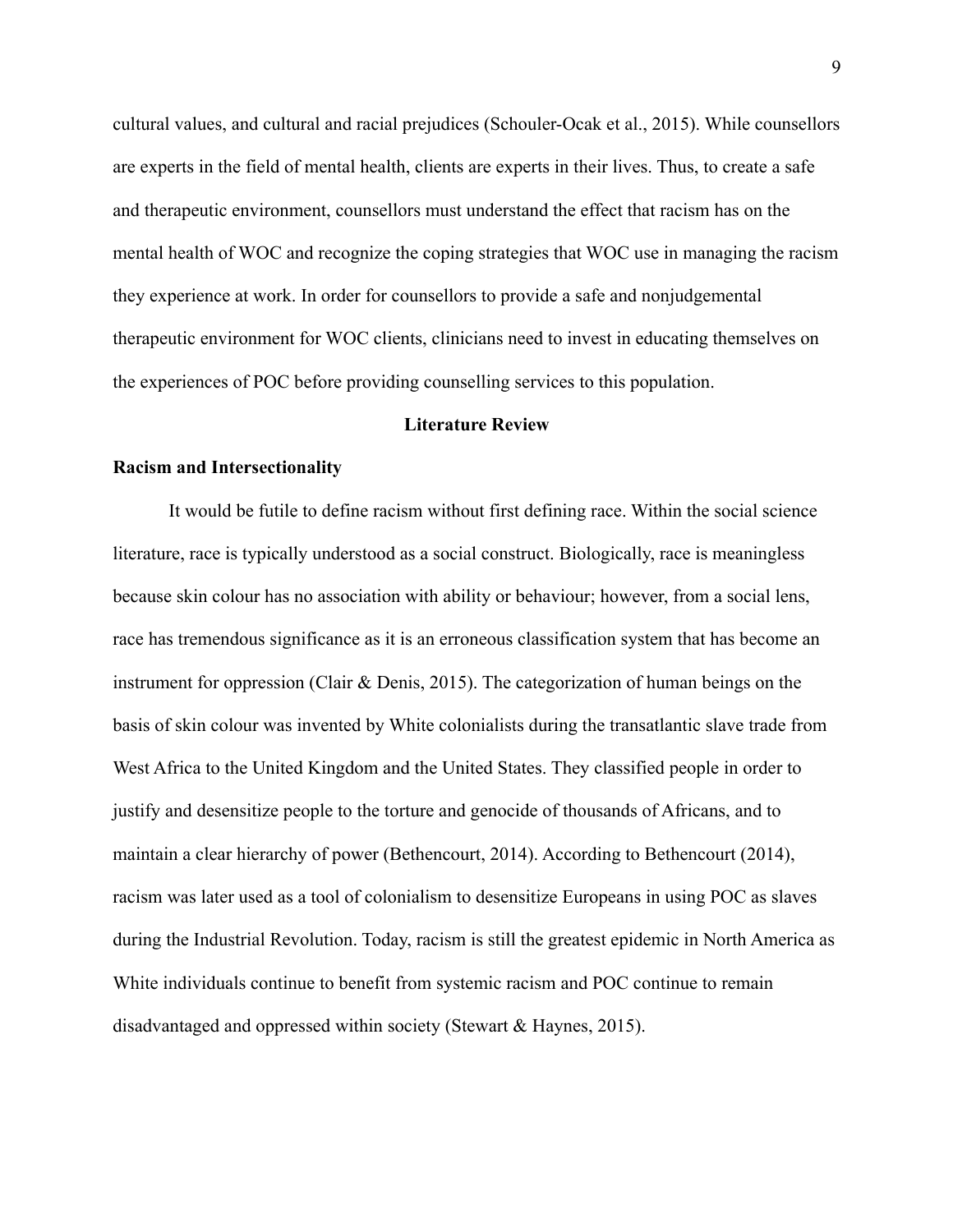cultural values, and cultural and racial prejudices (Schouler-Ocak et al., 2015). While counsellors are experts in the field of mental health, clients are experts in their lives. Thus, to create a safe and therapeutic environment, counsellors must understand the effect that racism has on the mental health of WOC and recognize the coping strategies that WOC use in managing the racism they experience at work. In order for counsellors to provide a safe and nonjudgemental therapeutic environment for WOC clients, clinicians need to invest in educating themselves on the experiences of POC before providing counselling services to this population.

## Literature Review

### Racism and Intersectionality

It would be futile to define racism without first defining race. Within the social science literature, race is typically understood as a social construct. Biologically, race is meaningless because skin colour has no association with ability or behaviour; however, from a social lens, race has tremendous significance as it is an erroneous classification system that has become an instrument for oppression (Clair & Denis, 2015). The categorization of human beings on the basis of skin colour was invented by White colonialists during the transatlantic slave trade from West Africa to the United Kingdom and the United States. They classified people in order to justify and desensitize people to the torture and genocide of thousands of Africans, and to maintain a clear hierarchy of power (Bethencourt, 2014). According to Bethencourt (2014), racism was later used as a tool of colonialism to desensitize Europeans in using POC as slaves during the Industrial Revolution. Today, racism is still the greatest epidemic in North America as White individuals continue to benefit from systemic racism and POC continue to remain disadvantaged and oppressed within society (Stewart & Haynes, 2015).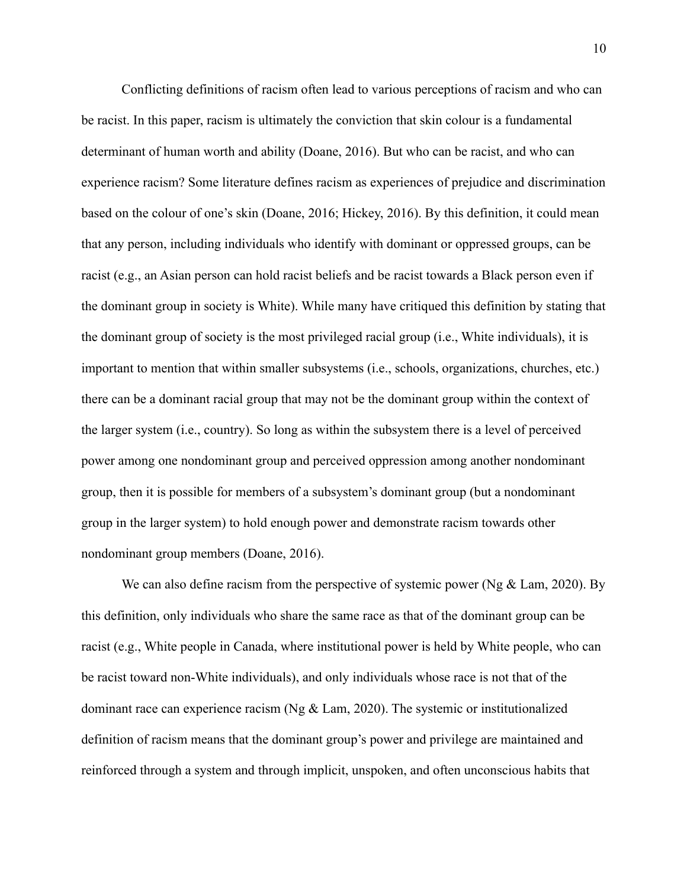Conflicting definitions of racism often lead to various perceptions of racism and who can be racist. In this paper, racism is ultimately the conviction that skin colour is a fundamental determinant of human worth and ability (Doane, 2016). But who can be racist, and who can experience racism? Some literature defines racism as experiences of prejudice and discrimination based on the colour of one's skin (Doane, 2016; Hickey, 2016). By this definition, it could mean that any person, including individuals who identify with dominant or oppressed groups, can be racist (e.g., an Asian person can hold racist beliefs and be racist towards a Black person even if the dominant group in society is White). While many have critiqued this definition by stating that the dominant group of society is the most privileged racial group (i.e., White individuals), it is important to mention that within smaller subsystems (i.e., schools, organizations, churches, etc.) there can be a dominant racial group that may not be the dominant group within the context of the larger system (i.e., country). So long as within the subsystem there is a level of perceived power among one nondominant group and perceived oppression among another nondominant group, then it is possible for members of a subsystem's dominant group (but a nondominant group in the larger system) to hold enough power and demonstrate racism towards other nondominant group members (Doane, 2016).

We can also define racism from the perspective of systemic power (Ng & Lam, 2020). By this definition, only individuals who share the same race as that of the dominant group can be racist (e.g., White people in Canada, where institutional power is held by White people, who can be racist toward non-White individuals), and only individuals whose race is not that of the dominant race can experience racism (Ng & Lam, 2020). The systemic or institutionalized definition of racism means that the dominant group's power and privilege are maintained and reinforced through a system and through implicit, unspoken, and often unconscious habits that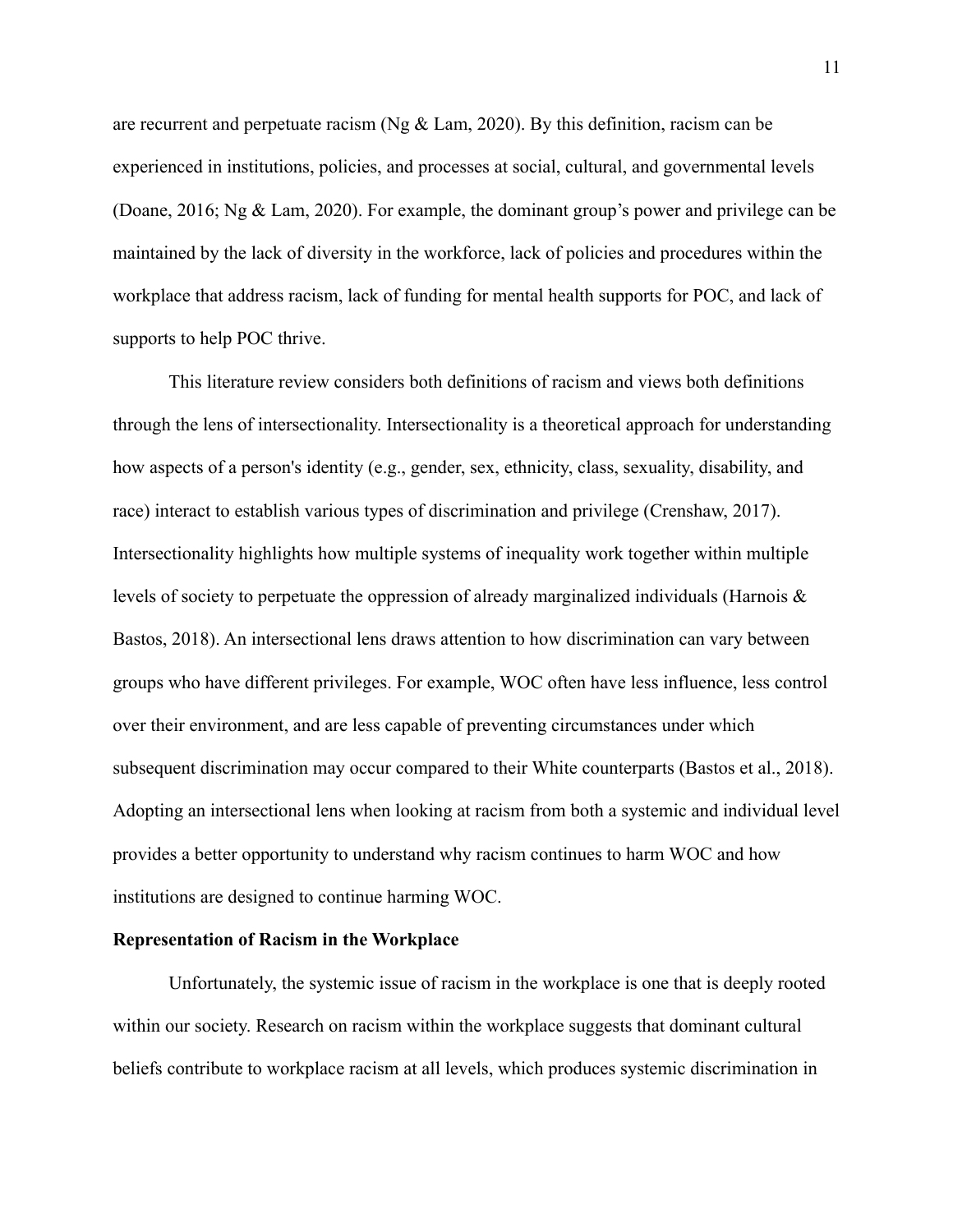are recurrent and perpetuate racism (Ng & Lam, 2020). By this definition, racism can be experienced in institutions, policies, and processes at social, cultural, and governmental levels (Doane, 2016; Ng & Lam, 2020). For example, the dominant group's power and privilege can be maintained by the lack of diversity in the workforce, lack of policies and procedures within the workplace that address racism, lack of funding for mental health supports for POC, and lack of supports to help POC thrive.

This literature review considers both definitions of racism and views both definitions through the lens of intersectionality. Intersectionality is a theoretical approach for understanding how aspects of a person's identity (e.g., gender, sex, ethnicity, class, sexuality, disability, and race) interact to establish various types of discrimination and privilege (Crenshaw, 2017). Intersectionality highlights how multiple systems of inequality work together within multiple levels of society to perpetuate the oppression of already marginalized individuals (Harnois & Bastos, 2018). An intersectional lens draws attention to how discrimination can vary between groups who have different privileges. For example, WOC often have less influence, less control over their environment, and are less capable of preventing circumstances under which subsequent discrimination may occur compared to their White counterparts (Bastos et al., 2018). Adopting an intersectional lens when looking at racism from both a systemic and individual level provides a better opportunity to understand why racism continues to harm WOC and how institutions are designed to continue harming WOC.

**Representation of Racism in the Workplace**

Unfortunately, the systemic issue of racism in the workplace is one that is deeply rooted within our society. Research on racism within the workplace suggests that dominant cultural beliefs contribute to workplace racism at all levels, which produces systemic discrimination in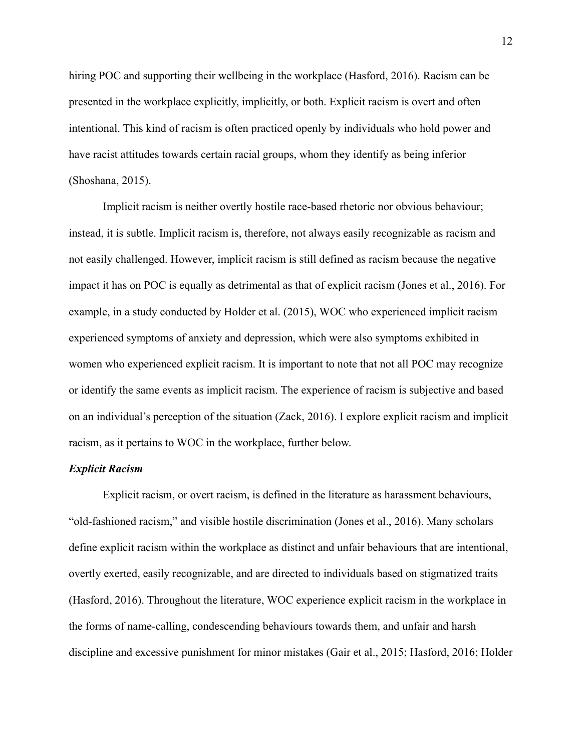hiring POC and supporting their wellbeing in the workplace (Hasford, 2016). Racism can be presented in the workplace explicitly, implicitly, or both. Explicit racism is overt and often intentional. This kind of racism is often practiced openly by individuals who hold power and have racist attitudes towards certain racial groups, whom they identify as being inferior (Shoshana, 2015).

Implicit racism is neither overtly hostile race-based rhetoric nor obvious behaviour; instead, it is subtle. Implicit racism is, therefore, not always easily recognizable as racism and not easily challenged. However, implicit racism is still defined as racism because the negative impact it has on POC is equally as detrimental as that of explicit racism (Jones et al., 2016). For example, in a study conducted by Holder et al. (2015), WOC who experienced implicit racism experienced symptoms of anxiety and depression, which were also symptoms exhibited in women who experienced explicit racism. It is important to note that not all POC may recognize or identify the same events as implicit racism. The experience of racism is subjective and based on an individual's perception of the situation (Zack, 2016). I explore explicit racism and implicit racism, as it pertains to WOC in the workplace, further below.

### *Explicit Racism*

Explicit racism, or overt racism, is defined in the literature as harassment behaviours, "old-fashioned racism," and visible hostile discrimination (Jones et al., 2016). Many scholars define explicit racism within the workplace as distinct and unfair behaviours that are intentional, overtly exerted, easily recognizable, and are directed to individuals based on stigmatized traits (Hasford, 2016). Throughout the literature, WOC experience explicit racism in the workplace in the forms of name-calling, condescending behaviours towards them, and unfair and harsh discipline and excessive punishment for minor mistakes (Gair et al., 2015; Hasford, 2016; Holder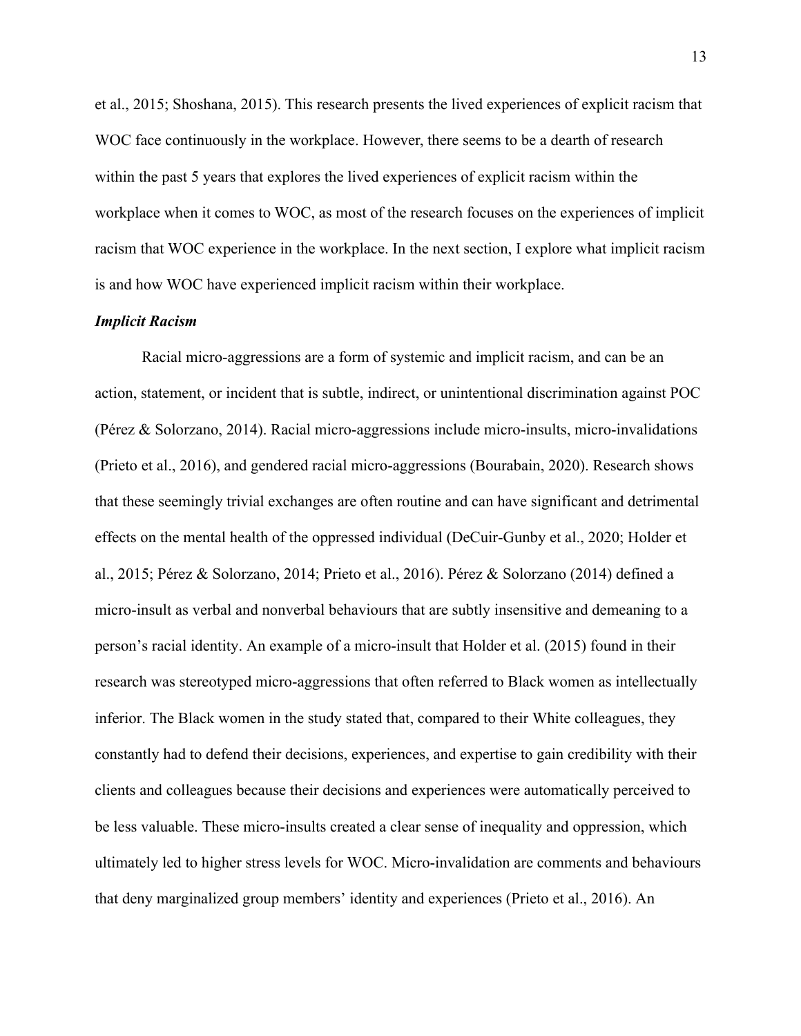et al., 2015; Shoshana, 2015). This research presents the lived experiences of explicit racism that WOC face continuously in the workplace. However, there seems to be a dearth of research within the past 5 years that explores the lived experiences of explicit racism within the workplace when it comes to WOC, as most of the research focuses on the experiences of implicit racism that WOC experience in the workplace. In the next section, I explore what implicit racism is and how WOC have experienced implicit racism within their workplace.

### *Implicit Racism*

Racial micro-aggressions are a form of systemic and implicit racism, and can be an action, statement, or incident that is subtle, indirect, or unintentional discrimination against POC (Pérez & Solorzano, 2014). Racial micro-aggressions include micro-insults, micro-invalidations (Prieto et al., 2016), and gendered racial micro-aggressions (Bourabain, 2020). Research shows that these seemingly trivial exchanges are often routine and can have significant and detrimental effects on the mental health of the oppressed individual (DeCuir-Gunby et al., 2020; Holder et al., 2015; Pérez & Solorzano, 2014; Prieto et al., 2016). Pérez & Solorzano (2014) defined a micro-insult as verbal and nonverbal behaviours that are subtly insensitive and demeaning to a person's racial identity. An example of a micro-insult that Holder et al. (2015) found in their research was stereotyped micro-aggressions that often referred to Black women as intellectually inferior. The Black women in the study stated that, compared to their White colleagues, they constantly had to defend their decisions, experiences, and expertise to gain credibility with their clients and colleagues because their decisions and experiences were automatically perceived to be less valuable. These micro-insults created a clear sense of inequality and oppression, which ultimately led to higher stress levels for WOC. Micro-invalidation are comments and behaviours that deny marginalized group members' identity and experiences (Prieto et al., 2016). An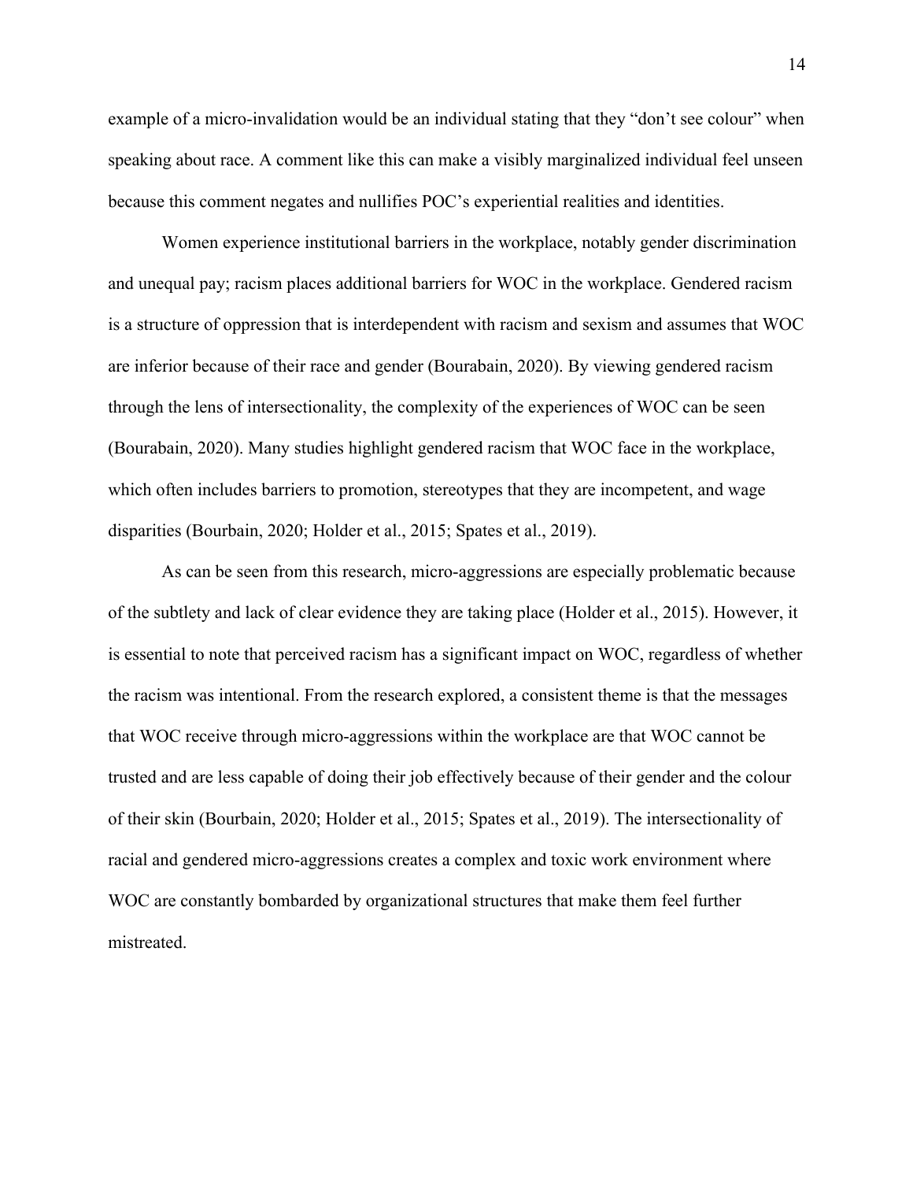example of a micro-invalidation would be an individual stating that they "don't see colour" when speaking about race. A comment like this can make a visibly marginalized individual feel unseen because this comment negates and nullifies POC's experiential realities and identities.

Women experience institutional barriers in the workplace, notably gender discrimination and unequal pay; racism places additional barriers for WOC in the workplace. Gendered racism is a structure of oppression that is interdependent with racism and sexism and assumes that WOC are inferior because of their race and gender (Bourabain, 2020). By viewing gendered racism through the lens of intersectionality, the complexity of the experiences of WOC can be seen (Bourabain, 2020). Many studies highlight gendered racism that WOC face in the workplace, which often includes barriers to promotion, stereotypes that they are incompetent, and wage disparities (Bourbain, 2020; Holder et al., 2015; Spates et al., 2019).

As can be seen from this research, micro-aggressions are especially problematic because of the subtlety and lack of clear evidence they are taking place (Holder et al., 2015). However, it is essential to note that perceived racism has a significant impact on WOC, regardless of whether the racism was intentional. From the research explored, a consistent theme is that the messages that WOC receive through micro-aggressions within the workplace are that WOC cannot be trusted and are less capable of doing their job effectively because of their gender and the colour of their skin (Bourbain, 2020; Holder et al., 2015; Spates et al., 2019). The intersectionality of racial and gendered micro-aggressions creates a complex and toxic work environment where WOC are constantly bombarded by organizational structures that make them feel further mistreated.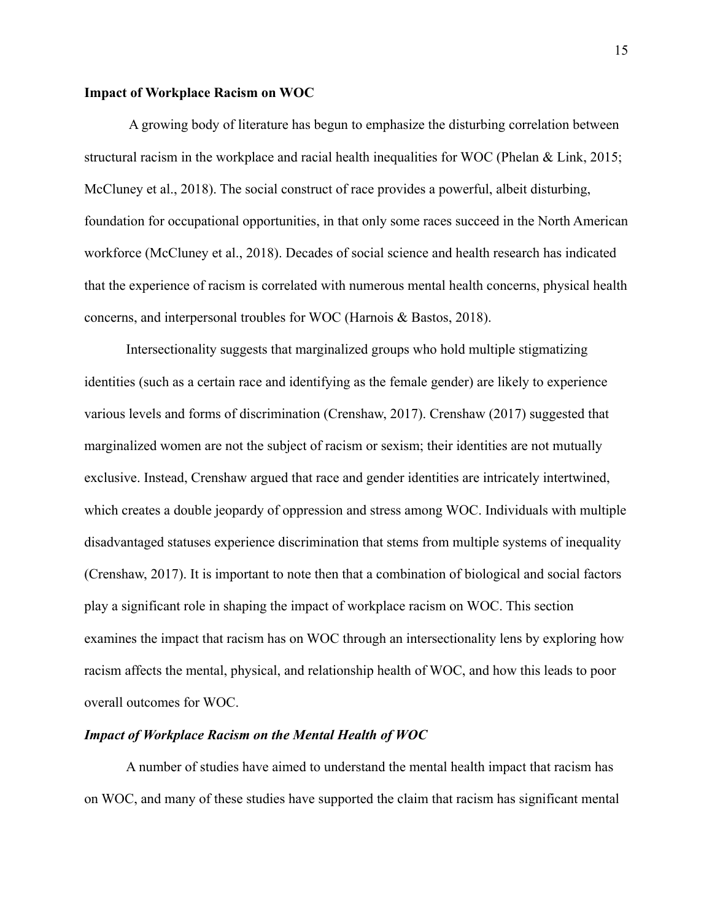**Impact of Workplace Racism on WOC**

A growing body of literature has begun to emphasize the disturbing correlation between structural racism in the workplace and racial health inequalities for WOC (Phelan & Link, 2015; McCluney et al., 2018). The social construct of race provides a powerful, albeit disturbing, foundation for occupational opportunities, in that only some races succeed in the North American workforce (McCluney et al., 2018). Decades of social science and health research has indicated that the experience of racism is correlated with numerous mental health concerns, physical health concerns, and interpersonal troubles for WOC (Harnois & Bastos, 2018).

Intersectionality suggests that marginalized groups who hold multiple stigmatizing identities (such as a certain race and identifying as the female gender) are likely to experience various levels and forms of discrimination (Crenshaw, 2017). Crenshaw (2017) suggested that marginalized women are not the subject of racism or sexism; their identities are not mutually exclusive. Instead, Crenshaw argued that race and gender identities are intricately intertwined, which creates a double jeopardy of oppression and stress among WOC. Individuals with multiple disadvantaged statuses experience discrimination that stems from multiple systems of inequality (Crenshaw, 2017). It is important to note then that a combination of biological and social factors play a significant role in shaping the impact of workplace racism on WOC. This section examines the impact that racism has on WOC through an intersectionality lens by exploring how racism affects the mental, physical, and relationship health of WOC, and how this leads to poor overall outcomes for WOC.

***Impact of Workplace Racism on the Mental Health of WOC***

A number of studies have aimed to understand the mental health impact that racism has on WOC, and many of these studies have supported the claim that racism has significant mental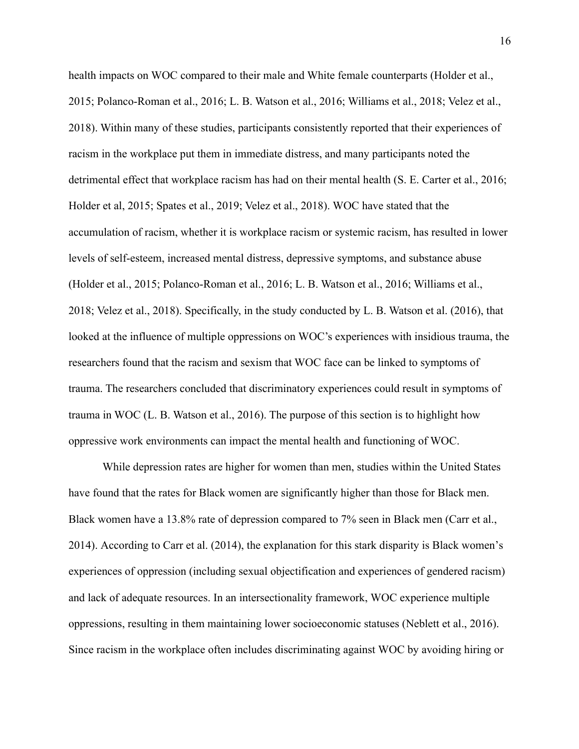health impacts on WOC compared to their male and White female counterparts (Holder et al., 2015; Polanco-Roman et al., 2016; L. B. Watson et al., 2016; Williams et al., 2018; Velez et al., 2018). Within many of these studies, participants consistently reported that their experiences of racism in the workplace put them in immediate distress, and many participants noted the detrimental effect that workplace racism has had on their mental health (S. E. Carter et al., 2016; Holder et al, 2015; Spates et al., 2019; Velez et al., 2018). WOC have stated that the accumulation of racism, whether it is workplace racism or systemic racism, has resulted in lower levels of self-esteem, increased mental distress, depressive symptoms, and substance abuse (Holder et al., 2015; Polanco-Roman et al., 2016; L. B. Watson et al., 2016; Williams et al., 2018; Velez et al., 2018). Specifically, in the study conducted by L. B. Watson et al. (2016), that looked at the influence of multiple oppressions on WOC's experiences with insidious trauma, the researchers found that the racism and sexism that WOC face can be linked to symptoms of trauma. The researchers concluded that discriminatory experiences could result in symptoms of trauma in WOC (L. B. Watson et al., 2016). The purpose of this section is to highlight how oppressive work environments can impact the mental health and functioning of WOC.

While depression rates are higher for women than men, studies within the United States have found that the rates for Black women are significantly higher than those for Black men. Black women have a 13.8% rate of depression compared to 7% seen in Black men (Carr et al., 2014). According to Carr et al. (2014), the explanation for this stark disparity is Black women's experiences of oppression (including sexual objectification and experiences of gendered racism) and lack of adequate resources. In an intersectionality framework, WOC experience multiple oppressions, resulting in them maintaining lower socioeconomic statuses (Neblett et al., 2016). Since racism in the workplace often includes discriminating against WOC by avoiding hiring or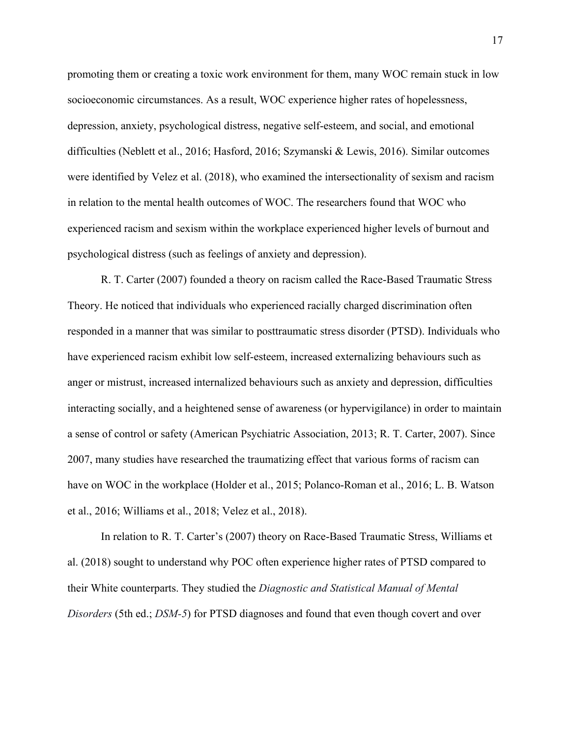promoting them or creating a toxic work environment for them, many WOC remain stuck in low socioeconomic circumstances. As a result, WOC experience higher rates of hopelessness, depression, anxiety, psychological distress, negative self-esteem, and social, and emotional difficulties (Neblett et al., 2016; Hasford, 2016; Szymanski & Lewis, 2016). Similar outcomes were identified by Velez et al. (2018), who examined the intersectionality of sexism and racism in relation to the mental health outcomes of WOC. The researchers found that WOC who experienced racism and sexism within the workplace experienced higher levels of burnout and psychological distress (such as feelings of anxiety and depression).

R. T. Carter (2007) founded a theory on racism called the Race-Based Traumatic Stress Theory. He noticed that individuals who experienced racially charged discrimination often responded in a manner that was similar to posttraumatic stress disorder (PTSD). Individuals who have experienced racism exhibit low self-esteem, increased externalizing behaviours such as anger or mistrust, increased internalized behaviours such as anxiety and depression, difficulties interacting socially, and a heightened sense of awareness (or hypervigilance) in order to maintain a sense of control or safety (American Psychiatric Association, 2013; R. T. Carter, 2007). Since 2007, many studies have researched the traumatizing effect that various forms of racism can have on WOC in the workplace (Holder et al., 2015; Polanco-Roman et al., 2016; L. B. Watson et al., 2016; Williams et al., 2018; Velez et al., 2018).

In relation to R. T. Carter's (2007) theory on Race-Based Traumatic Stress, Williams et al. (2018) sought to understand why POC often experience higher rates of PTSD compared to their White counterparts. They studied the *Diagnostic and Statistical Manual of Mental Disorders* (5th ed.; *DSM-5*) for PTSD diagnoses and found that even though covert and over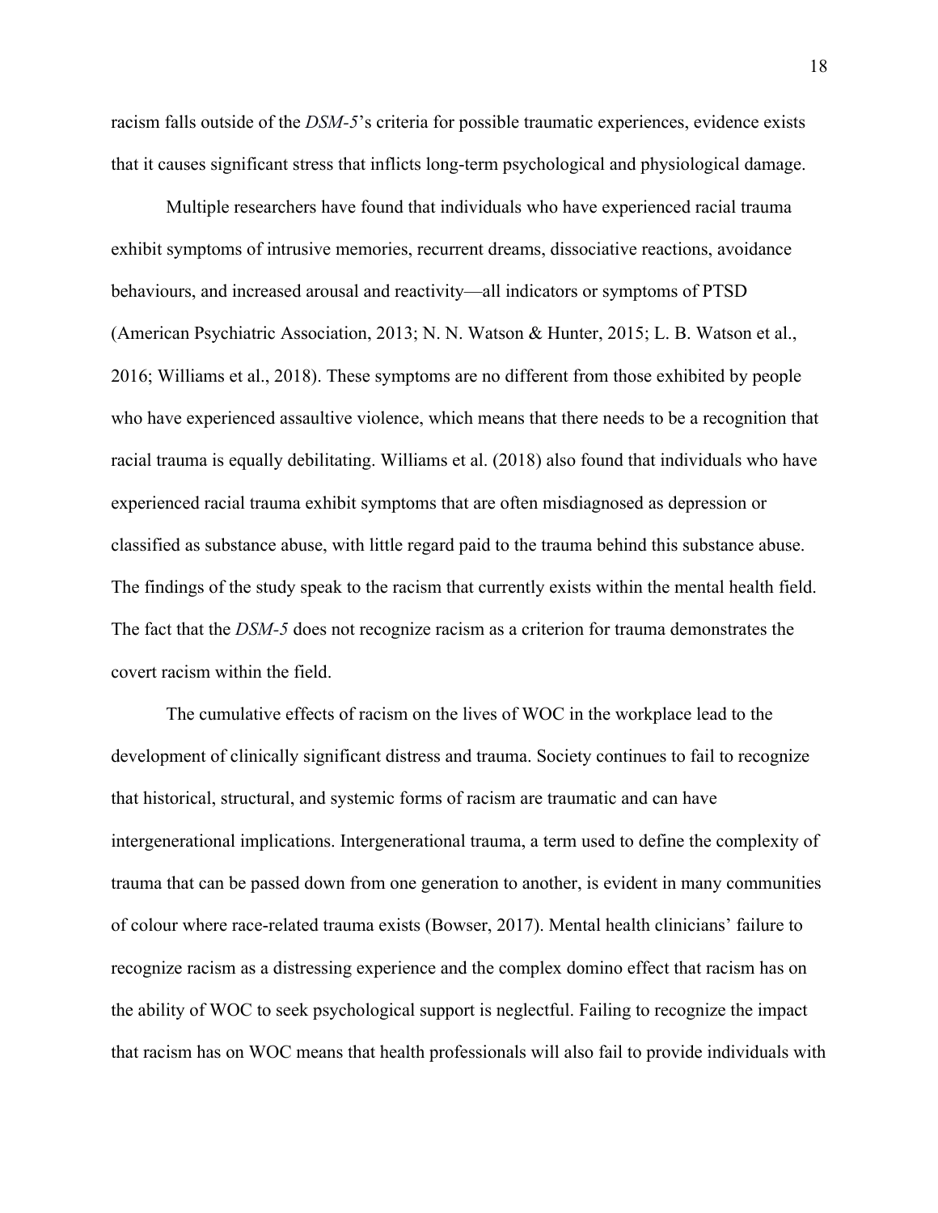racism falls outside of the *DSM-5*'s criteria for possible traumatic experiences, evidence exists that it causes significant stress that inflicts long-term psychological and physiological damage.

Multiple researchers have found that individuals who have experienced racial trauma exhibit symptoms of intrusive memories, recurrent dreams, dissociative reactions, avoidance behaviours, and increased arousal and reactivity—all indicators or symptoms of PTSD (American Psychiatric Association, 2013; N. N. Watson & Hunter, 2015; L. B. Watson et al., 2016; Williams et al., 2018). These symptoms are no different from those exhibited by people who have experienced assaultive violence, which means that there needs to be a recognition that racial trauma is equally debilitating. Williams et al. (2018) also found that individuals who have experienced racial trauma exhibit symptoms that are often misdiagnosed as depression or classified as substance abuse, with little regard paid to the trauma behind this substance abuse. The findings of the study speak to the racism that currently exists within the mental health field. The fact that the *DSM-5* does not recognize racism as a criterion for trauma demonstrates the covert racism within the field.

The cumulative effects of racism on the lives of WOC in the workplace lead to the development of clinically significant distress and trauma. Society continues to fail to recognize that historical, structural, and systemic forms of racism are traumatic and can have intergenerational implications. Intergenerational trauma, a term used to define the complexity of trauma that can be passed down from one generation to another, is evident in many communities of colour where race-related trauma exists (Bowser, 2017). Mental health clinicians' failure to recognize racism as a distressing experience and the complex domino effect that racism has on the ability of WOC to seek psychological support is neglectful. Failing to recognize the impact that racism has on WOC means that health professionals will also fail to provide individuals with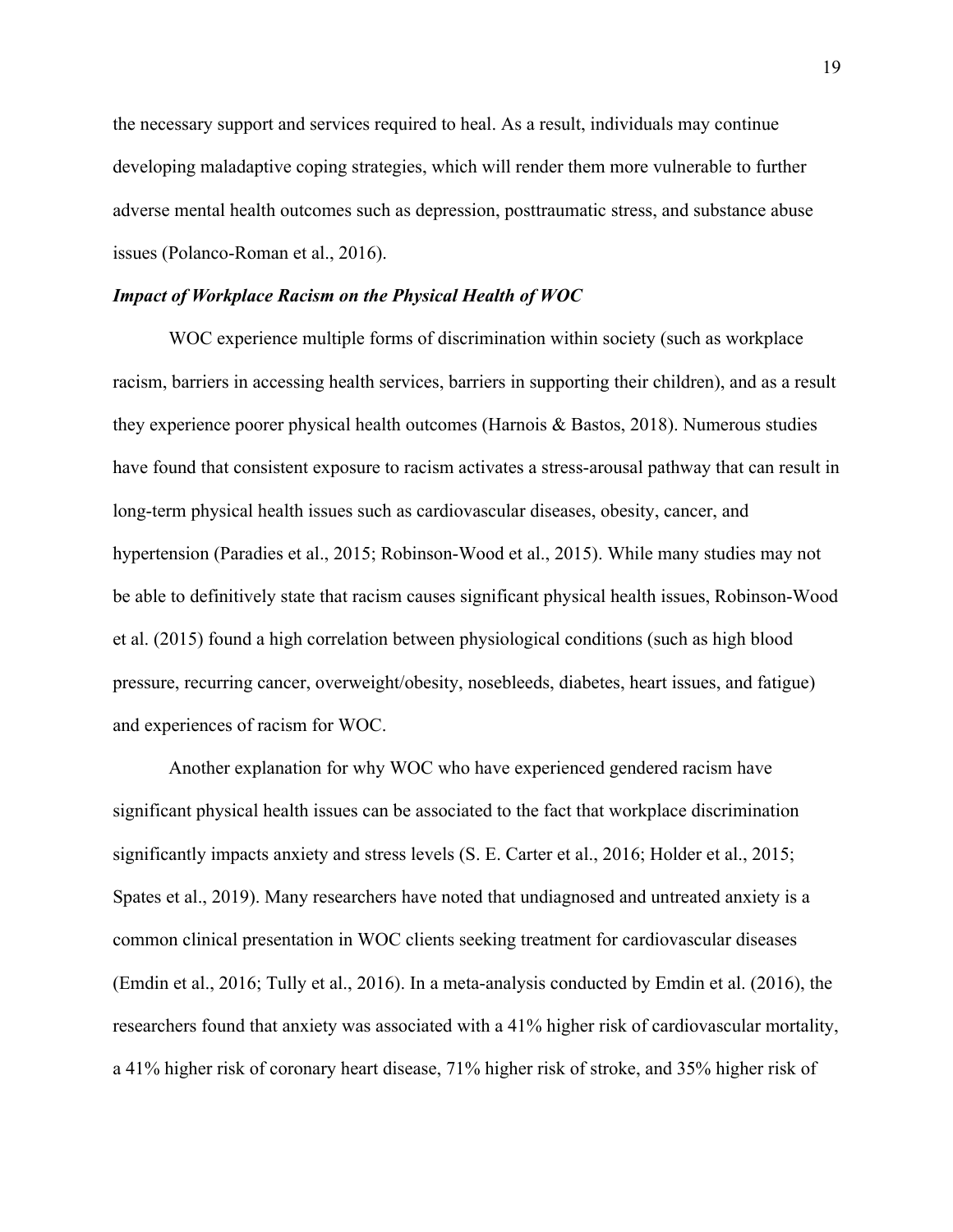the necessary support and services required to heal. As a result, individuals may continue developing maladaptive coping strategies, which will render them more vulnerable to further adverse mental health outcomes such as depression, posttraumatic stress, and substance abuse issues (Polanco-Roman et al., 2016).

### ***Impact of Workplace Racism on the Physical Health of WOC***

WOC experience multiple forms of discrimination within society (such as workplace racism, barriers in accessing health services, barriers in supporting their children), and as a result they experience poorer physical health outcomes (Harnois & Bastos, 2018). Numerous studies have found that consistent exposure to racism activates a stress-arousal pathway that can result in long-term physical health issues such as cardiovascular diseases, obesity, cancer, and hypertension (Paradies et al., 2015; Robinson-Wood et al., 2015). While many studies may not be able to definitively state that racism causes significant physical health issues, Robinson-Wood et al. (2015) found a high correlation between physiological conditions (such as high blood pressure, recurring cancer, overweight/obesity, nosebleeds, diabetes, heart issues, and fatigue) and experiences of racism for WOC.

Another explanation for why WOC who have experienced gendered racism have significant physical health issues can be associated to the fact that workplace discrimination significantly impacts anxiety and stress levels (S. E. Carter et al., 2016; Holder et al., 2015; Spates et al., 2019). Many researchers have noted that undiagnosed and untreated anxiety is a common clinical presentation in WOC clients seeking treatment for cardiovascular diseases (Emdin et al., 2016; Tully et al., 2016). In a meta-analysis conducted by Emdin et al. (2016), the researchers found that anxiety was associated with a 41% higher risk of cardiovascular mortality, a 41% higher risk of coronary heart disease, 71% higher risk of stroke, and 35% higher risk of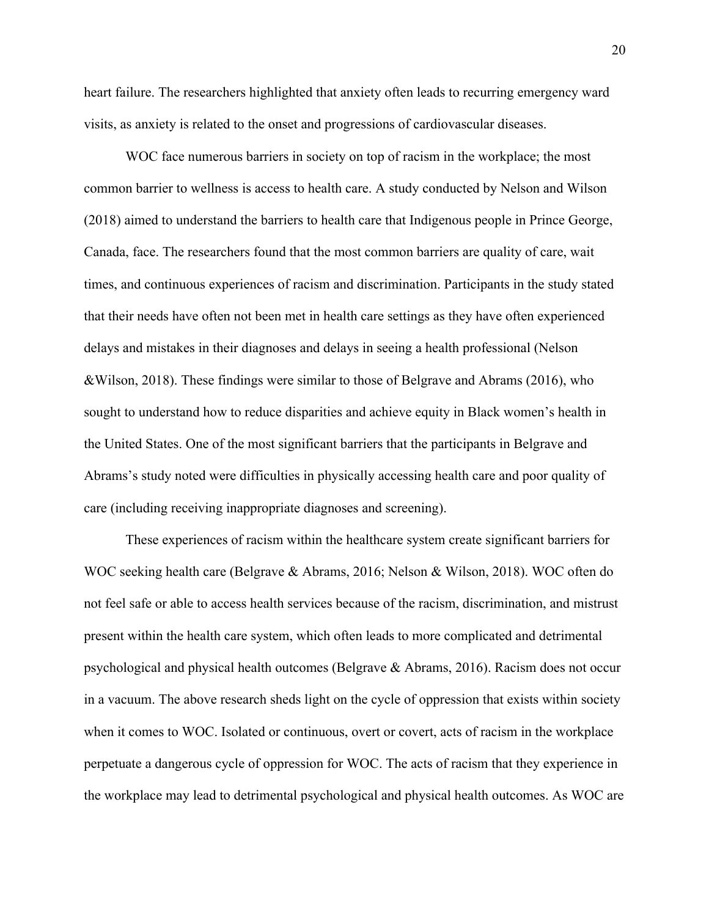heart failure. The researchers highlighted that anxiety often leads to recurring emergency ward visits, as anxiety is related to the onset and progressions of cardiovascular diseases.

WOC face numerous barriers in society on top of racism in the workplace; the most common barrier to wellness is access to health care. A study conducted by Nelson and Wilson (2018) aimed to understand the barriers to health care that Indigenous people in Prince George, Canada, face. The researchers found that the most common barriers are quality of care, wait times, and continuous experiences of racism and discrimination. Participants in the study stated that their needs have often not been met in health care settings as they have often experienced delays and mistakes in their diagnoses and delays in seeing a health professional (Nelson &Wilson, 2018). These findings were similar to those of Belgrave and Abrams (2016), who sought to understand how to reduce disparities and achieve equity in Black women's health in the United States. One of the most significant barriers that the participants in Belgrave and Abrams's study noted were difficulties in physically accessing health care and poor quality of care (including receiving inappropriate diagnoses and screening).

These experiences of racism within the healthcare system create significant barriers for WOC seeking health care (Belgrave & Abrams, 2016; Nelson & Wilson, 2018). WOC often do not feel safe or able to access health services because of the racism, discrimination, and mistrust present within the health care system, which often leads to more complicated and detrimental psychological and physical health outcomes (Belgrave & Abrams, 2016). Racism does not occur in a vacuum. The above research sheds light on the cycle of oppression that exists within society when it comes to WOC. Isolated or continuous, overt or covert, acts of racism in the workplace perpetuate a dangerous cycle of oppression for WOC. The acts of racism that they experience in the workplace may lead to detrimental psychological and physical health outcomes. As WOC are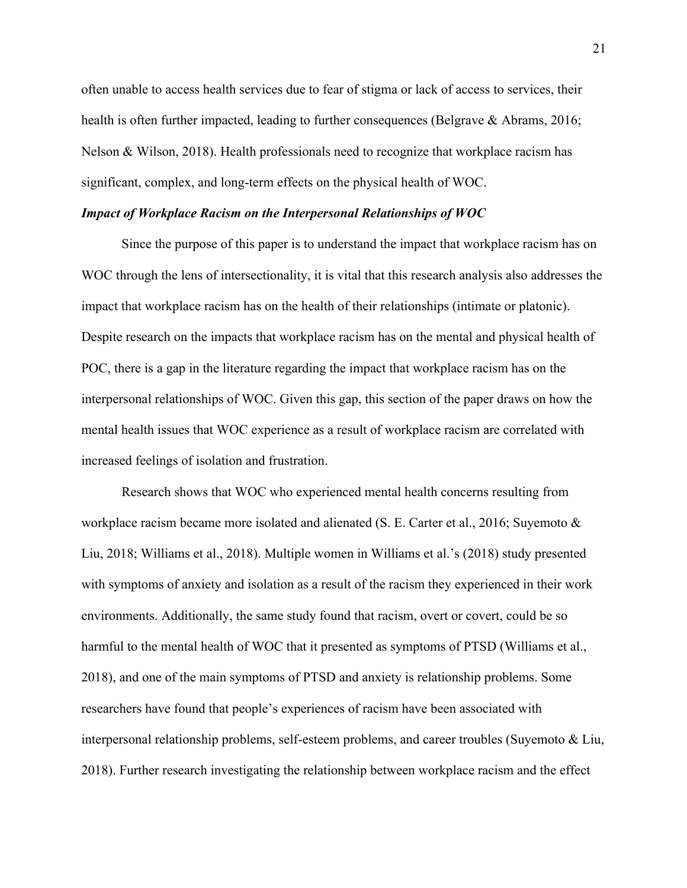often unable to access health services due to fear of stigma or lack of access to services, their health is often further impacted, leading to further consequences (Belgrave & Abrams, 2016; Nelson & Wilson, 2018). Health professionals need to recognize that workplace racism has significant, complex, and long-term effects on the physical health of WOC.

### ***Impact of Workplace Racism on the Interpersonal Relationships of WOC***

Since the purpose of this paper is to understand the impact that workplace racism has on WOC through the lens of intersectionality, it is vital that this research analysis also addresses the impact that workplace racism has on the health of their relationships (intimate or platonic). Despite research on the impacts that workplace racism has on the mental and physical health of POC, there is a gap in the literature regarding the impact that workplace racism has on the interpersonal relationships of WOC. Given this gap, this section of the paper draws on how the mental health issues that WOC experience as a result of workplace racism are correlated with increased feelings of isolation and frustration.

Research shows that WOC who experienced mental health concerns resulting from workplace racism became more isolated and alienated (S. E. Carter et al., 2016; Suyemoto & Liu, 2018; Williams et al., 2018). Multiple women in Williams et al.'s (2018) study presented with symptoms of anxiety and isolation as a result of the racism they experienced in their work environments. Additionally, the same study found that racism, overt or covert, could be so harmful to the mental health of WOC that it presented as symptoms of PTSD (Williams et al., 2018), and one of the main symptoms of PTSD and anxiety is relationship problems. Some researchers have found that people's experiences of racism have been associated with interpersonal relationship problems, self-esteem problems, and career troubles (Suyemoto & Liu, 2018). Further research investigating the relationship between workplace racism and the effect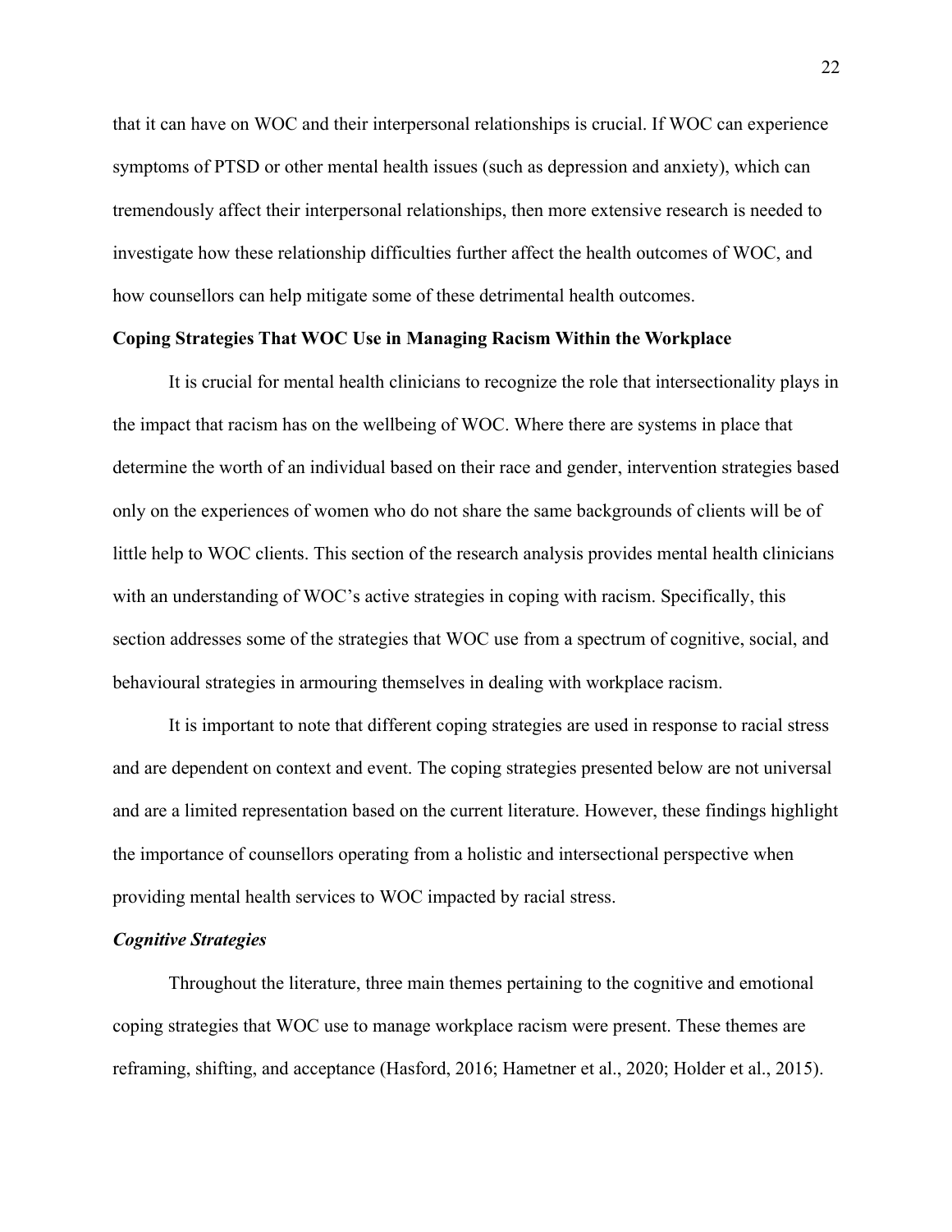that it can have on WOC and their interpersonal relationships is crucial. If WOC can experience symptoms of PTSD or other mental health issues (such as depression and anxiety), which can tremendously affect their interpersonal relationships, then more extensive research is needed to investigate how these relationship difficulties further affect the health outcomes of WOC, and how counsellors can help mitigate some of these detrimental health outcomes.

## Coping Strategies That WOC Use in Managing Racism Within the Workplace

It is crucial for mental health clinicians to recognize the role that intersectionality plays in the impact that racism has on the wellbeing of WOC. Where there are systems in place that determine the worth of an individual based on their race and gender, intervention strategies based only on the experiences of women who do not share the same backgrounds of clients will be of little help to WOC clients. This section of the research analysis provides mental health clinicians with an understanding of WOC's active strategies in coping with racism. Specifically, this section addresses some of the strategies that WOC use from a spectrum of cognitive, social, and behavioural strategies in armouring themselves in dealing with workplace racism.

It is important to note that different coping strategies are used in response to racial stress and are dependent on context and event. The coping strategies presented below are not universal and are a limited representation based on the current literature. However, these findings highlight the importance of counsellors operating from a holistic and intersectional perspective when providing mental health services to WOC impacted by racial stress.

### *Cognitive Strategies*

Throughout the literature, three main themes pertaining to the cognitive and emotional coping strategies that WOC use to manage workplace racism were present. These themes are reframing, shifting, and acceptance (Hasford, 2016; Hametner et al., 2020; Holder et al., 2015).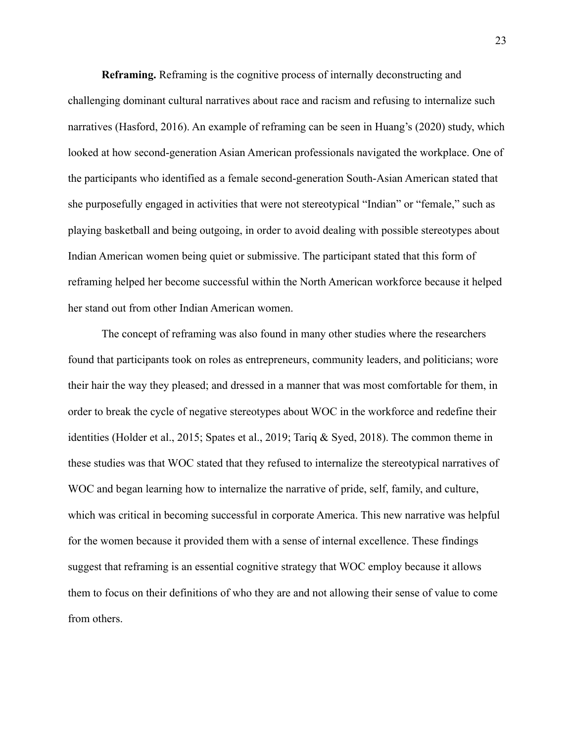**Reframing.** Reframing is the cognitive process of internally deconstructing and challenging dominant cultural narratives about race and racism and refusing to internalize such narratives (Hasford, 2016). An example of reframing can be seen in Huang's (2020) study, which looked at how second-generation Asian American professionals navigated the workplace. One of the participants who identified as a female second-generation South-Asian American stated that she purposefully engaged in activities that were not stereotypical "Indian" or "female," such as playing basketball and being outgoing, in order to avoid dealing with possible stereotypes about Indian American women being quiet or submissive. The participant stated that this form of reframing helped her become successful within the North American workforce because it helped her stand out from other Indian American women.

The concept of reframing was also found in many other studies where the researchers found that participants took on roles as entrepreneurs, community leaders, and politicians; wore their hair the way they pleased; and dressed in a manner that was most comfortable for them, in order to break the cycle of negative stereotypes about WOC in the workforce and redefine their identities (Holder et al., 2015; Spates et al., 2019; Tariq & Syed, 2018). The common theme in these studies was that WOC stated that they refused to internalize the stereotypical narratives of WOC and began learning how to internalize the narrative of pride, self, family, and culture, which was critical in becoming successful in corporate America. This new narrative was helpful for the women because it provided them with a sense of internal excellence. These findings suggest that reframing is an essential cognitive strategy that WOC employ because it allows them to focus on their definitions of who they are and not allowing their sense of value to come from others.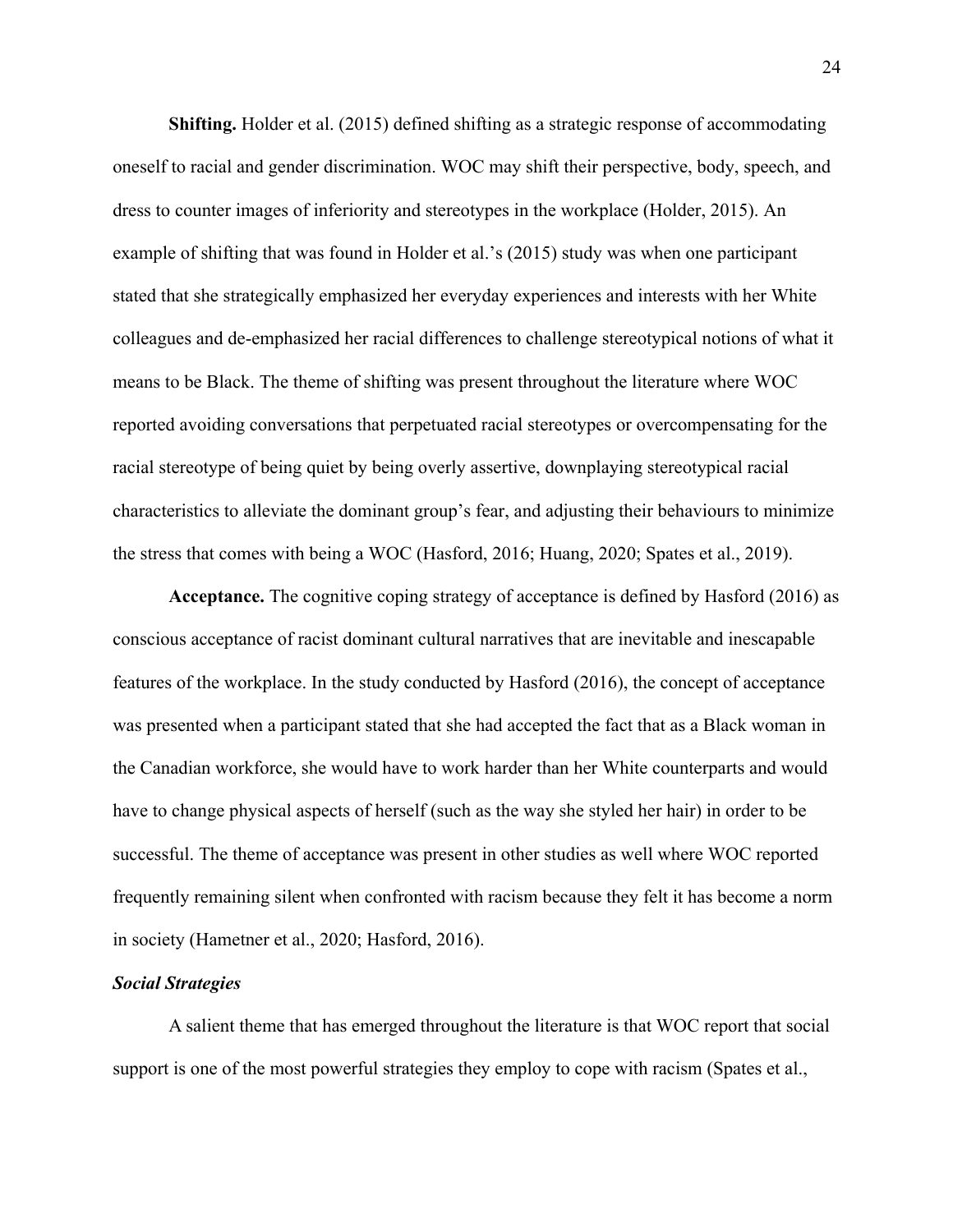**Shifting.** Holder et al. (2015) defined shifting as a strategic response of accommodating oneself to racial and gender discrimination. WOC may shift their perspective, body, speech, and dress to counter images of inferiority and stereotypes in the workplace (Holder, 2015). An example of shifting that was found in Holder et al.'s (2015) study was when one participant stated that she strategically emphasized her everyday experiences and interests with her White colleagues and de-emphasized her racial differences to challenge stereotypical notions of what it means to be Black. The theme of shifting was present throughout the literature where WOC reported avoiding conversations that perpetuated racial stereotypes or overcompensating for the racial stereotype of being quiet by being overly assertive, downplaying stereotypical racial characteristics to alleviate the dominant group's fear, and adjusting their behaviours to minimize the stress that comes with being a WOC (Hasford, 2016; Huang, 2020; Spates et al., 2019).

**Acceptance.** The cognitive coping strategy of acceptance is defined by Hasford (2016) as conscious acceptance of racist dominant cultural narratives that are inevitable and inescapable features of the workplace. In the study conducted by Hasford (2016), the concept of acceptance was presented when a participant stated that she had accepted the fact that as a Black woman in the Canadian workforce, she would have to work harder than her White counterparts and would have to change physical aspects of herself (such as the way she styled her hair) in order to be successful. The theme of acceptance was present in other studies as well where WOC reported frequently remaining silent when confronted with racism because they felt it has become a norm in society (Hametner et al., 2020; Hasford, 2016).

### *Social Strategies*

A salient theme that has emerged throughout the literature is that WOC report that social support is one of the most powerful strategies they employ to cope with racism (Spates et al.,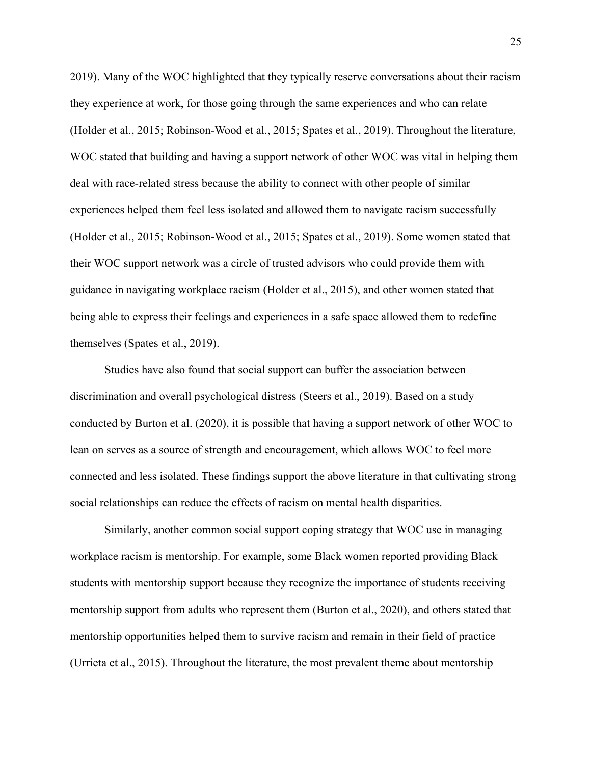2019). Many of the WOC highlighted that they typically reserve conversations about their racism they experience at work, for those going through the same experiences and who can relate (Holder et al., 2015; Robinson-Wood et al., 2015; Spates et al., 2019). Throughout the literature, WOC stated that building and having a support network of other WOC was vital in helping them deal with race-related stress because the ability to connect with other people of similar experiences helped them feel less isolated and allowed them to navigate racism successfully (Holder et al., 2015; Robinson-Wood et al., 2015; Spates et al., 2019). Some women stated that their WOC support network was a circle of trusted advisors who could provide them with guidance in navigating workplace racism (Holder et al., 2015), and other women stated that being able to express their feelings and experiences in a safe space allowed them to redefine themselves (Spates et al., 2019).

Studies have also found that social support can buffer the association between discrimination and overall psychological distress (Steers et al., 2019). Based on a study conducted by Burton et al. (2020), it is possible that having a support network of other WOC to lean on serves as a source of strength and encouragement, which allows WOC to feel more connected and less isolated. These findings support the above literature in that cultivating strong social relationships can reduce the effects of racism on mental health disparities.

Similarly, another common social support coping strategy that WOC use in managing workplace racism is mentorship. For example, some Black women reported providing Black students with mentorship support because they recognize the importance of students receiving mentorship support from adults who represent them (Burton et al., 2020), and others stated that mentorship opportunities helped them to survive racism and remain in their field of practice (Urrieta et al., 2015). Throughout the literature, the most prevalent theme about mentorship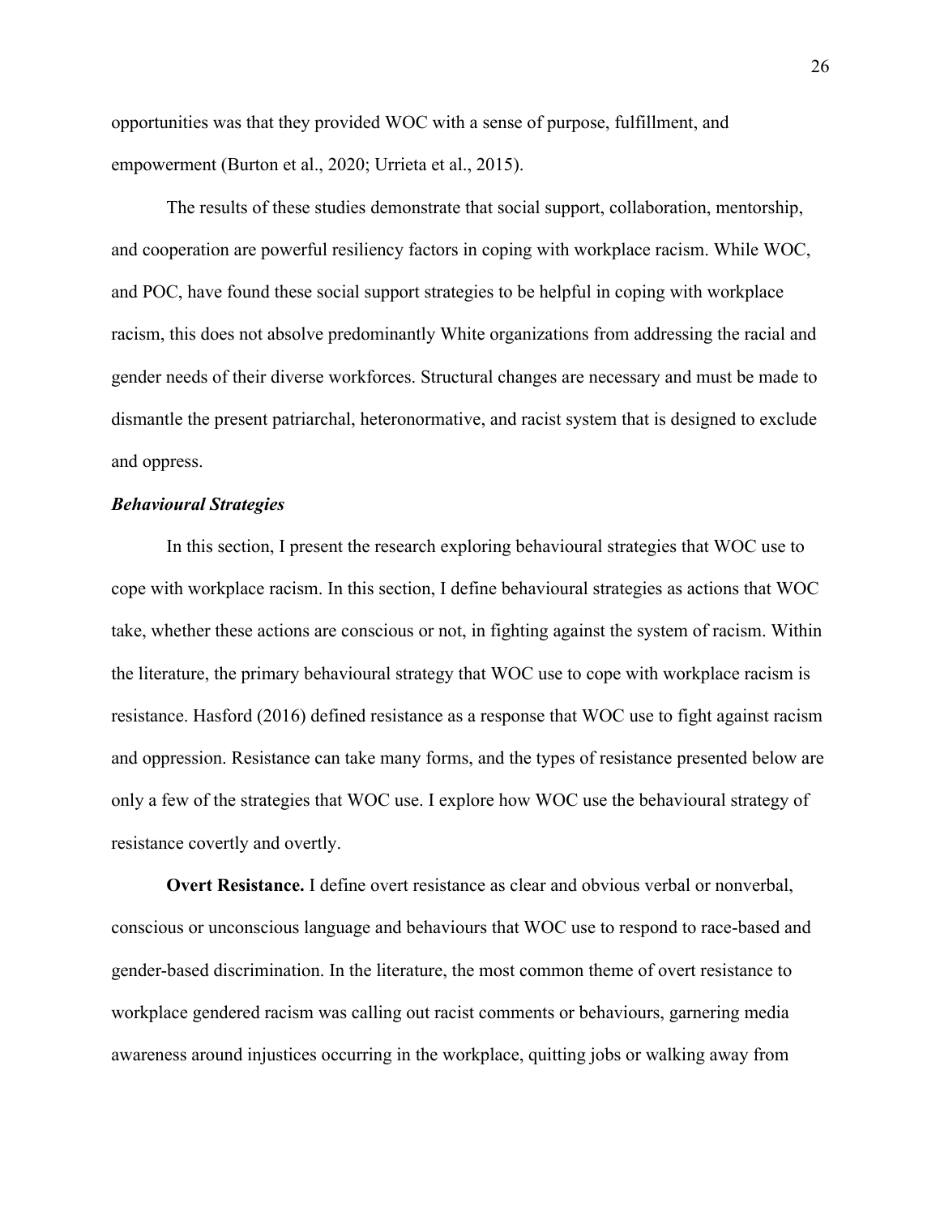opportunities was that they provided WOC with a sense of purpose, fulfillment, and empowerment (Burton et al., 2020; Urrieta et al., 2015).

The results of these studies demonstrate that social support, collaboration, mentorship, and cooperation are powerful resiliency factors in coping with workplace racism. While WOC, and POC, have found these social support strategies to be helpful in coping with workplace racism, this does not absolve predominantly White organizations from addressing the racial and gender needs of their diverse workforces. Structural changes are necessary and must be made to dismantle the present patriarchal, heteronormative, and racist system that is designed to exclude and oppress.

### ***Behavioural Strategies***

In this section, I present the research exploring behavioural strategies that WOC use to cope with workplace racism. In this section, I define behavioural strategies as actions that WOC take, whether these actions are conscious or not, in fighting against the system of racism. Within the literature, the primary behavioural strategy that WOC use to cope with workplace racism is resistance. Hasford (2016) defined resistance as a response that WOC use to fight against racism and oppression. Resistance can take many forms, and the types of resistance presented below are only a few of the strategies that WOC use. I explore how WOC use the behavioural strategy of resistance covertly and overtly.

**Overt Resistance.** I define overt resistance as clear and obvious verbal or nonverbal, conscious or unconscious language and behaviours that WOC use to respond to race-based and gender-based discrimination. In the literature, the most common theme of overt resistance to workplace gendered racism was calling out racist comments or behaviours, garnering media awareness around injustices occurring in the workplace, quitting jobs or walking away from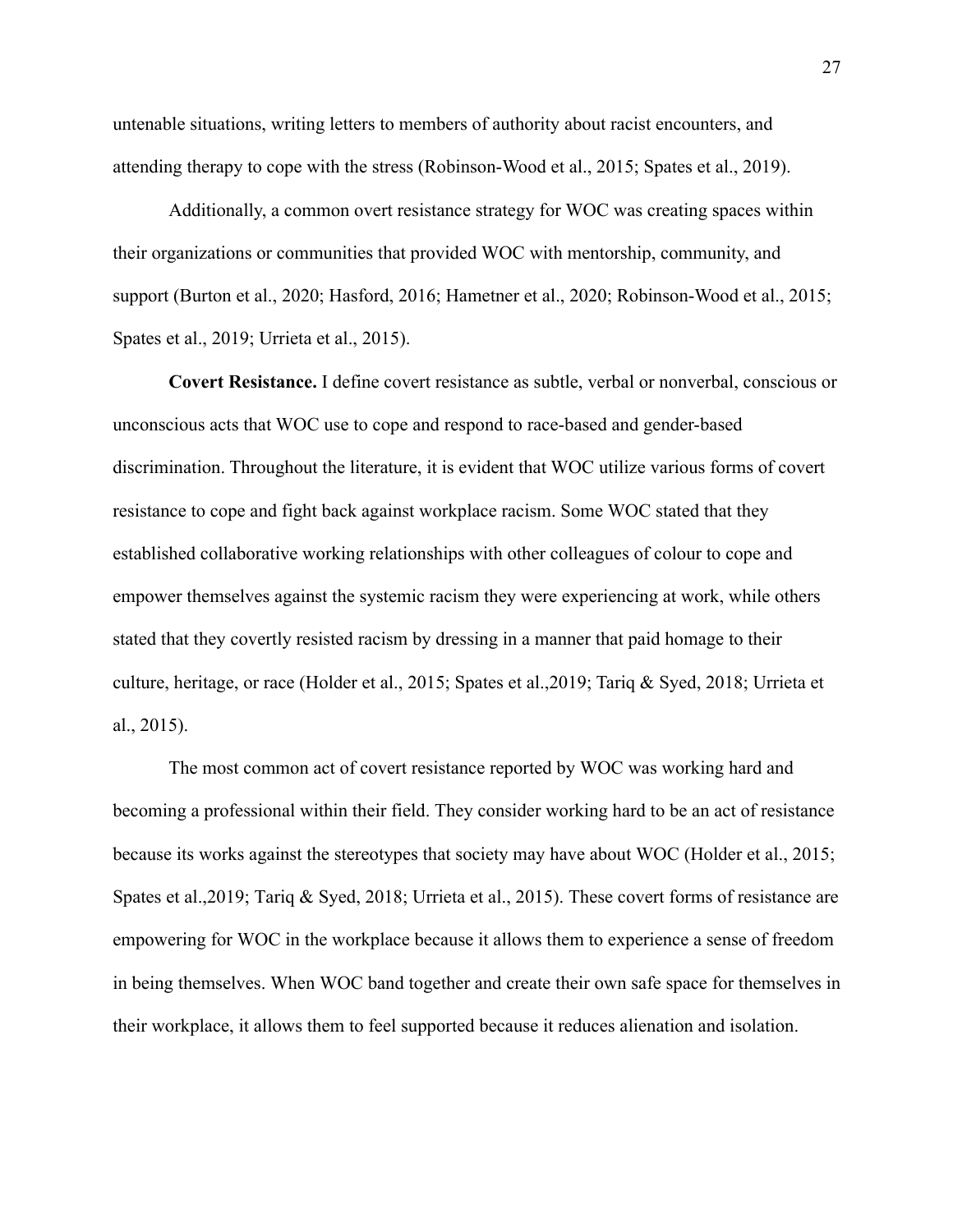untenable situations, writing letters to members of authority about racist encounters, and attending therapy to cope with the stress (Robinson-Wood et al., 2015; Spates et al., 2019).

Additionally, a common overt resistance strategy for WOC was creating spaces within their organizations or communities that provided WOC with mentorship, community, and support (Burton et al., 2020; Hasford, 2016; Hametner et al., 2020; Robinson-Wood et al., 2015; Spates et al., 2019; Urrieta et al., 2015).

**Covert Resistance.** I define covert resistance as subtle, verbal or nonverbal, conscious or unconscious acts that WOC use to cope and respond to race-based and gender-based discrimination. Throughout the literature, it is evident that WOC utilize various forms of covert resistance to cope and fight back against workplace racism. Some WOC stated that they established collaborative working relationships with other colleagues of colour to cope and empower themselves against the systemic racism they were experiencing at work, while others stated that they covertly resisted racism by dressing in a manner that paid homage to their culture, heritage, or race (Holder et al., 2015; Spates et al.,2019; Tariq & Syed, 2018; Urrieta et al., 2015).

The most common act of covert resistance reported by WOC was working hard and becoming a professional within their field. They consider working hard to be an act of resistance because its works against the stereotypes that society may have about WOC (Holder et al., 2015; Spates et al.,2019; Tariq & Syed, 2018; Urrieta et al., 2015). These covert forms of resistance are empowering for WOC in the workplace because it allows them to experience a sense of freedom in being themselves. When WOC band together and create their own safe space for themselves in their workplace, it allows them to feel supported because it reduces alienation and isolation.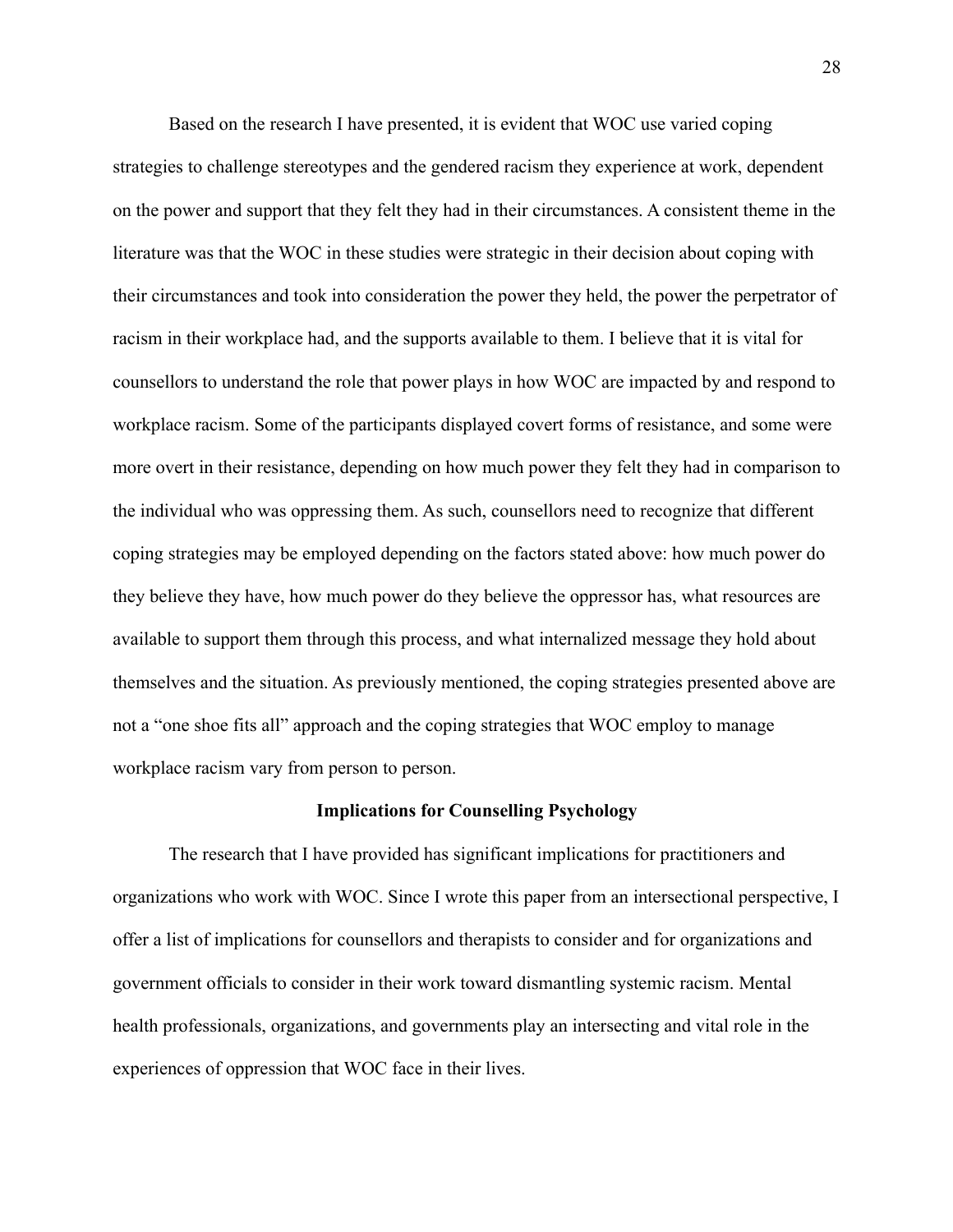Based on the research I have presented, it is evident that WOC use varied coping strategies to challenge stereotypes and the gendered racism they experience at work, dependent on the power and support that they felt they had in their circumstances. A consistent theme in the literature was that the WOC in these studies were strategic in their decision about coping with their circumstances and took into consideration the power they held, the power the perpetrator of racism in their workplace had, and the supports available to them. I believe that it is vital for counsellors to understand the role that power plays in how WOC are impacted by and respond to workplace racism. Some of the participants displayed covert forms of resistance, and some were more overt in their resistance, depending on how much power they felt they had in comparison to the individual who was oppressing them. As such, counsellors need to recognize that different coping strategies may be employed depending on the factors stated above: how much power do they believe they have, how much power do they believe the oppressor has, what resources are available to support them through this process, and what internalized message they hold about themselves and the situation. As previously mentioned, the coping strategies presented above are not a "one shoe fits all" approach and the coping strategies that WOC employ to manage workplace racism vary from person to person.

## Implications for Counselling Psychology

The research that I have provided has significant implications for practitioners and organizations who work with WOC. Since I wrote this paper from an intersectional perspective, I offer a list of implications for counsellors and therapists to consider and for organizations and government officials to consider in their work toward dismantling systemic racism. Mental health professionals, organizations, and governments play an intersecting and vital role in the experiences of oppression that WOC face in their lives.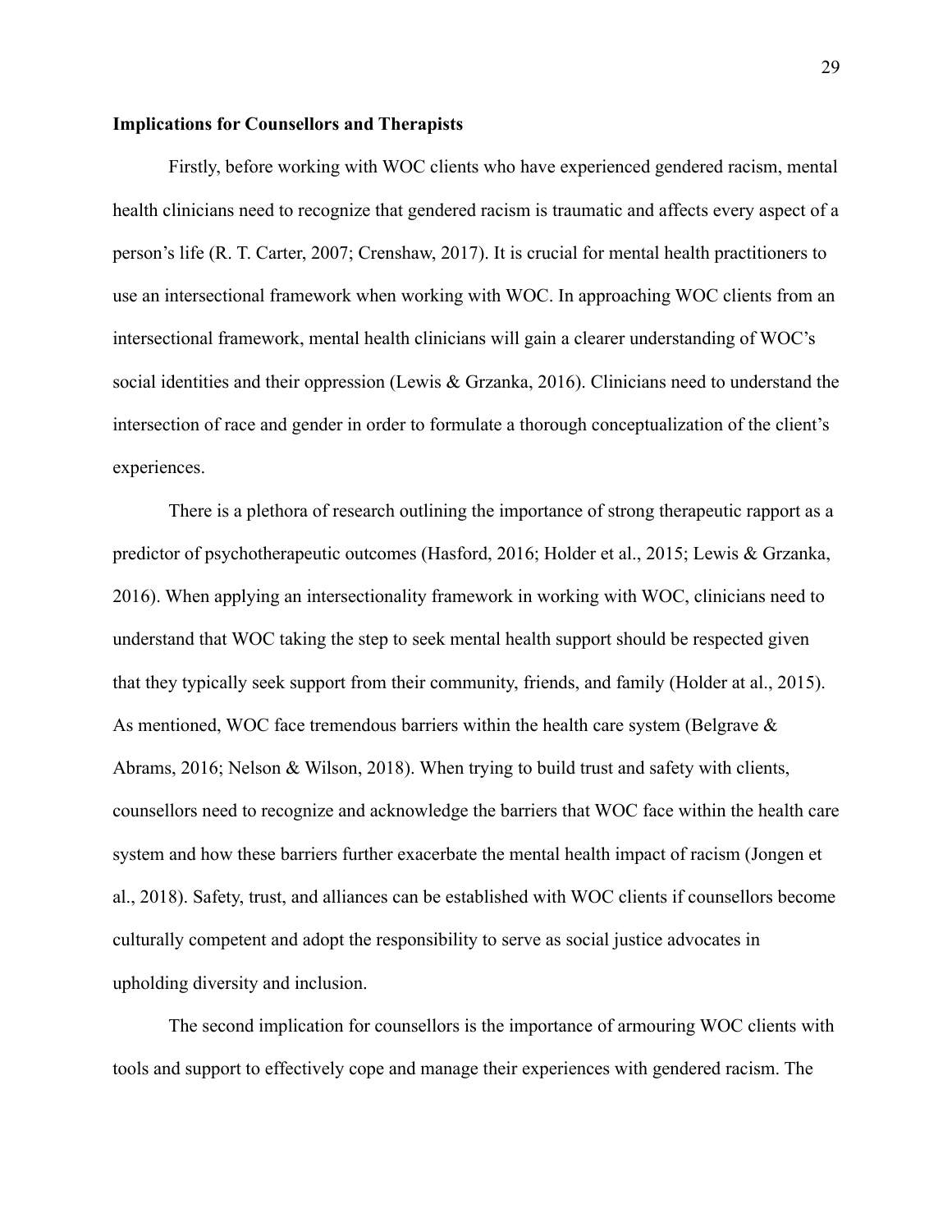**Implications for Counsellors and Therapists**

Firstly, before working with WOC clients who have experienced gendered racism, mental health clinicians need to recognize that gendered racism is traumatic and affects every aspect of a person's life (R. T. Carter, 2007; Crenshaw, 2017). It is crucial for mental health practitioners to use an intersectional framework when working with WOC. In approaching WOC clients from an intersectional framework, mental health clinicians will gain a clearer understanding of WOC's social identities and their oppression (Lewis & Grzanka, 2016). Clinicians need to understand the intersection of race and gender in order to formulate a thorough conceptualization of the client's experiences.

There is a plethora of research outlining the importance of strong therapeutic rapport as a predictor of psychotherapeutic outcomes (Hasford, 2016; Holder et al., 2015; Lewis & Grzanka, 2016). When applying an intersectionality framework in working with WOC, clinicians need to understand that WOC taking the step to seek mental health support should be respected given that they typically seek support from their community, friends, and family (Holder at al., 2015). As mentioned, WOC face tremendous barriers within the health care system (Belgrave & Abrams, 2016; Nelson & Wilson, 2018). When trying to build trust and safety with clients, counsellors need to recognize and acknowledge the barriers that WOC face within the health care system and how these barriers further exacerbate the mental health impact of racism (Jongen et al., 2018). Safety, trust, and alliances can be established with WOC clients if counsellors become culturally competent and adopt the responsibility to serve as social justice advocates in upholding diversity and inclusion.

The second implication for counsellors is the importance of armouring WOC clients with tools and support to effectively cope and manage their experiences with gendered racism. The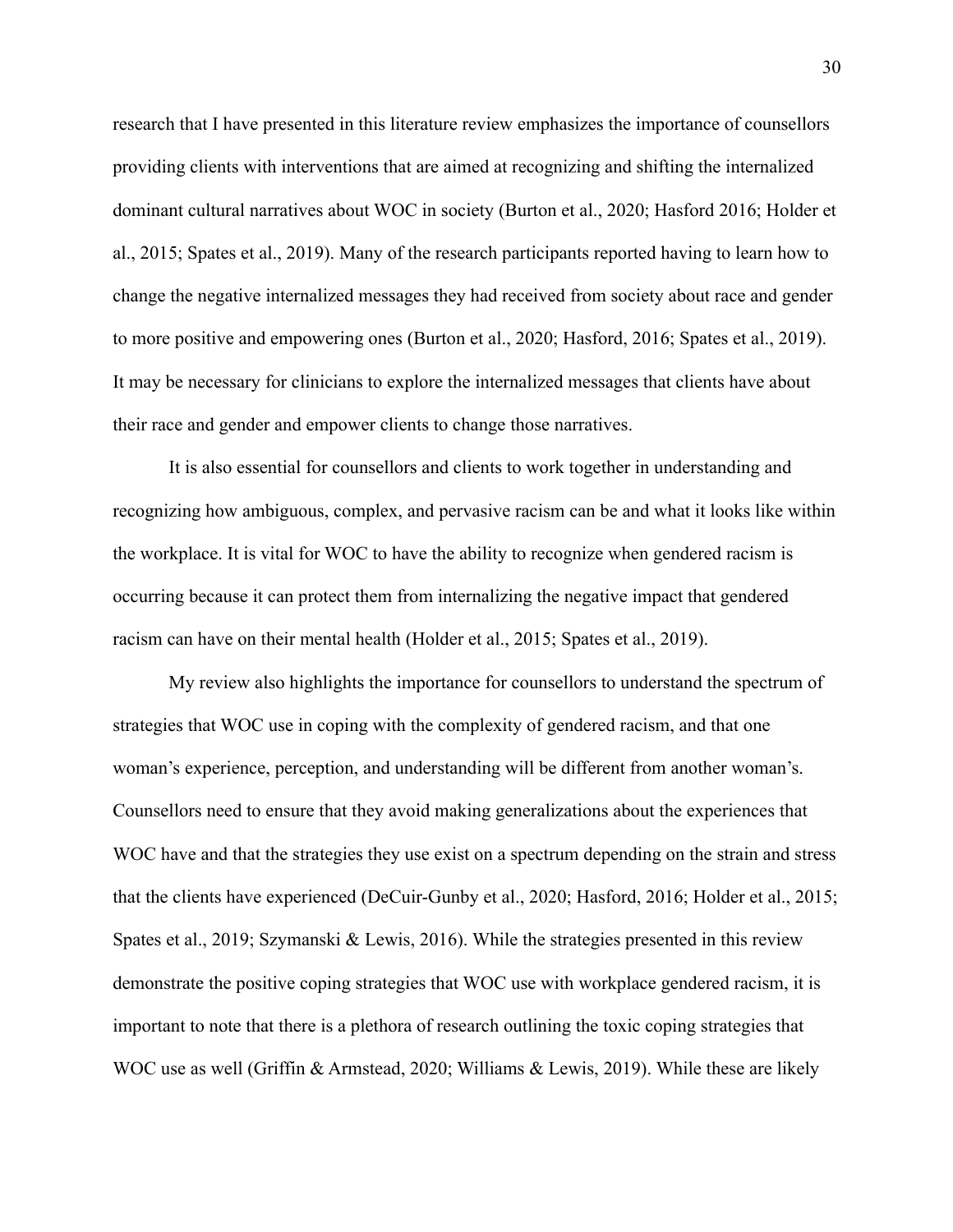research that I have presented in this literature review emphasizes the importance of counsellors providing clients with interventions that are aimed at recognizing and shifting the internalized dominant cultural narratives about WOC in society (Burton et al., 2020; Hasford 2016; Holder et al., 2015; Spates et al., 2019). Many of the research participants reported having to learn how to change the negative internalized messages they had received from society about race and gender to more positive and empowering ones (Burton et al., 2020; Hasford, 2016; Spates et al., 2019). It may be necessary for clinicians to explore the internalized messages that clients have about their race and gender and empower clients to change those narratives.

It is also essential for counsellors and clients to work together in understanding and recognizing how ambiguous, complex, and pervasive racism can be and what it looks like within the workplace. It is vital for WOC to have the ability to recognize when gendered racism is occurring because it can protect them from internalizing the negative impact that gendered racism can have on their mental health (Holder et al., 2015; Spates et al., 2019).

My review also highlights the importance for counsellors to understand the spectrum of strategies that WOC use in coping with the complexity of gendered racism, and that one woman's experience, perception, and understanding will be different from another woman's. Counsellors need to ensure that they avoid making generalizations about the experiences that WOC have and that the strategies they use exist on a spectrum depending on the strain and stress that the clients have experienced (DeCuir-Gunby et al., 2020; Hasford, 2016; Holder et al., 2015; Spates et al., 2019; Szymanski & Lewis, 2016). While the strategies presented in this review demonstrate the positive coping strategies that WOC use with workplace gendered racism, it is important to note that there is a plethora of research outlining the toxic coping strategies that WOC use as well (Griffin & Armstead, 2020; Williams & Lewis, 2019). While these are likely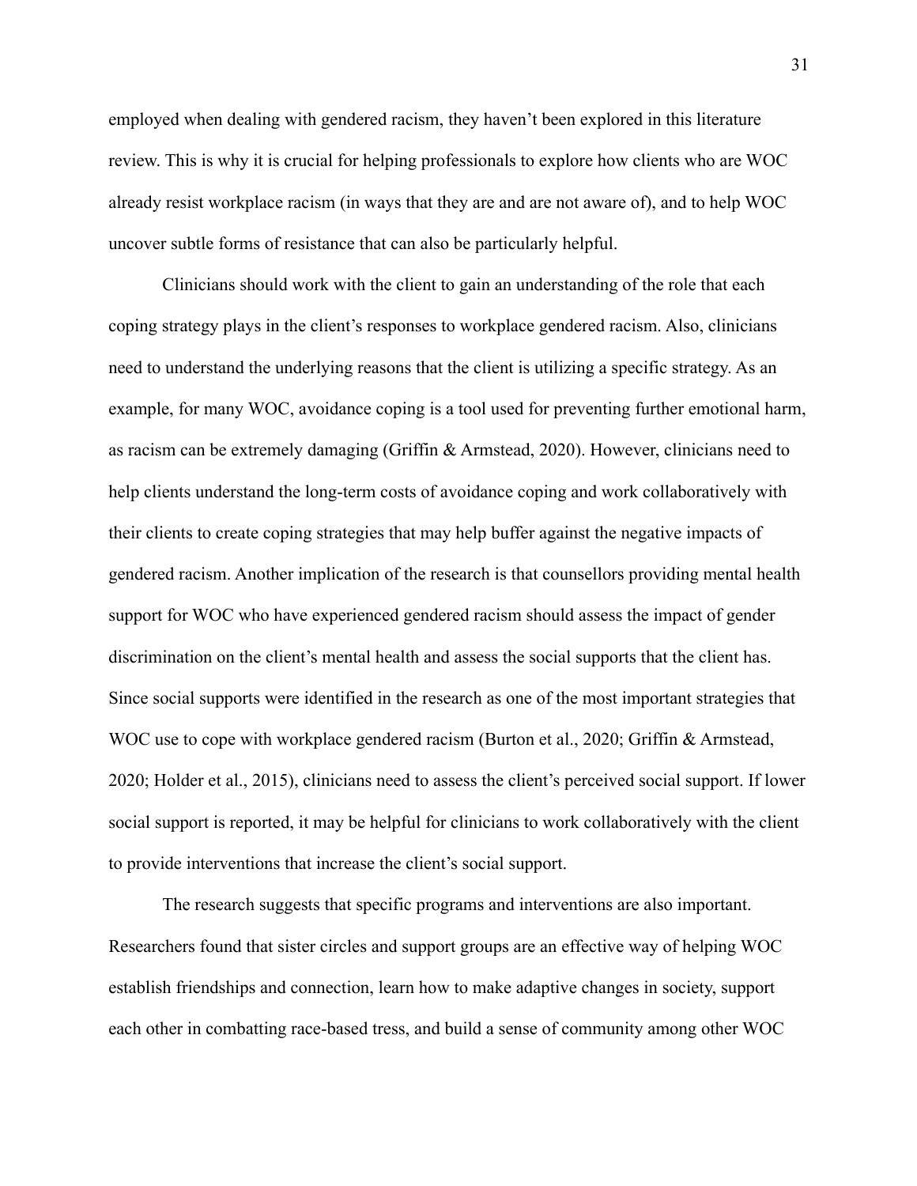employed when dealing with gendered racism, they haven't been explored in this literature review. This is why it is crucial for helping professionals to explore how clients who are WOC already resist workplace racism (in ways that they are and are not aware of), and to help WOC uncover subtle forms of resistance that can also be particularly helpful.

Clinicians should work with the client to gain an understanding of the role that each coping strategy plays in the client's responses to workplace gendered racism. Also, clinicians need to understand the underlying reasons that the client is utilizing a specific strategy. As an example, for many WOC, avoidance coping is a tool used for preventing further emotional harm, as racism can be extremely damaging (Griffin & Armstead, 2020). However, clinicians need to help clients understand the long-term costs of avoidance coping and work collaboratively with their clients to create coping strategies that may help buffer against the negative impacts of gendered racism. Another implication of the research is that counsellors providing mental health support for WOC who have experienced gendered racism should assess the impact of gender discrimination on the client's mental health and assess the social supports that the client has. Since social supports were identified in the research as one of the most important strategies that WOC use to cope with workplace gendered racism (Burton et al., 2020; Griffin & Armstead, 2020; Holder et al., 2015), clinicians need to assess the client's perceived social support. If lower social support is reported, it may be helpful for clinicians to work collaboratively with the client to provide interventions that increase the client's social support.

The research suggests that specific programs and interventions are also important. Researchers found that sister circles and support groups are an effective way of helping WOC establish friendships and connection, learn how to make adaptive changes in society, support each other in combatting race-based tress, and build a sense of community among other WOC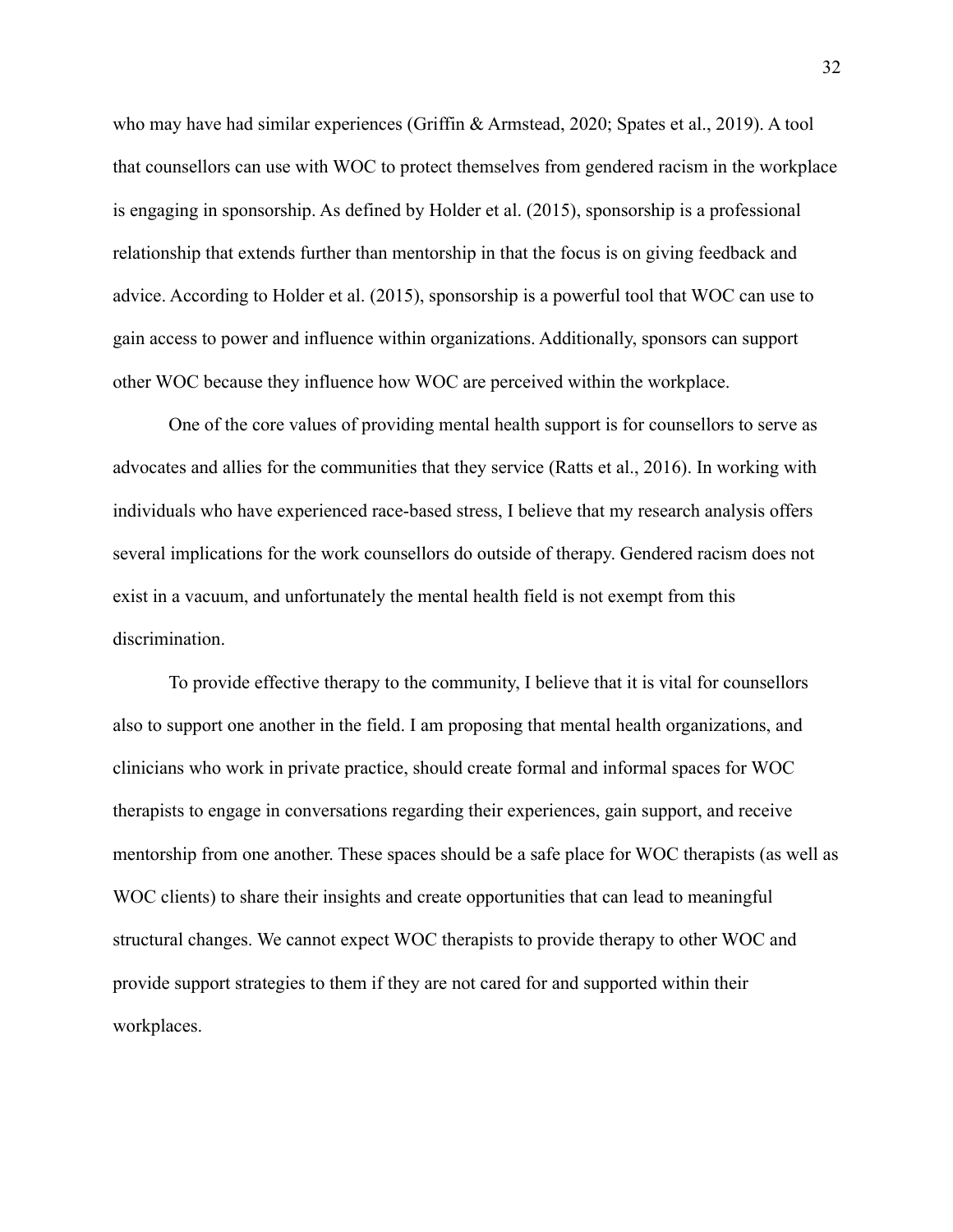who may have had similar experiences (Griffin & Armstead, 2020; Spates et al., 2019). A tool that counsellors can use with WOC to protect themselves from gendered racism in the workplace is engaging in sponsorship. As defined by Holder et al. (2015), sponsorship is a professional relationship that extends further than mentorship in that the focus is on giving feedback and advice. According to Holder et al. (2015), sponsorship is a powerful tool that WOC can use to gain access to power and influence within organizations. Additionally, sponsors can support other WOC because they influence how WOC are perceived within the workplace.

One of the core values of providing mental health support is for counsellors to serve as advocates and allies for the communities that they service (Ratts et al., 2016). In working with individuals who have experienced race-based stress, I believe that my research analysis offers several implications for the work counsellors do outside of therapy. Gendered racism does not exist in a vacuum, and unfortunately the mental health field is not exempt from this discrimination.

To provide effective therapy to the community, I believe that it is vital for counsellors also to support one another in the field. I am proposing that mental health organizations, and clinicians who work in private practice, should create formal and informal spaces for WOC therapists to engage in conversations regarding their experiences, gain support, and receive mentorship from one another. These spaces should be a safe place for WOC therapists (as well as WOC clients) to share their insights and create opportunities that can lead to meaningful structural changes. We cannot expect WOC therapists to provide therapy to other WOC and provide support strategies to them if they are not cared for and supported within their workplaces.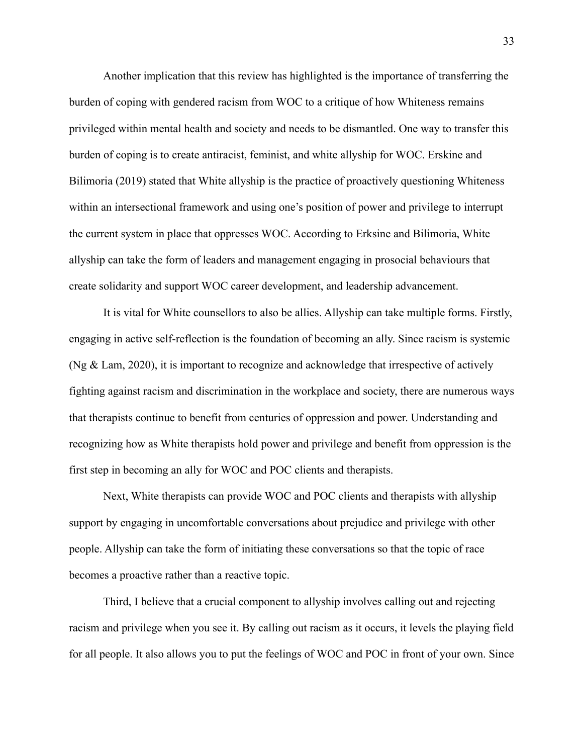Another implication that this review has highlighted is the importance of transferring the burden of coping with gendered racism from WOC to a critique of how Whiteness remains privileged within mental health and society and needs to be dismantled. One way to transfer this burden of coping is to create antiracist, feminist, and white allyship for WOC. Erskine and Bilimoria (2019) stated that White allyship is the practice of proactively questioning Whiteness within an intersectional framework and using one's position of power and privilege to interrupt the current system in place that oppresses WOC. According to Erksine and Bilimoria, White allyship can take the form of leaders and management engaging in prosocial behaviours that create solidarity and support WOC career development, and leadership advancement.

It is vital for White counsellors to also be allies. Allyship can take multiple forms. Firstly, engaging in active self-reflection is the foundation of becoming an ally. Since racism is systemic (Ng & Lam, 2020), it is important to recognize and acknowledge that irrespective of actively fighting against racism and discrimination in the workplace and society, there are numerous ways that therapists continue to benefit from centuries of oppression and power. Understanding and recognizing how as White therapists hold power and privilege and benefit from oppression is the first step in becoming an ally for WOC and POC clients and therapists.

Next, White therapists can provide WOC and POC clients and therapists with allyship support by engaging in uncomfortable conversations about prejudice and privilege with other people. Allyship can take the form of initiating these conversations so that the topic of race becomes a proactive rather than a reactive topic.

Third, I believe that a crucial component to allyship involves calling out and rejecting racism and privilege when you see it. By calling out racism as it occurs, it levels the playing field for all people. It also allows you to put the feelings of WOC and POC in front of your own. Since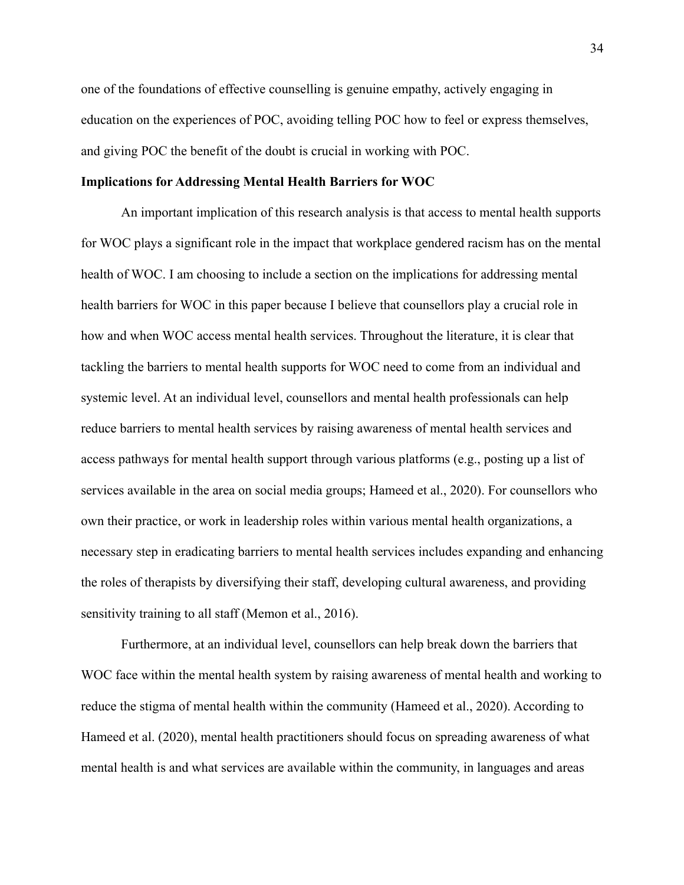one of the foundations of effective counselling is genuine empathy, actively engaging in education on the experiences of POC, avoiding telling POC how to feel or express themselves, and giving POC the benefit of the doubt is crucial in working with POC.

**Implications for Addressing Mental Health Barriers for WOC**

An important implication of this research analysis is that access to mental health supports for WOC plays a significant role in the impact that workplace gendered racism has on the mental health of WOC. I am choosing to include a section on the implications for addressing mental health barriers for WOC in this paper because I believe that counsellors play a crucial role in how and when WOC access mental health services. Throughout the literature, it is clear that tackling the barriers to mental health supports for WOC need to come from an individual and systemic level. At an individual level, counsellors and mental health professionals can help reduce barriers to mental health services by raising awareness of mental health services and access pathways for mental health support through various platforms (e.g., posting up a list of services available in the area on social media groups; Hameed et al., 2020). For counsellors who own their practice, or work in leadership roles within various mental health organizations, a necessary step in eradicating barriers to mental health services includes expanding and enhancing the roles of therapists by diversifying their staff, developing cultural awareness, and providing sensitivity training to all staff (Memon et al., 2016).

Furthermore, at an individual level, counsellors can help break down the barriers that WOC face within the mental health system by raising awareness of mental health and working to reduce the stigma of mental health within the community (Hameed et al., 2020). According to Hameed et al. (2020), mental health practitioners should focus on spreading awareness of what mental health is and what services are available within the community, in languages and areas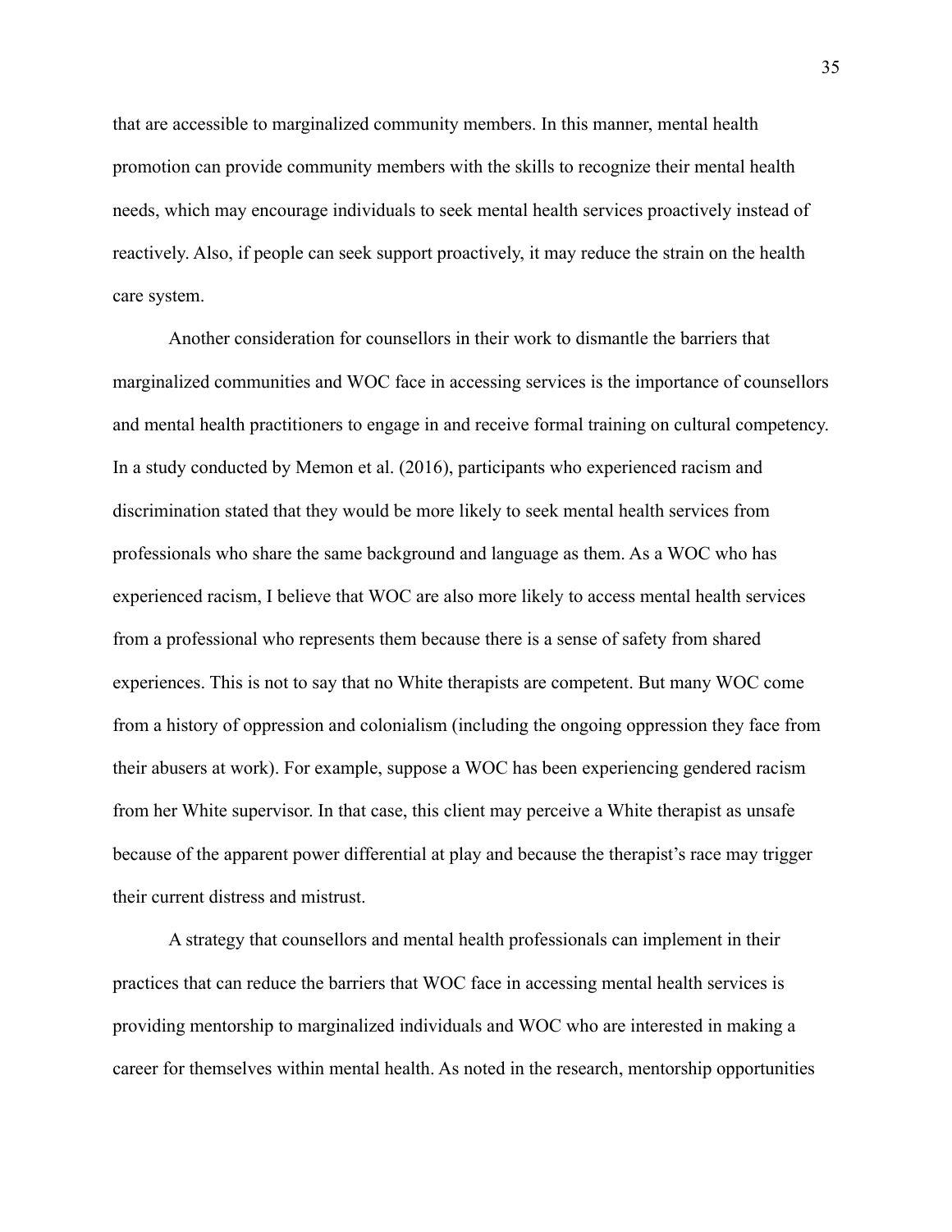that are accessible to marginalized community members. In this manner, mental health promotion can provide community members with the skills to recognize their mental health needs, which may encourage individuals to seek mental health services proactively instead of reactively. Also, if people can seek support proactively, it may reduce the strain on the health care system.

Another consideration for counsellors in their work to dismantle the barriers that marginalized communities and WOC face in accessing services is the importance of counsellors and mental health practitioners to engage in and receive formal training on cultural competency. In a study conducted by Memon et al. (2016), participants who experienced racism and discrimination stated that they would be more likely to seek mental health services from professionals who share the same background and language as them. As a WOC who has experienced racism, I believe that WOC are also more likely to access mental health services from a professional who represents them because there is a sense of safety from shared experiences. This is not to say that no White therapists are competent. But many WOC come from a history of oppression and colonialism (including the ongoing oppression they face from their abusers at work). For example, suppose a WOC has been experiencing gendered racism from her White supervisor. In that case, this client may perceive a White therapist as unsafe because of the apparent power differential at play and because the therapist's race may trigger their current distress and mistrust.

A strategy that counsellors and mental health professionals can implement in their practices that can reduce the barriers that WOC face in accessing mental health services is providing mentorship to marginalized individuals and WOC who are interested in making a career for themselves within mental health. As noted in the research, mentorship opportunities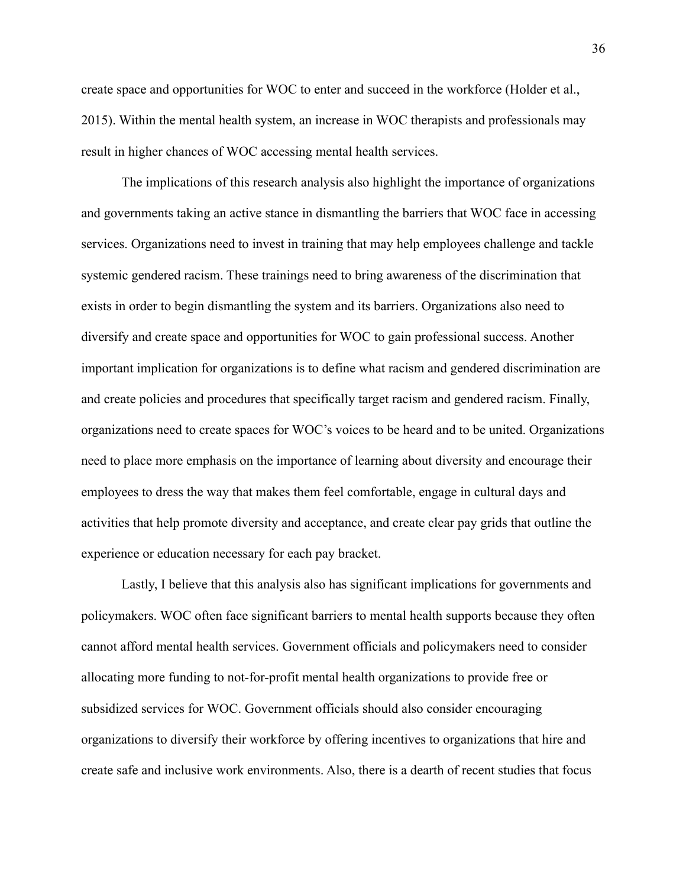create space and opportunities for WOC to enter and succeed in the workforce (Holder et al., 2015). Within the mental health system, an increase in WOC therapists and professionals may result in higher chances of WOC accessing mental health services.

The implications of this research analysis also highlight the importance of organizations and governments taking an active stance in dismantling the barriers that WOC face in accessing services. Organizations need to invest in training that may help employees challenge and tackle systemic gendered racism. These trainings need to bring awareness of the discrimination that exists in order to begin dismantling the system and its barriers. Organizations also need to diversify and create space and opportunities for WOC to gain professional success. Another important implication for organizations is to define what racism and gendered discrimination are and create policies and procedures that specifically target racism and gendered racism. Finally, organizations need to create spaces for WOC's voices to be heard and to be united. Organizations need to place more emphasis on the importance of learning about diversity and encourage their employees to dress the way that makes them feel comfortable, engage in cultural days and activities that help promote diversity and acceptance, and create clear pay grids that outline the experience or education necessary for each pay bracket.

Lastly, I believe that this analysis also has significant implications for governments and policymakers. WOC often face significant barriers to mental health supports because they often cannot afford mental health services. Government officials and policymakers need to consider allocating more funding to not-for-profit mental health organizations to provide free or subsidized services for WOC. Government officials should also consider encouraging organizations to diversify their workforce by offering incentives to organizations that hire and create safe and inclusive work environments. Also, there is a dearth of recent studies that focus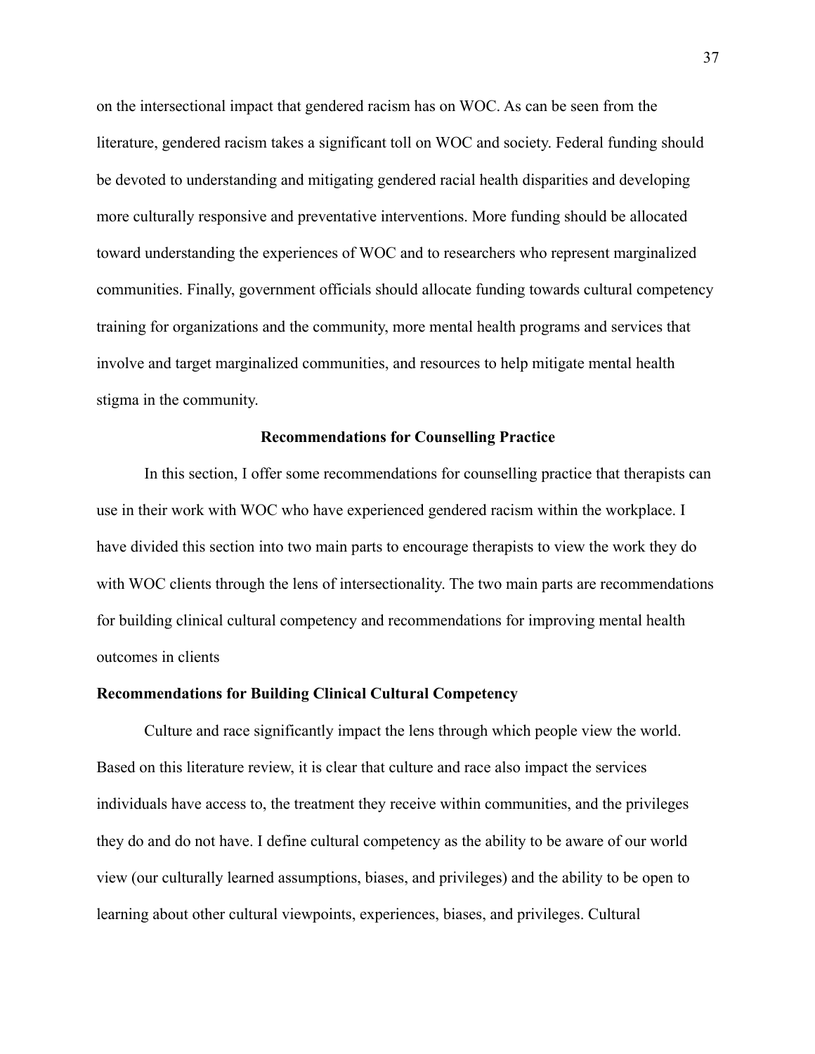on the intersectional impact that gendered racism has on WOC. As can be seen from the literature, gendered racism takes a significant toll on WOC and society. Federal funding should be devoted to understanding and mitigating gendered racial health disparities and developing more culturally responsive and preventative interventions. More funding should be allocated toward understanding the experiences of WOC and to researchers who represent marginalized communities. Finally, government officials should allocate funding towards cultural competency training for organizations and the community, more mental health programs and services that involve and target marginalized communities, and resources to help mitigate mental health stigma in the community.

## Recommendations for Counselling Practice

In this section, I offer some recommendations for counselling practice that therapists can use in their work with WOC who have experienced gendered racism within the workplace. I have divided this section into two main parts to encourage therapists to view the work they do with WOC clients through the lens of intersectionality. The two main parts are recommendations for building clinical cultural competency and recommendations for improving mental health outcomes in clients

### Recommendations for Building Clinical Cultural Competency

Culture and race significantly impact the lens through which people view the world. Based on this literature review, it is clear that culture and race also impact the services individuals have access to, the treatment they receive within communities, and the privileges they do and do not have. I define cultural competency as the ability to be aware of our world view (our culturally learned assumptions, biases, and privileges) and the ability to be open to learning about other cultural viewpoints, experiences, biases, and privileges. Cultural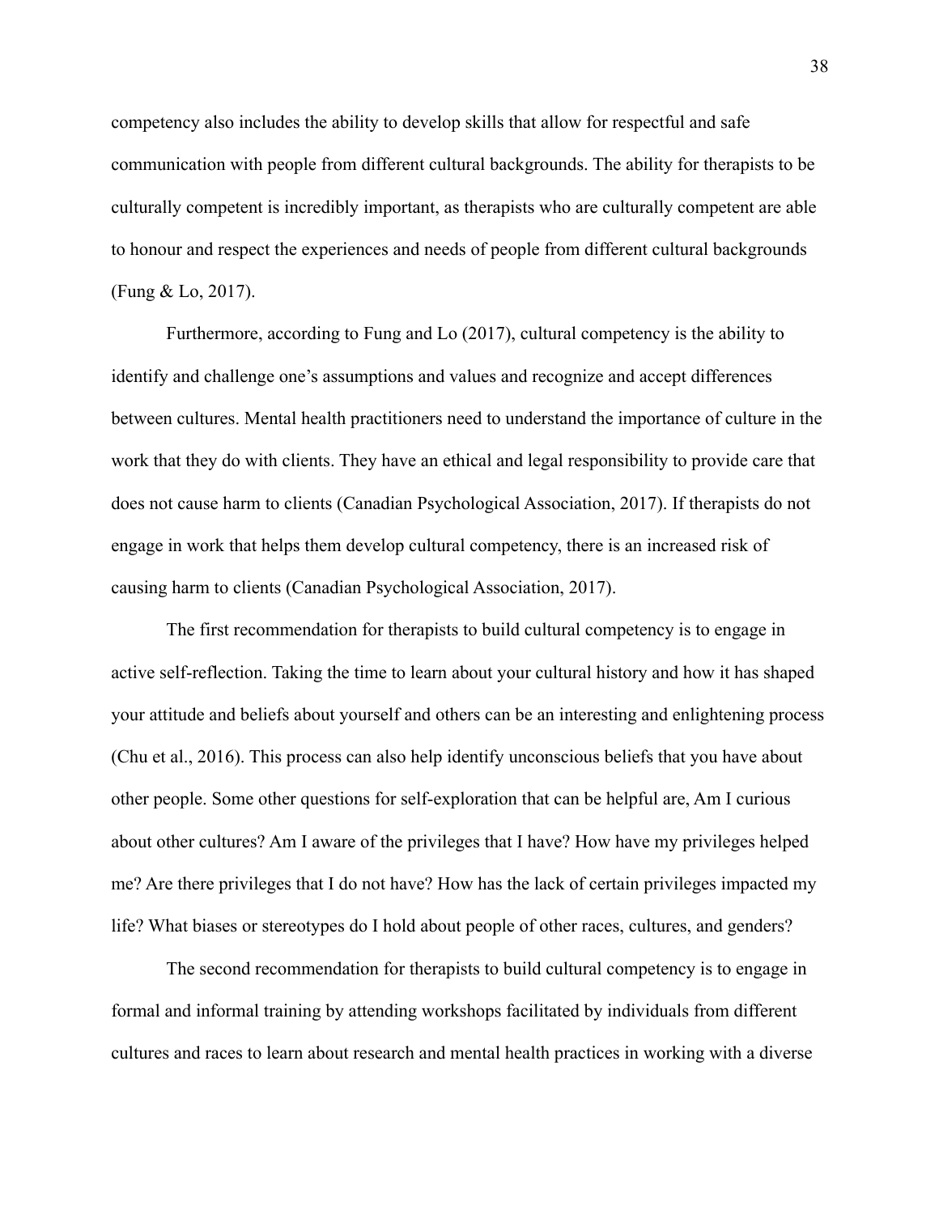competency also includes the ability to develop skills that allow for respectful and safe communication with people from different cultural backgrounds. The ability for therapists to be culturally competent is incredibly important, as therapists who are culturally competent are able to honour and respect the experiences and needs of people from different cultural backgrounds (Fung & Lo, 2017).

Furthermore, according to Fung and Lo (2017), cultural competency is the ability to identify and challenge one's assumptions and values and recognize and accept differences between cultures. Mental health practitioners need to understand the importance of culture in the work that they do with clients. They have an ethical and legal responsibility to provide care that does not cause harm to clients (Canadian Psychological Association, 2017). If therapists do not engage in work that helps them develop cultural competency, there is an increased risk of causing harm to clients (Canadian Psychological Association, 2017).

The first recommendation for therapists to build cultural competency is to engage in active self-reflection. Taking the time to learn about your cultural history and how it has shaped your attitude and beliefs about yourself and others can be an interesting and enlightening process (Chu et al., 2016). This process can also help identify unconscious beliefs that you have about other people. Some other questions for self-exploration that can be helpful are, Am I curious about other cultures? Am I aware of the privileges that I have? How have my privileges helped me? Are there privileges that I do not have? How has the lack of certain privileges impacted my life? What biases or stereotypes do I hold about people of other races, cultures, and genders?

The second recommendation for therapists to build cultural competency is to engage in formal and informal training by attending workshops facilitated by individuals from different cultures and races to learn about research and mental health practices in working with a diverse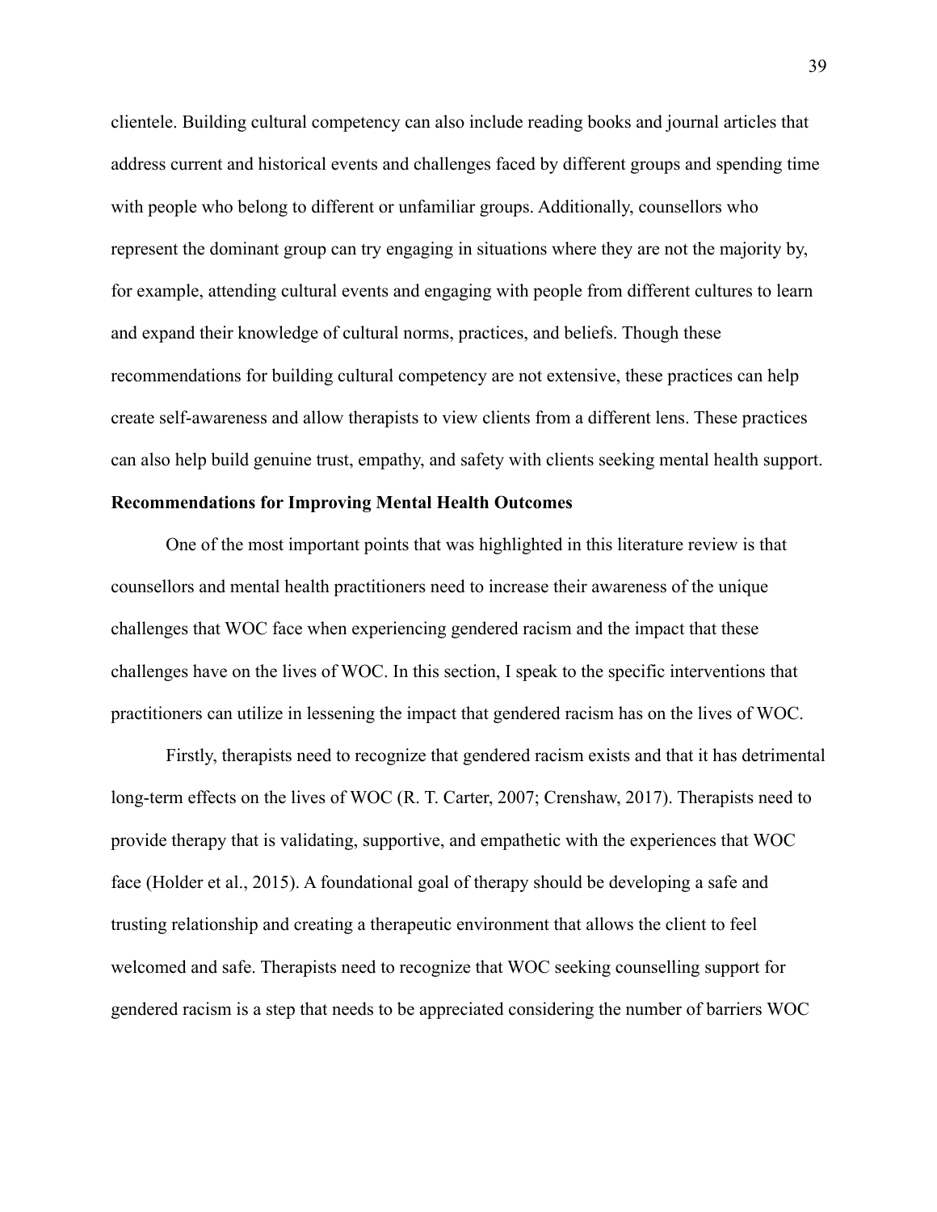clientele. Building cultural competency can also include reading books and journal articles that address current and historical events and challenges faced by different groups and spending time with people who belong to different or unfamiliar groups. Additionally, counsellors who represent the dominant group can try engaging in situations where they are not the majority by, for example, attending cultural events and engaging with people from different cultures to learn and expand their knowledge of cultural norms, practices, and beliefs. Though these recommendations for building cultural competency are not extensive, these practices can help create self-awareness and allow therapists to view clients from a different lens. These practices can also help build genuine trust, empathy, and safety with clients seeking mental health support.

**Recommendations for Improving Mental Health Outcomes**

One of the most important points that was highlighted in this literature review is that counsellors and mental health practitioners need to increase their awareness of the unique challenges that WOC face when experiencing gendered racism and the impact that these challenges have on the lives of WOC. In this section, I speak to the specific interventions that practitioners can utilize in lessening the impact that gendered racism has on the lives of WOC.

Firstly, therapists need to recognize that gendered racism exists and that it has detrimental long-term effects on the lives of WOC (R. T. Carter, 2007; Crenshaw, 2017). Therapists need to provide therapy that is validating, supportive, and empathetic with the experiences that WOC face (Holder et al., 2015). A foundational goal of therapy should be developing a safe and trusting relationship and creating a therapeutic environment that allows the client to feel welcomed and safe. Therapists need to recognize that WOC seeking counselling support for gendered racism is a step that needs to be appreciated considering the number of barriers WOC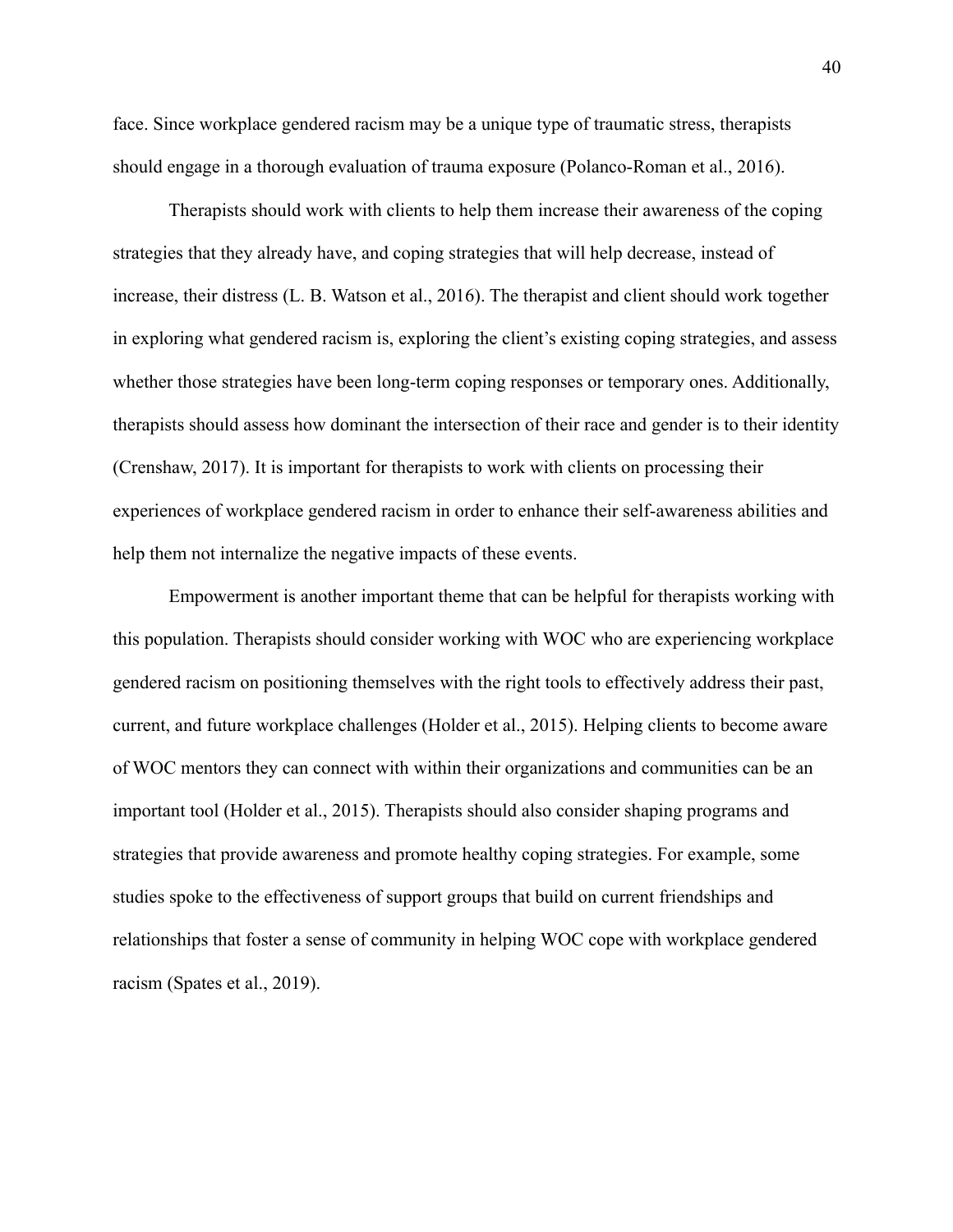face. Since workplace gendered racism may be a unique type of traumatic stress, therapists should engage in a thorough evaluation of trauma exposure (Polanco-Roman et al., 2016).

Therapists should work with clients to help them increase their awareness of the coping strategies that they already have, and coping strategies that will help decrease, instead of increase, their distress (L. B. Watson et al., 2016). The therapist and client should work together in exploring what gendered racism is, exploring the client's existing coping strategies, and assess whether those strategies have been long-term coping responses or temporary ones. Additionally, therapists should assess how dominant the intersection of their race and gender is to their identity (Crenshaw, 2017). It is important for therapists to work with clients on processing their experiences of workplace gendered racism in order to enhance their self-awareness abilities and help them not internalize the negative impacts of these events.

Empowerment is another important theme that can be helpful for therapists working with this population. Therapists should consider working with WOC who are experiencing workplace gendered racism on positioning themselves with the right tools to effectively address their past, current, and future workplace challenges (Holder et al., 2015). Helping clients to become aware of WOC mentors they can connect with within their organizations and communities can be an important tool (Holder et al., 2015). Therapists should also consider shaping programs and strategies that provide awareness and promote healthy coping strategies. For example, some studies spoke to the effectiveness of support groups that build on current friendships and relationships that foster a sense of community in helping WOC cope with workplace gendered racism (Spates et al., 2019).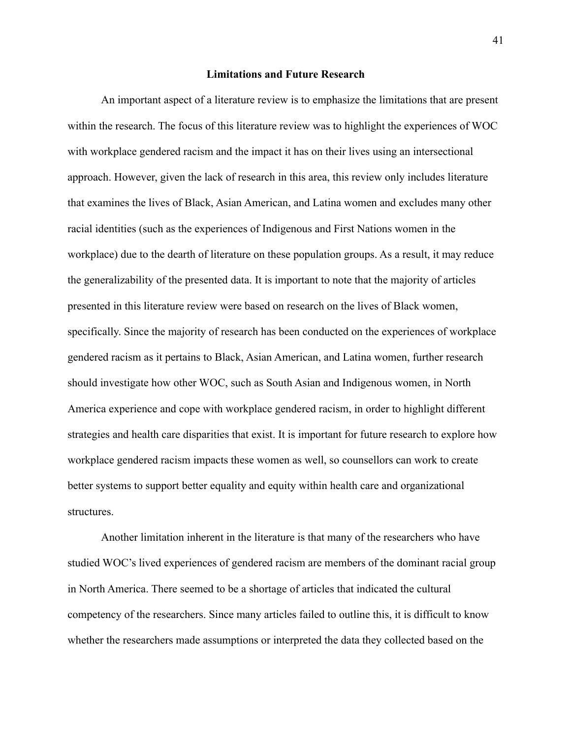## Limitations and Future Research

An important aspect of a literature review is to emphasize the limitations that are present within the research. The focus of this literature review was to highlight the experiences of WOC with workplace gendered racism and the impact it has on their lives using an intersectional approach. However, given the lack of research in this area, this review only includes literature that examines the lives of Black, Asian American, and Latina women and excludes many other racial identities (such as the experiences of Indigenous and First Nations women in the workplace) due to the dearth of literature on these population groups. As a result, it may reduce the generalizability of the presented data. It is important to note that the majority of articles presented in this literature review were based on research on the lives of Black women, specifically. Since the majority of research has been conducted on the experiences of workplace gendered racism as it pertains to Black, Asian American, and Latina women, further research should investigate how other WOC, such as South Asian and Indigenous women, in North America experience and cope with workplace gendered racism, in order to highlight different strategies and health care disparities that exist. It is important for future research to explore how workplace gendered racism impacts these women as well, so counsellors can work to create better systems to support better equality and equity within health care and organizational structures.

Another limitation inherent in the literature is that many of the researchers who have studied WOC's lived experiences of gendered racism are members of the dominant racial group in North America. There seemed to be a shortage of articles that indicated the cultural competency of the researchers. Since many articles failed to outline this, it is difficult to know whether the researchers made assumptions or interpreted the data they collected based on the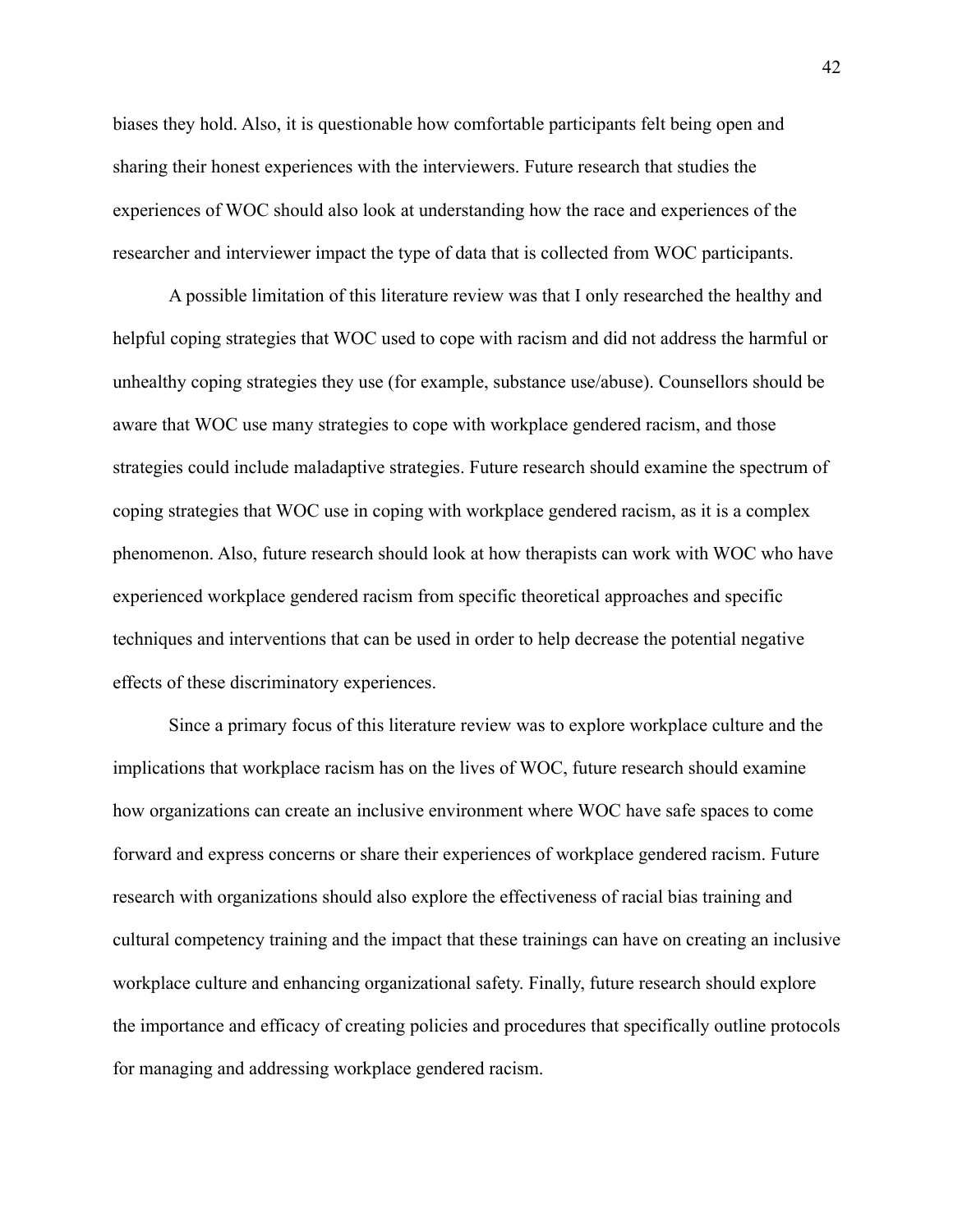biases they hold. Also, it is questionable how comfortable participants felt being open and sharing their honest experiences with the interviewers. Future research that studies the experiences of WOC should also look at understanding how the race and experiences of the researcher and interviewer impact the type of data that is collected from WOC participants.

A possible limitation of this literature review was that I only researched the healthy and helpful coping strategies that WOC used to cope with racism and did not address the harmful or unhealthy coping strategies they use (for example, substance use/abuse). Counsellors should be aware that WOC use many strategies to cope with workplace gendered racism, and those strategies could include maladaptive strategies. Future research should examine the spectrum of coping strategies that WOC use in coping with workplace gendered racism, as it is a complex phenomenon. Also, future research should look at how therapists can work with WOC who have experienced workplace gendered racism from specific theoretical approaches and specific techniques and interventions that can be used in order to help decrease the potential negative effects of these discriminatory experiences.

Since a primary focus of this literature review was to explore workplace culture and the implications that workplace racism has on the lives of WOC, future research should examine how organizations can create an inclusive environment where WOC have safe spaces to come forward and express concerns or share their experiences of workplace gendered racism. Future research with organizations should also explore the effectiveness of racial bias training and cultural competency training and the impact that these trainings can have on creating an inclusive workplace culture and enhancing organizational safety. Finally, future research should explore the importance and efficacy of creating policies and procedures that specifically outline protocols for managing and addressing workplace gendered racism.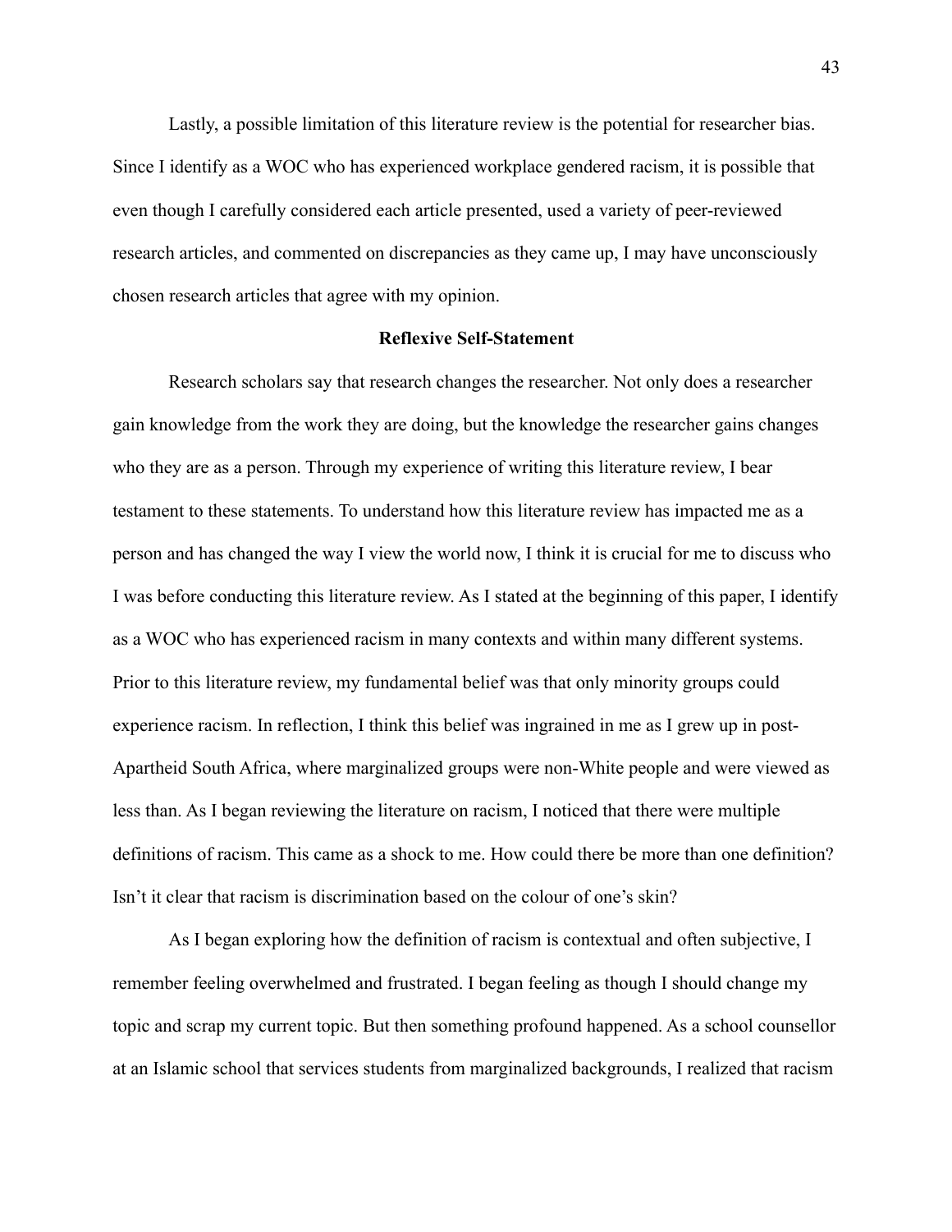Lastly, a possible limitation of this literature review is the potential for researcher bias. Since I identify as a WOC who has experienced workplace gendered racism, it is possible that even though I carefully considered each article presented, used a variety of peer-reviewed research articles, and commented on discrepancies as they came up, I may have unconsciously chosen research articles that agree with my opinion.

## Reflexive Self-Statement

Research scholars say that research changes the researcher. Not only does a researcher gain knowledge from the work they are doing, but the knowledge the researcher gains changes who they are as a person. Through my experience of writing this literature review, I bear testament to these statements. To understand how this literature review has impacted me as a person and has changed the way I view the world now, I think it is crucial for me to discuss who I was before conducting this literature review. As I stated at the beginning of this paper, I identify as a WOC who has experienced racism in many contexts and within many different systems. Prior to this literature review, my fundamental belief was that only minority groups could experience racism. In reflection, I think this belief was ingrained in me as I grew up in post-Apartheid South Africa, where marginalized groups were non-White people and were viewed as less than. As I began reviewing the literature on racism, I noticed that there were multiple definitions of racism. This came as a shock to me. How could there be more than one definition? Isn't it clear that racism is discrimination based on the colour of one's skin?

As I began exploring how the definition of racism is contextual and often subjective, I remember feeling overwhelmed and frustrated. I began feeling as though I should change my topic and scrap my current topic. But then something profound happened. As a school counsellor at an Islamic school that services students from marginalized backgrounds, I realized that racism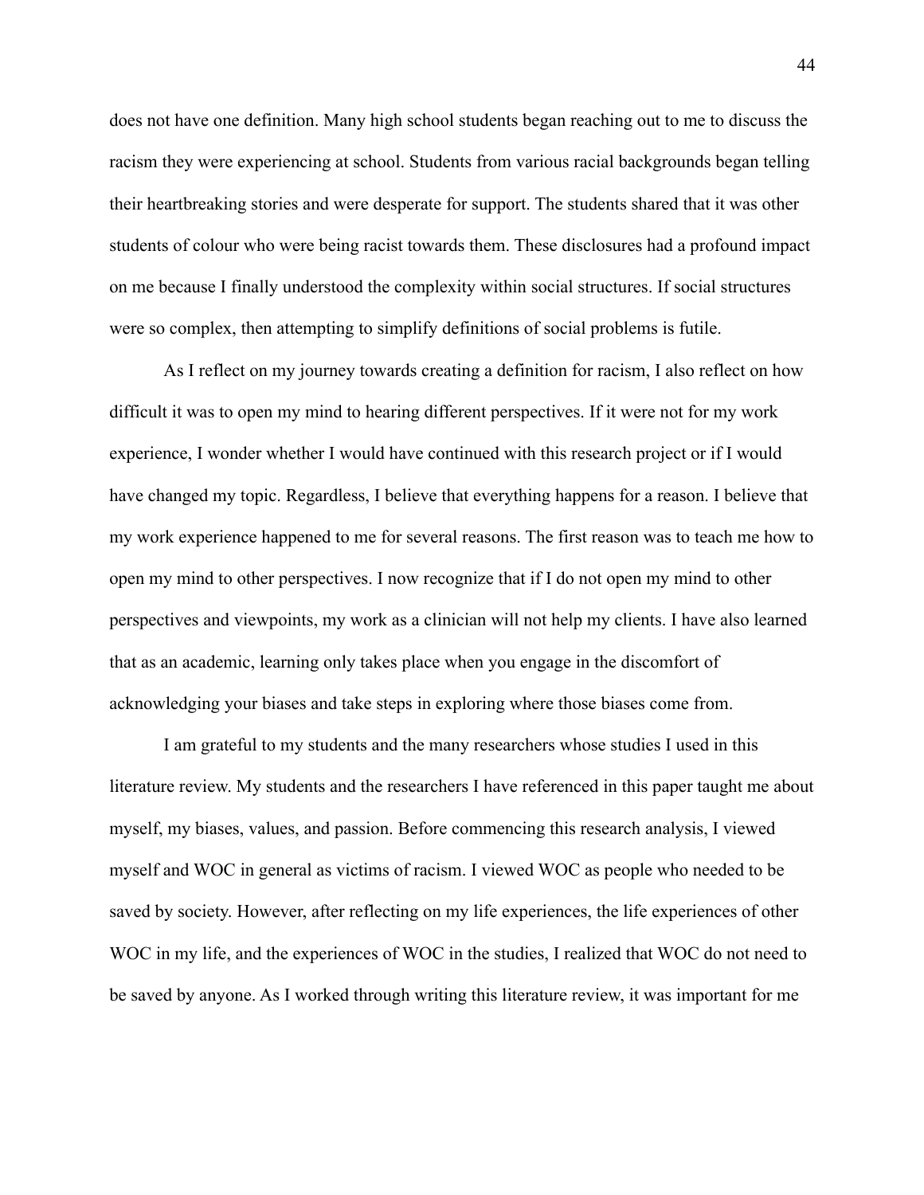does not have one definition. Many high school students began reaching out to me to discuss the racism they were experiencing at school. Students from various racial backgrounds began telling their heartbreaking stories and were desperate for support. The students shared that it was other students of colour who were being racist towards them. These disclosures had a profound impact on me because I finally understood the complexity within social structures. If social structures were so complex, then attempting to simplify definitions of social problems is futile.

As I reflect on my journey towards creating a definition for racism, I also reflect on how difficult it was to open my mind to hearing different perspectives. If it were not for my work experience, I wonder whether I would have continued with this research project or if I would have changed my topic. Regardless, I believe that everything happens for a reason. I believe that my work experience happened to me for several reasons. The first reason was to teach me how to open my mind to other perspectives. I now recognize that if I do not open my mind to other perspectives and viewpoints, my work as a clinician will not help my clients. I have also learned that as an academic, learning only takes place when you engage in the discomfort of acknowledging your biases and take steps in exploring where those biases come from.

I am grateful to my students and the many researchers whose studies I used in this literature review. My students and the researchers I have referenced in this paper taught me about myself, my biases, values, and passion. Before commencing this research analysis, I viewed myself and WOC in general as victims of racism. I viewed WOC as people who needed to be saved by society. However, after reflecting on my life experiences, the life experiences of other WOC in my life, and the experiences of WOC in the studies, I realized that WOC do not need to be saved by anyone. As I worked through writing this literature review, it was important for me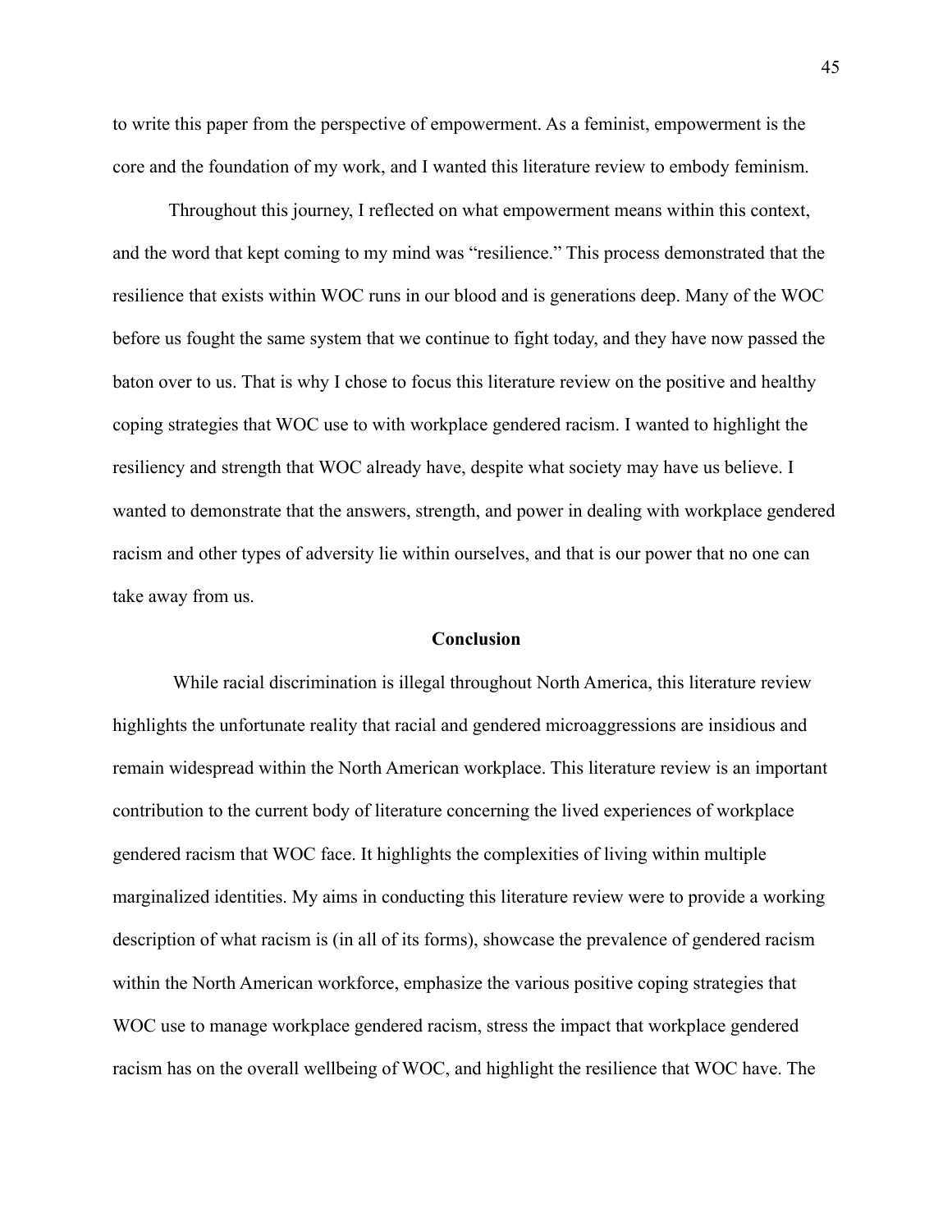to write this paper from the perspective of empowerment. As a feminist, empowerment is the core and the foundation of my work, and I wanted this literature review to embody feminism.

Throughout this journey, I reflected on what empowerment means within this context, and the word that kept coming to my mind was "resilience." This process demonstrated that the resilience that exists within WOC runs in our blood and is generations deep. Many of the WOC before us fought the same system that we continue to fight today, and they have now passed the baton over to us. That is why I chose to focus this literature review on the positive and healthy coping strategies that WOC use to with workplace gendered racism. I wanted to highlight the resiliency and strength that WOC already have, despite what society may have us believe. I wanted to demonstrate that the answers, strength, and power in dealing with workplace gendered racism and other types of adversity lie within ourselves, and that is our power that no one can take away from us.

## Conclusion

While racial discrimination is illegal throughout North America, this literature review highlights the unfortunate reality that racial and gendered microaggressions are insidious and remain widespread within the North American workplace. This literature review is an important contribution to the current body of literature concerning the lived experiences of workplace gendered racism that WOC face. It highlights the complexities of living within multiple marginalized identities. My aims in conducting this literature review were to provide a working description of what racism is (in all of its forms), showcase the prevalence of gendered racism within the North American workforce, emphasize the various positive coping strategies that WOC use to manage workplace gendered racism, stress the impact that workplace gendered racism has on the overall wellbeing of WOC, and highlight the resilience that WOC have. The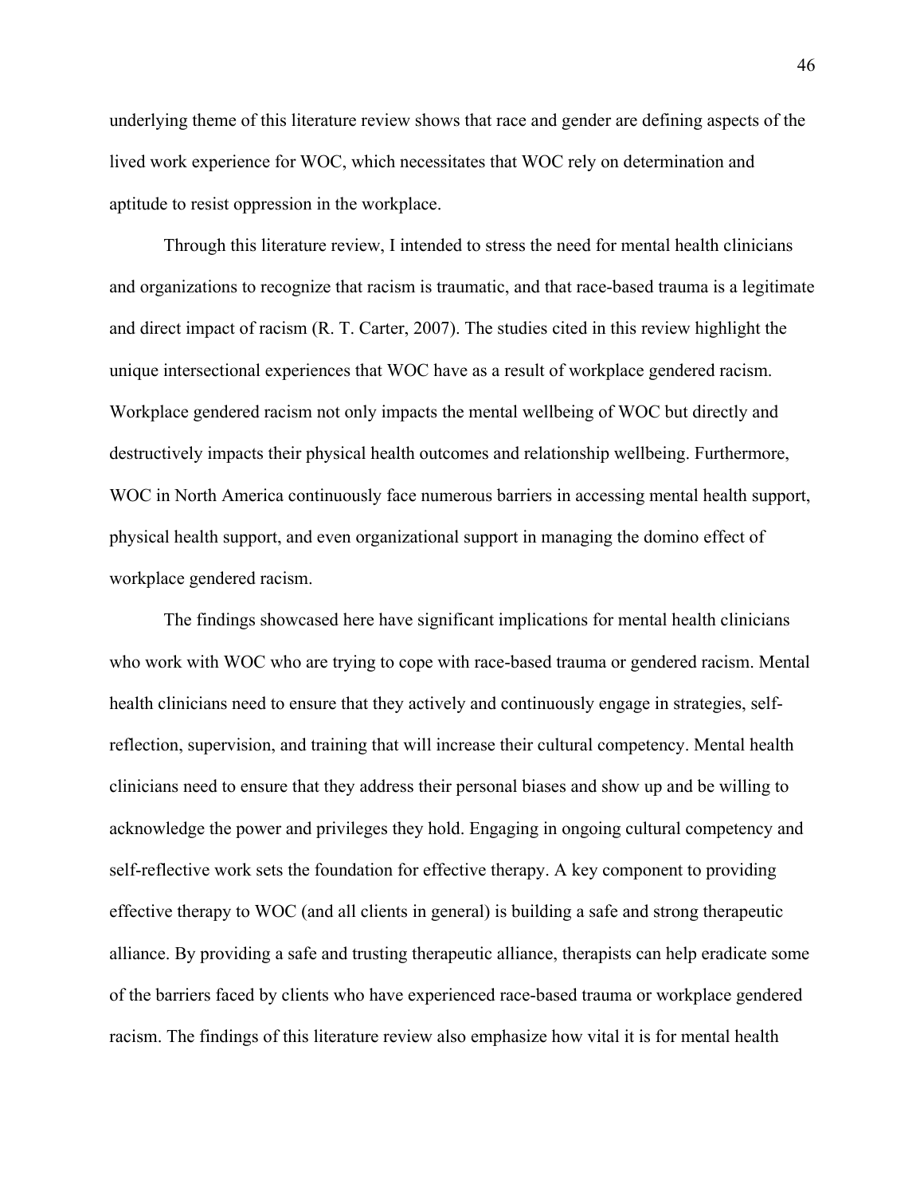underlying theme of this literature review shows that race and gender are defining aspects of the lived work experience for WOC, which necessitates that WOC rely on determination and aptitude to resist oppression in the workplace.

Through this literature review, I intended to stress the need for mental health clinicians and organizations to recognize that racism is traumatic, and that race-based trauma is a legitimate and direct impact of racism (R. T. Carter, 2007). The studies cited in this review highlight the unique intersectional experiences that WOC have as a result of workplace gendered racism. Workplace gendered racism not only impacts the mental wellbeing of WOC but directly and destructively impacts their physical health outcomes and relationship wellbeing. Furthermore, WOC in North America continuously face numerous barriers in accessing mental health support, physical health support, and even organizational support in managing the domino effect of workplace gendered racism.

The findings showcased here have significant implications for mental health clinicians who work with WOC who are trying to cope with race-based trauma or gendered racism. Mental health clinicians need to ensure that they actively and continuously engage in strategies, self-reflection, supervision, and training that will increase their cultural competency. Mental health clinicians need to ensure that they address their personal biases and show up and be willing to acknowledge the power and privileges they hold. Engaging in ongoing cultural competency and self-reflective work sets the foundation for effective therapy. A key component to providing effective therapy to WOC (and all clients in general) is building a safe and strong therapeutic alliance. By providing a safe and trusting therapeutic alliance, therapists can help eradicate some of the barriers faced by clients who have experienced race-based trauma or workplace gendered racism. The findings of this literature review also emphasize how vital it is for mental health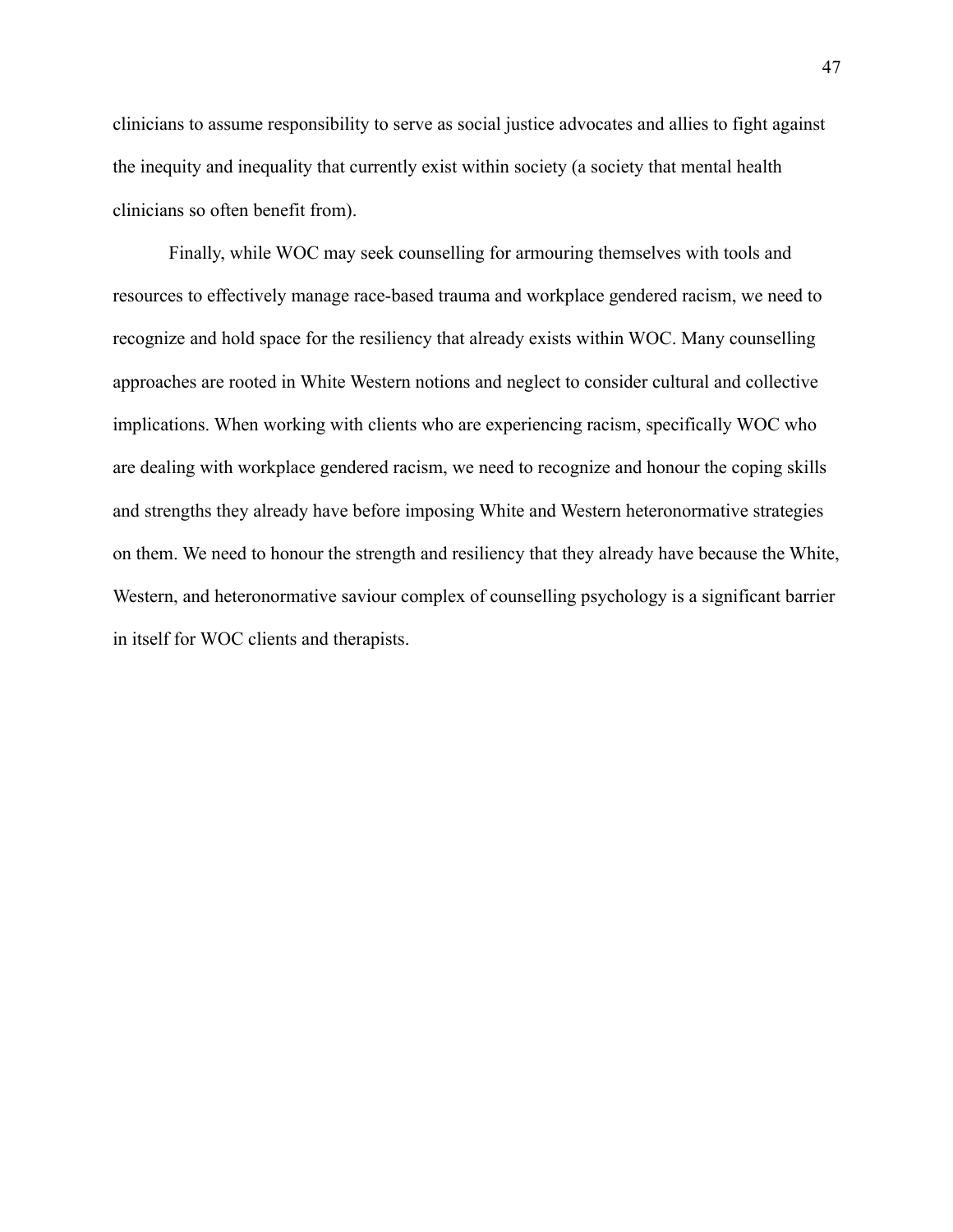clinicians to assume responsibility to serve as social justice advocates and allies to fight against the inequity and inequality that currently exist within society (a society that mental health clinicians so often benefit from).

Finally, while WOC may seek counselling for armouring themselves with tools and resources to effectively manage race-based trauma and workplace gendered racism, we need to recognize and hold space for the resiliency that already exists within WOC. Many counselling approaches are rooted in White Western notions and neglect to consider cultural and collective implications. When working with clients who are experiencing racism, specifically WOC who are dealing with workplace gendered racism, we need to recognize and honour the coping skills and strengths they already have before imposing White and Western heteronormative strategies on them. We need to honour the strength and resiliency that they already have because the White, Western, and heteronormative saviour complex of counselling psychology is a significant barrier in itself for WOC clients and therapists.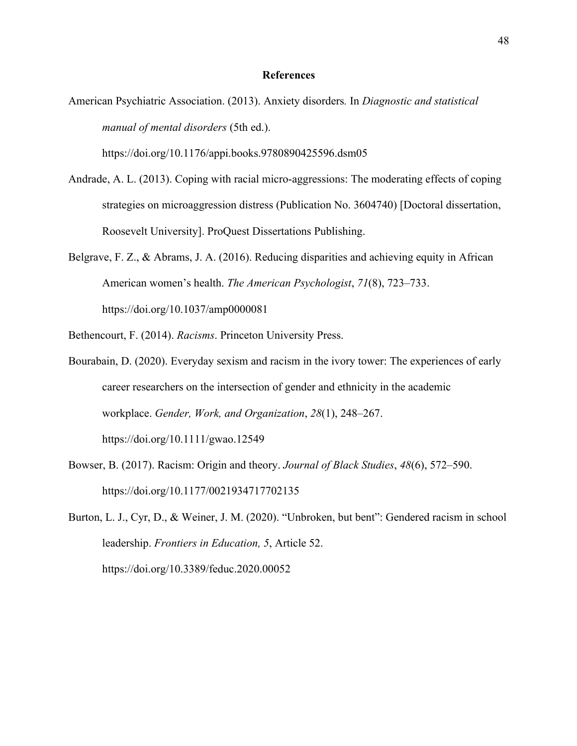# References

American Psychiatric Association. (2013). Anxiety disorders. In *Diagnostic and statistical manual of mental disorders* (5th ed.). https://doi.org/10.1176/appi.books.9780890425596.dsm05

Andrade, A. L. (2013). Coping with racial micro-aggressions: The moderating effects of coping strategies on microaggression distress (Publication No. 3604740) [Doctoral dissertation, Roosevelt University]. ProQuest Dissertations Publishing.

Belgrave, F. Z., & Abrams, J. A. (2016). Reducing disparities and achieving equity in African American women's health. *The American Psychologist*, *71*(8), 723–733. https://doi.org/10.1037/amp0000081

Bethencourt, F. (2014). *Racisms*. Princeton University Press.

Bourabain, D. (2020). Everyday sexism and racism in the ivory tower: The experiences of early career researchers on the intersection of gender and ethnicity in the academic workplace. *Gender, Work, and Organization*, *28*(1), 248–267. https://doi.org/10.1111/gwao.12549

Bowser, B. (2017). Racism: Origin and theory. *Journal of Black Studies*, *48*(6), 572–590. https://doi.org/10.1177/0021934717702135

Burton, L. J., Cyr, D., & Weiner, J. M. (2020). "Unbroken, but bent": Gendered racism in school leadership. *Frontiers in Education, 5*, Article 52. https://doi.org/10.3389/feduc.2020.00052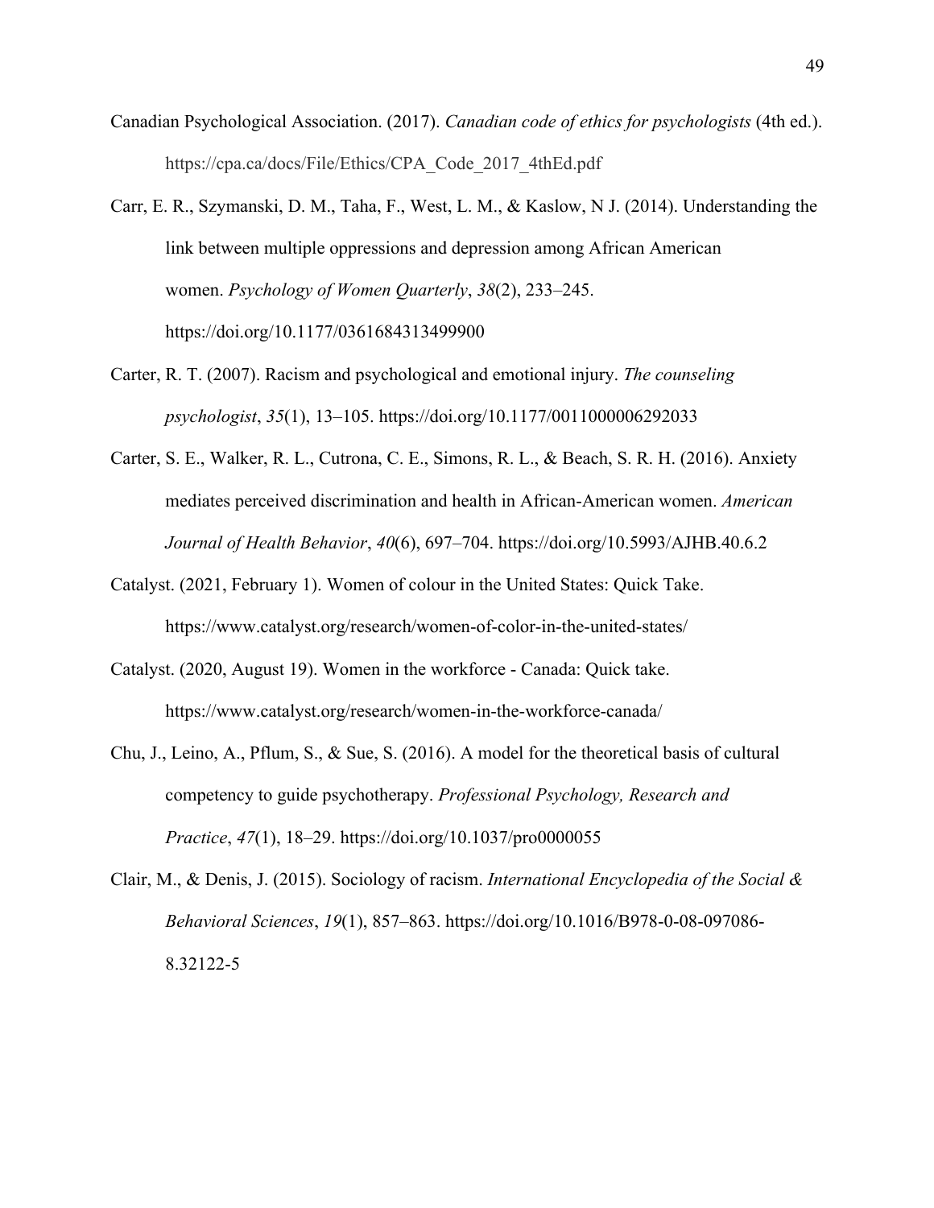Canadian Psychological Association. (2017). *Canadian code of ethics for psychologists* (4th ed.). https://cpa.ca/docs/File/Ethics/CPA_Code_2017_4thEd.pdf

Carr, E. R., Szymanski, D. M., Taha, F., West, L. M., & Kaslow, N J. (2014). Understanding the link between multiple oppressions and depression among African American women. *Psychology of Women Quarterly*, *38*(2), 233–245. https://doi.org/10.1177/0361684313499900

Carter, R. T. (2007). Racism and psychological and emotional injury. *The counseling psychologist*, *35*(1), 13–105. https://doi.org/10.1177/0011000006292033

Carter, S. E., Walker, R. L., Cutrona, C. E., Simons, R. L., & Beach, S. R. H. (2016). Anxiety mediates perceived discrimination and health in African-American women. *American Journal of Health Behavior*, *40*(6), 697–704. https://doi.org/10.5993/AJHB.40.6.2

Catalyst. (2021, February 1). Women of colour in the United States: Quick Take. https://www.catalyst.org/research/women-of-color-in-the-united-states/

Catalyst. (2020, August 19). Women in the workforce - Canada: Quick take. https://www.catalyst.org/research/women-in-the-workforce-canada/

Chu, J., Leino, A., Pflum, S., & Sue, S. (2016). A model for the theoretical basis of cultural competency to guide psychotherapy. *Professional Psychology, Research and Practice*, *47*(1), 18–29. https://doi.org/10.1037/pro0000055

Clair, M., & Denis, J. (2015). Sociology of racism. *International Encyclopedia of the Social & Behavioral Sciences*, *19*(1), 857–863. https://doi.org/10.1016/B978-0-08-097086-8.32122-5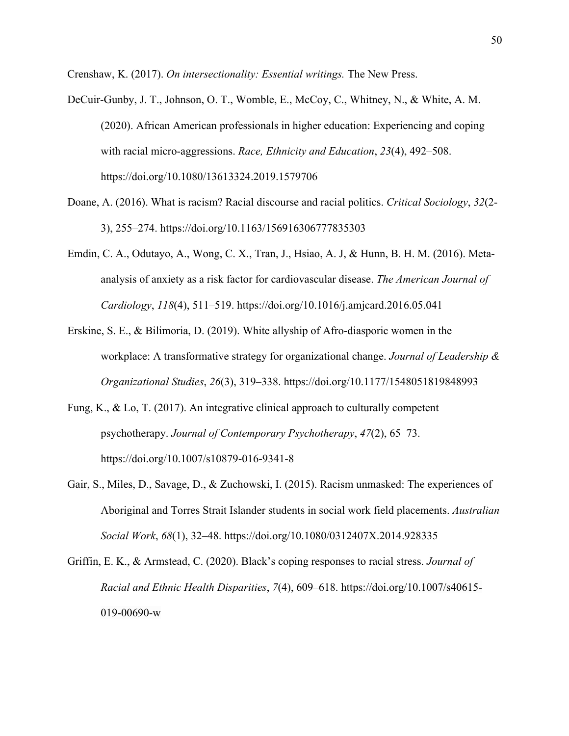Crenshaw, K. (2017). *On intersectionality: Essential writings.* The New Press.

DeCuir-Gunby, J. T., Johnson, O. T., Womble, E., McCoy, C., Whitney, N., & White, A. M. (2020). African American professionals in higher education: Experiencing and coping with racial micro-aggressions. *Race, Ethnicity and Education*, *23*(4), 492–508. https://doi.org/10.1080/13613324.2019.1579706

Doane, A. (2016). What is racism? Racial discourse and racial politics. *Critical Sociology*, *32*(2-3), 255–274. https://doi.org/10.1163/156916306777835303

Emdin, C. A., Odutayo, A., Wong, C. X., Tran, J., Hsiao, A. J, & Hunn, B. H. M. (2016). Meta-analysis of anxiety as a risk factor for cardiovascular disease. *The American Journal of Cardiology*, *118*(4), 511–519. https://doi.org/10.1016/j.amjcard.2016.05.041

Erskine, S. E., & Bilimoria, D. (2019). White allyship of Afro-diasporic women in the workplace: A transformative strategy for organizational change. *Journal of Leadership & Organizational Studies*, *26*(3), 319–338. https://doi.org/10.1177/1548051819848993

Fung, K., & Lo, T. (2017). An integrative clinical approach to culturally competent psychotherapy. *Journal of Contemporary Psychotherapy*, *47*(2), 65–73. https://doi.org/10.1007/s10879-016-9341-8

Gair, S., Miles, D., Savage, D., & Zuchowski, I. (2015). Racism unmasked: The experiences of Aboriginal and Torres Strait Islander students in social work field placements. *Australian Social Work*, *68*(1), 32–48. https://doi.org/10.1080/0312407X.2014.928335

Griffin, E. K., & Armstead, C. (2020). Black's coping responses to racial stress. *Journal of Racial and Ethnic Health Disparities*, *7*(4), 609–618. https://doi.org/10.1007/s40615-019-00690-w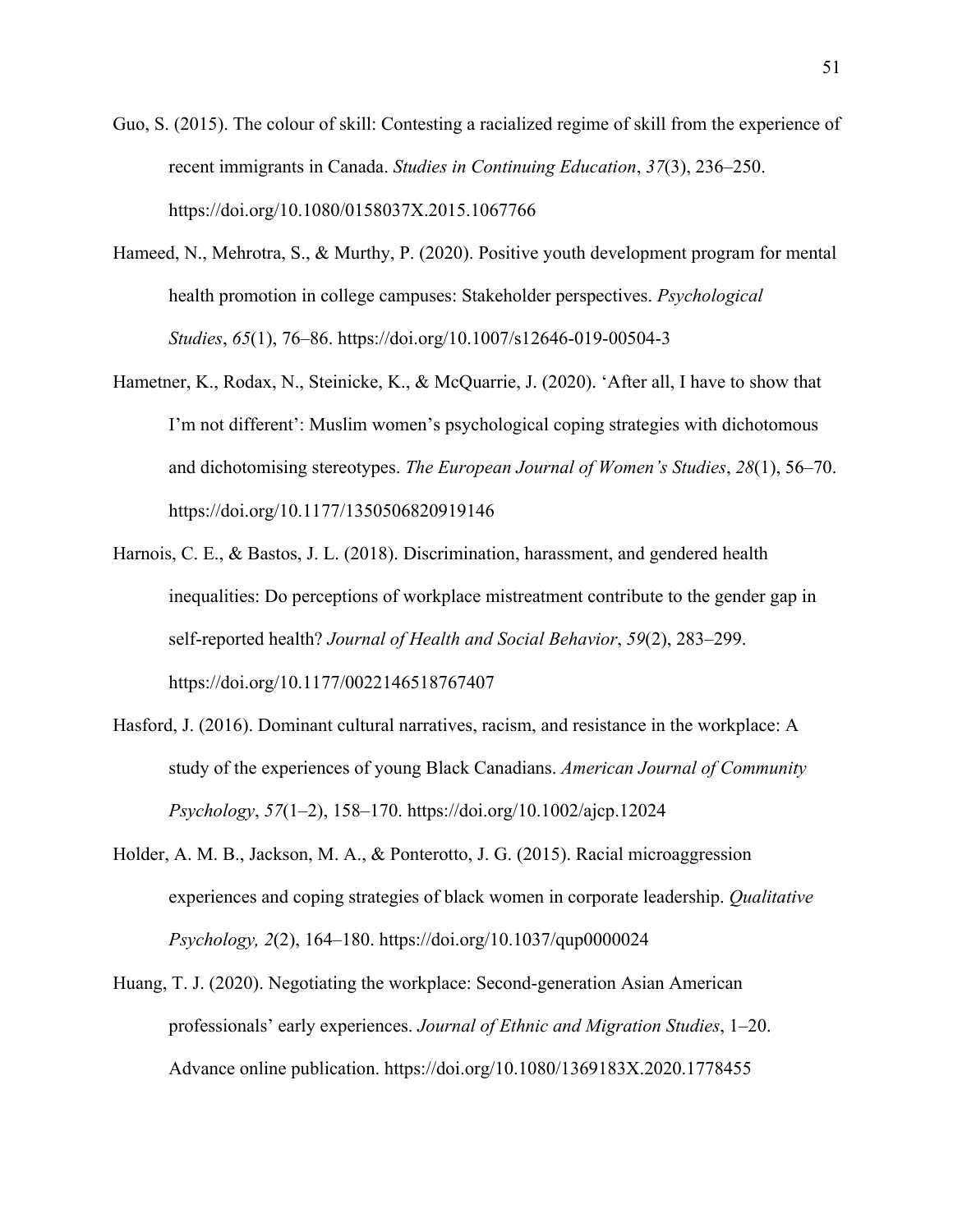Guo, S. (2015). The colour of skill: Contesting a racialized regime of skill from the experience of recent immigrants in Canada. *Studies in Continuing Education*, *37*(3), 236–250. https://doi.org/10.1080/0158037X.2015.1067766

Hameed, N., Mehrotra, S., & Murthy, P. (2020). Positive youth development program for mental health promotion in college campuses: Stakeholder perspectives. *Psychological Studies*, *65*(1), 76–86. https://doi.org/10.1007/s12646-019-00504-3

Hametner, K., Rodax, N., Steinicke, K., & McQuarrie, J. (2020). 'After all, I have to show that I'm not different': Muslim women's psychological coping strategies with dichotomous and dichotomising stereotypes. *The European Journal of Women's Studies*, *28*(1), 56–70. https://doi.org/10.1177/1350506820919146

Harnois, C. E., & Bastos, J. L. (2018). Discrimination, harassment, and gendered health inequalities: Do perceptions of workplace mistreatment contribute to the gender gap in self-reported health? *Journal of Health and Social Behavior*, *59*(2), 283–299. https://doi.org/10.1177/0022146518767407

Hasford, J. (2016). Dominant cultural narratives, racism, and resistance in the workplace: A study of the experiences of young Black Canadians. *American Journal of Community Psychology*, *57*(1–2), 158–170. https://doi.org/10.1002/ajcp.12024

Holder, A. M. B., Jackson, M. A., & Ponterotto, J. G. (2015). Racial microaggression experiences and coping strategies of black women in corporate leadership. *Qualitative Psychology, 2*(2), 164–180. https://doi.org/10.1037/qup0000024

Huang, T. J. (2020). Negotiating the workplace: Second-generation Asian American professionals' early experiences. *Journal of Ethnic and Migration Studies*, 1–20. Advance online publication. https://doi.org/10.1080/1369183X.2020.1778455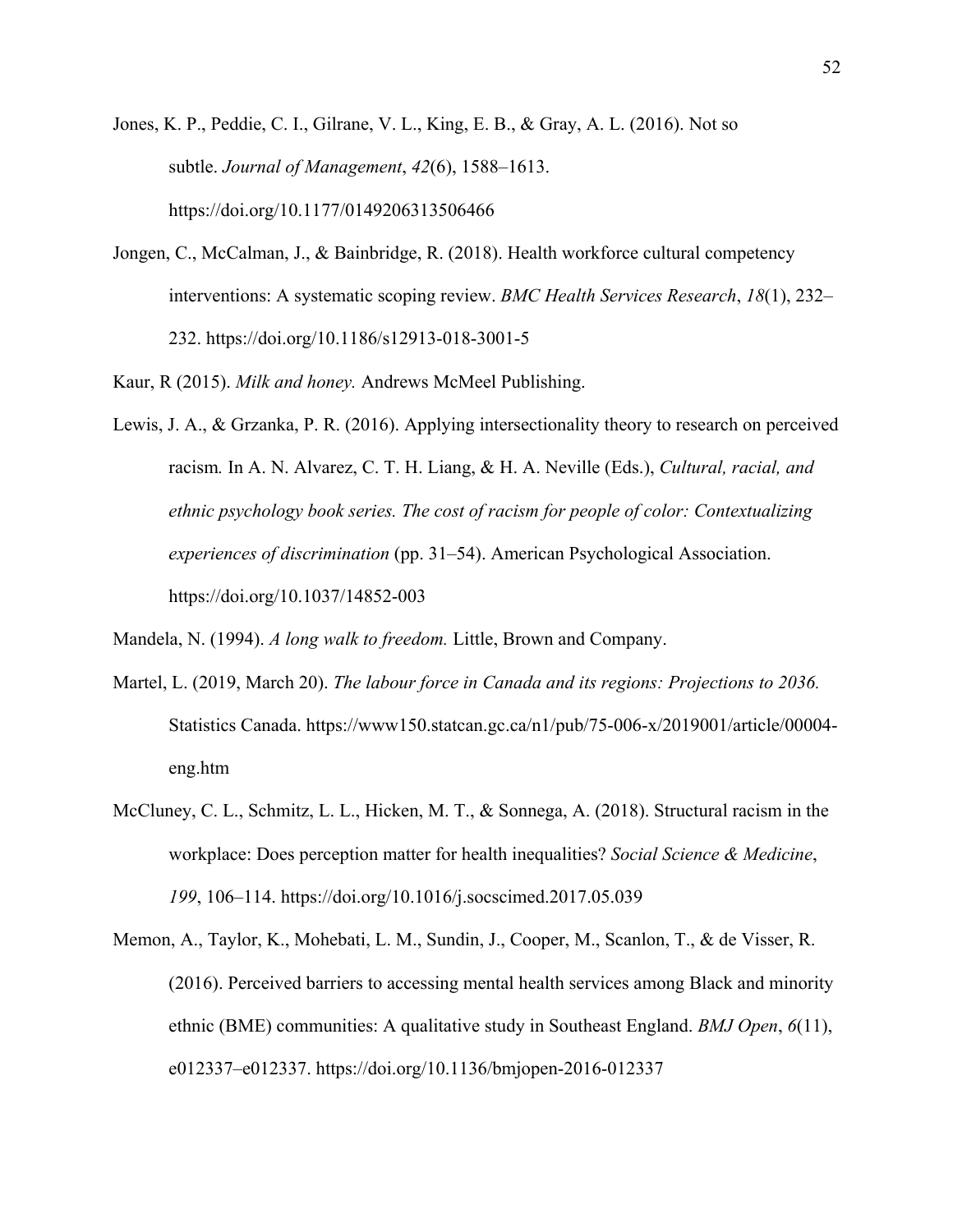Jones, K. P., Peddie, C. I., Gilrane, V. L., King, E. B., & Gray, A. L. (2016). Not so subtle. *Journal of Management*, *42*(6), 1588–1613. https://doi.org/10.1177/0149206313506466

Jongen, C., McCalman, J., & Bainbridge, R. (2018). Health workforce cultural competency interventions: A systematic scoping review. *BMC Health Services Research*, *18*(1), 232–232. https://doi.org/10.1186/s12913-018-3001-5

Kaur, R (2015). *Milk and honey.* Andrews McMeel Publishing.

Lewis, J. A., & Grzanka, P. R. (2016). Applying intersectionality theory to research on perceived racism*.* In A. N. Alvarez, C. T. H. Liang, & H. A. Neville (Eds.), *Cultural, racial, and ethnic psychology book series. The cost of racism for people of color: Contextualizing experiences of discrimination* (pp. 31–54). American Psychological Association. https://doi.org/10.1037/14852-003

Mandela, N. (1994). *A long walk to freedom.* Little, Brown and Company.

Martel, L. (2019, March 20). *The labour force in Canada and its regions: Projections to 2036.* Statistics Canada. https://www150.statcan.gc.ca/n1/pub/75-006-x/2019001/article/00004-eng.htm

McCluney, C. L., Schmitz, L. L., Hicken, M. T., & Sonnega, A. (2018). Structural racism in the workplace: Does perception matter for health inequalities? *Social Science & Medicine*, *199*, 106–114. https://doi.org/10.1016/j.socscimed.2017.05.039

Memon, A., Taylor, K., Mohebati, L. M., Sundin, J., Cooper, M., Scanlon, T., & de Visser, R. (2016). Perceived barriers to accessing mental health services among Black and minority ethnic (BME) communities: A qualitative study in Southeast England. *BMJ Open*, *6*(11), e012337–e012337. https://doi.org/10.1136/bmjopen-2016-012337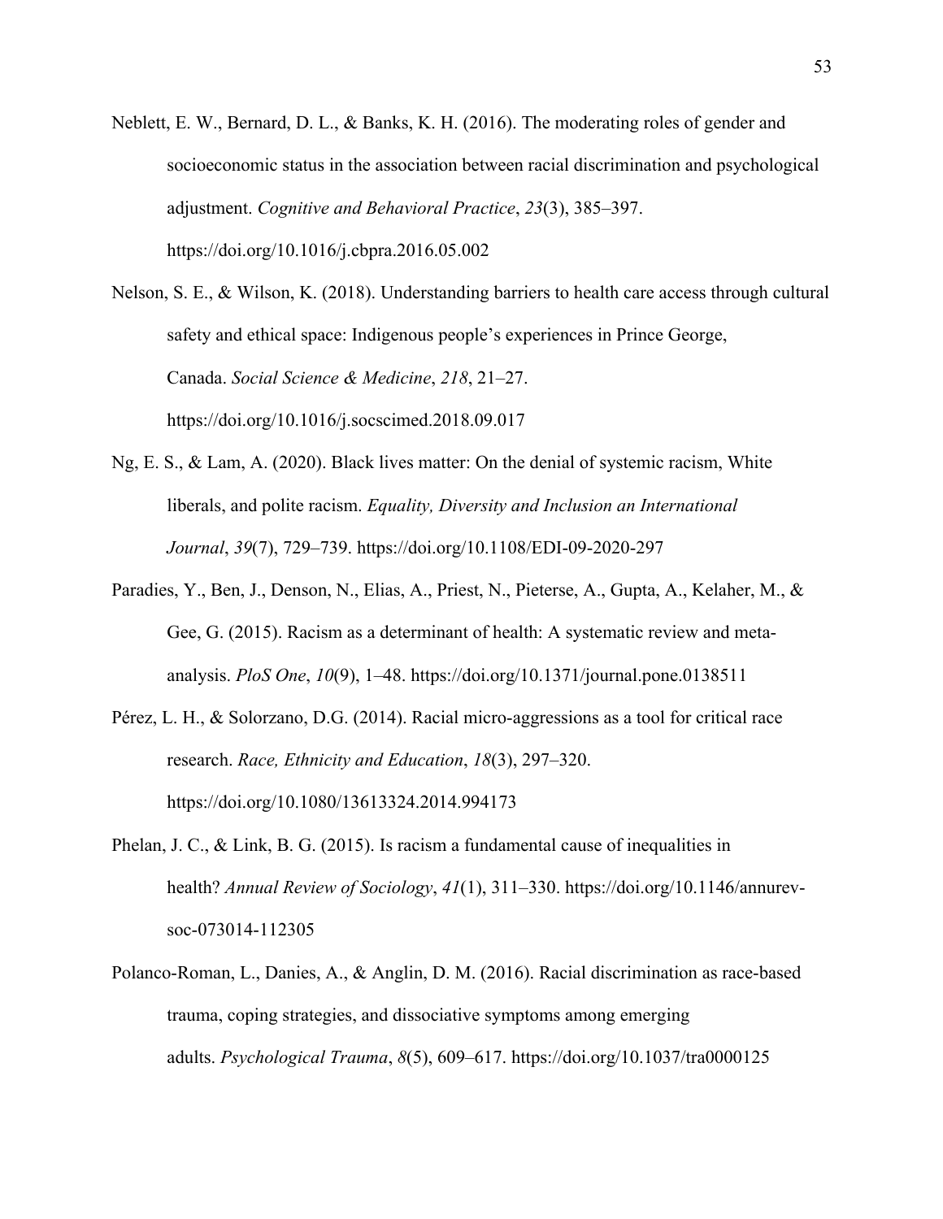Neblett, E. W., Bernard, D. L., & Banks, K. H. (2016). The moderating roles of gender and socioeconomic status in the association between racial discrimination and psychological adjustment. *Cognitive and Behavioral Practice*, *23*(3), 385–397. https://doi.org/10.1016/j.cbpra.2016.05.002

Nelson, S. E., & Wilson, K. (2018). Understanding barriers to health care access through cultural safety and ethical space: Indigenous people's experiences in Prince George, Canada. *Social Science & Medicine*, *218*, 21–27. https://doi.org/10.1016/j.socscimed.2018.09.017

Ng, E. S., & Lam, A. (2020). Black lives matter: On the denial of systemic racism, White liberals, and polite racism. *Equality, Diversity and Inclusion an International Journal*, *39*(7), 729–739. https://doi.org/10.1108/EDI-09-2020-297

Paradies, Y., Ben, J., Denson, N., Elias, A., Priest, N., Pieterse, A., Gupta, A., Kelaher, M., & Gee, G. (2015). Racism as a determinant of health: A systematic review and meta-analysis. *PloS One*, *10*(9), 1–48. https://doi.org/10.1371/journal.pone.0138511

Pérez, L. H., & Solorzano, D.G. (2014). Racial micro-aggressions as a tool for critical race research. *Race, Ethnicity and Education*, *18*(3), 297–320. https://doi.org/10.1080/13613324.2014.994173

Phelan, J. C., & Link, B. G. (2015). Is racism a fundamental cause of inequalities in health? *Annual Review of Sociology*, *41*(1), 311–330. https://doi.org/10.1146/annurev-soc-073014-112305

Polanco-Roman, L., Danies, A., & Anglin, D. M. (2016). Racial discrimination as race-based trauma, coping strategies, and dissociative symptoms among emerging adults. *Psychological Trauma*, *8*(5), 609–617. https://doi.org/10.1037/tra0000125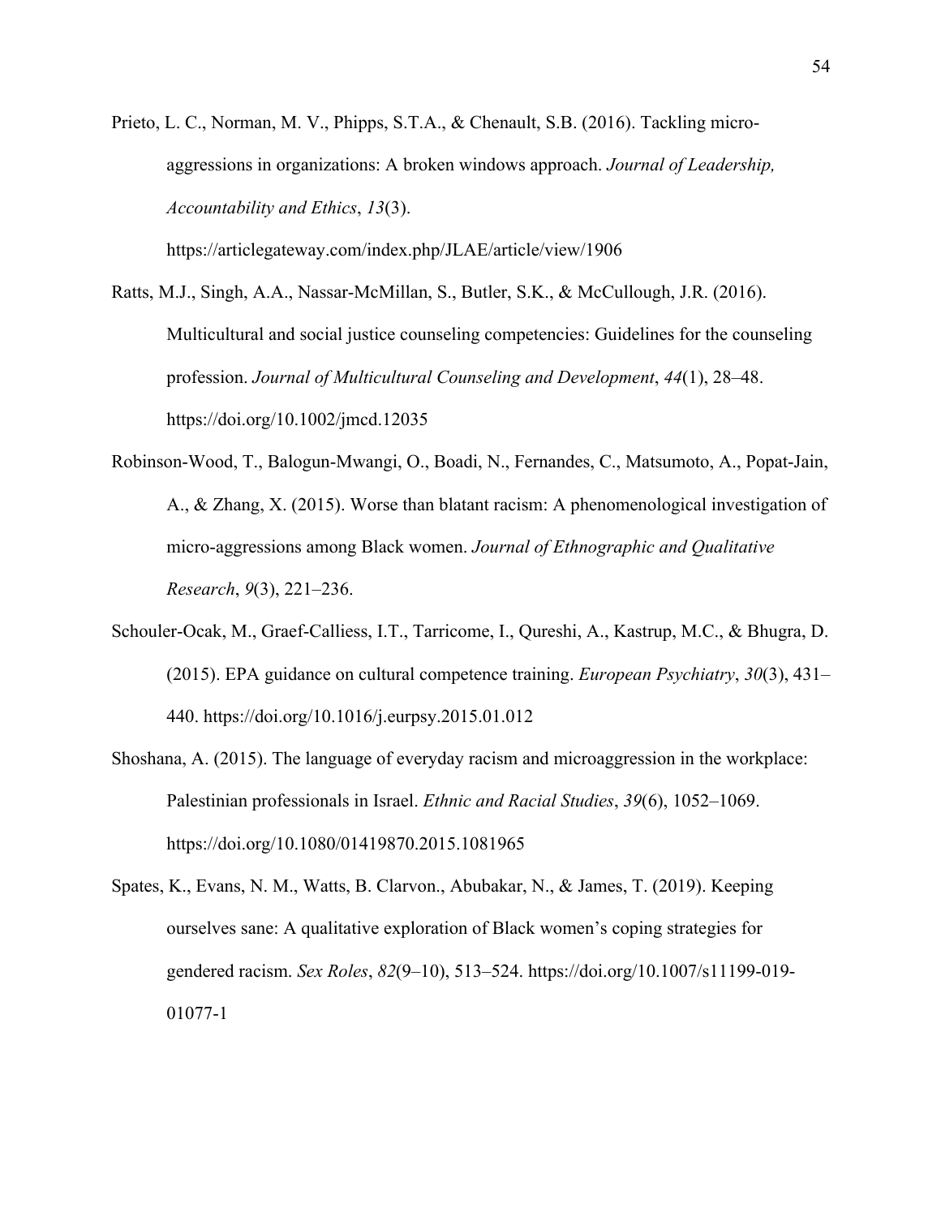Prieto, L. C., Norman, M. V., Phipps, S.T.A., & Chenault, S.B. (2016). Tackling micro-aggressions in organizations: A broken windows approach. *Journal of Leadership, Accountability and Ethics*, *13*(3). https://articlegateway.com/index.php/JLAE/article/view/1906

Ratts, M.J., Singh, A.A., Nassar-McMillan, S., Butler, S.K., & McCullough, J.R. (2016). Multicultural and social justice counseling competencies: Guidelines for the counseling profession. *Journal of Multicultural Counseling and Development*, *44*(1), 28–48. https://doi.org/10.1002/jmcd.12035

Robinson-Wood, T., Balogun-Mwangi, O., Boadi, N., Fernandes, C., Matsumoto, A., Popat-Jain, A., & Zhang, X. (2015). Worse than blatant racism: A phenomenological investigation of micro-aggressions among Black women. *Journal of Ethnographic and Qualitative Research*, *9*(3), 221–236.

Schouler-Ocak, M., Graef-Calliess, I.T., Tarricome, I., Qureshi, A., Kastrup, M.C., & Bhugra, D. (2015). EPA guidance on cultural competence training. *European Psychiatry*, *30*(3), 431–440. https://doi.org/10.1016/j.eurpsy.2015.01.012

Shoshana, A. (2015). The language of everyday racism and microaggression in the workplace: Palestinian professionals in Israel. *Ethnic and Racial Studies*, *39*(6), 1052–1069. https://doi.org/10.1080/01419870.2015.1081965

Spates, K., Evans, N. M., Watts, B. Clarvon., Abubakar, N., & James, T. (2019). Keeping ourselves sane: A qualitative exploration of Black women's coping strategies for gendered racism. *Sex Roles*, *82*(9–10), 513–524. https://doi.org/10.1007/s11199-019-01077-1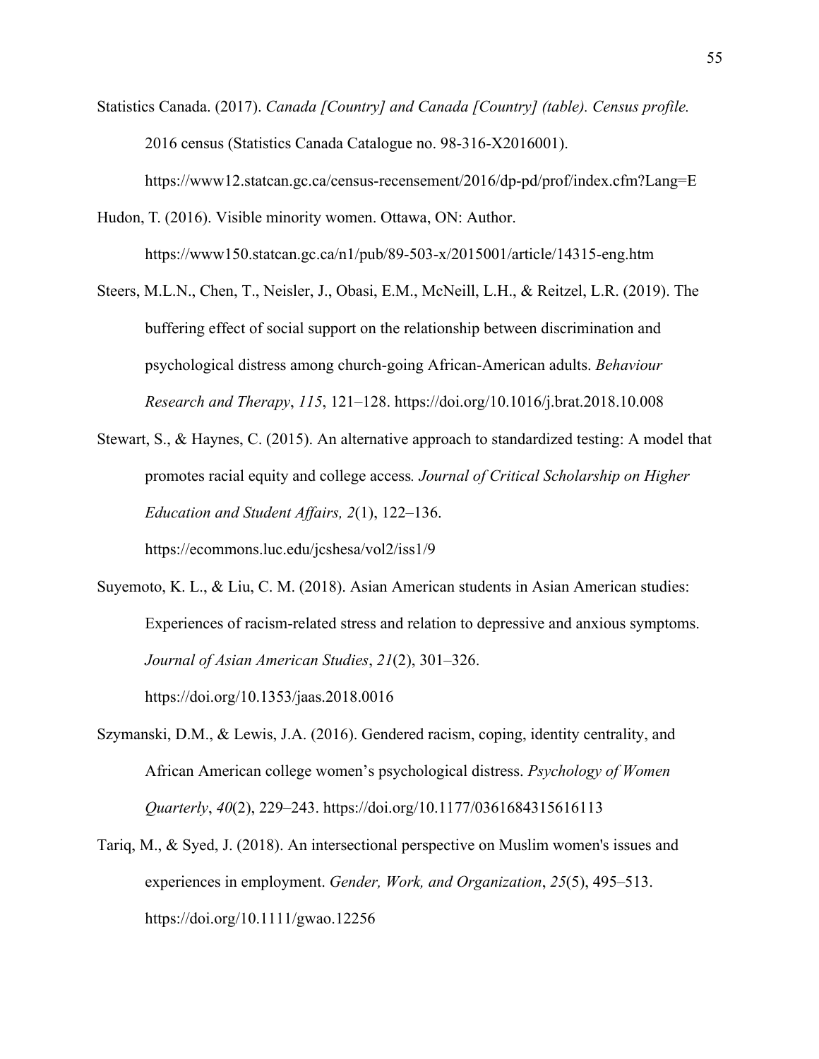Statistics Canada. (2017). *Canada [Country] and Canada [Country] (table). Census profile.* 2016 census (Statistics Canada Catalogue no. 98-316-X2016001). https://www12.statcan.gc.ca/census-recensement/2016/dp-pd/prof/index.cfm?Lang=E

Hudon, T. (2016). Visible minority women. Ottawa, ON: Author. https://www150.statcan.gc.ca/n1/pub/89-503-x/2015001/article/14315-eng.htm

Steers, M.L.N., Chen, T., Neisler, J., Obasi, E.M., McNeill, L.H., & Reitzel, L.R. (2019). The buffering effect of social support on the relationship between discrimination and psychological distress among church-going African-American adults. *Behaviour Research and Therapy*, *115*, 121–128. https://doi.org/10.1016/j.brat.2018.10.008

Stewart, S., & Haynes, C. (2015). An alternative approach to standardized testing: A model that promotes racial equity and college access*. Journal of Critical Scholarship on Higher Education and Student Affairs, 2*(1), 122–136. https://ecommons.luc.edu/jcshesa/vol2/iss1/9

Suyemoto, K. L., & Liu, C. M. (2018). Asian American students in Asian American studies: Experiences of racism-related stress and relation to depressive and anxious symptoms. *Journal of Asian American Studies*, *21*(2), 301–326. https://doi.org/10.1353/jaas.2018.0016

Szymanski, D.M., & Lewis, J.A. (2016). Gendered racism, coping, identity centrality, and African American college women's psychological distress. *Psychology of Women Quarterly*, *40*(2), 229–243. https://doi.org/10.1177/0361684315616113

Tariq, M., & Syed, J. (2018). An intersectional perspective on Muslim women's issues and experiences in employment. *Gender, Work, and Organization*, *25*(5), 495–513. https://doi.org/10.1111/gwao.12256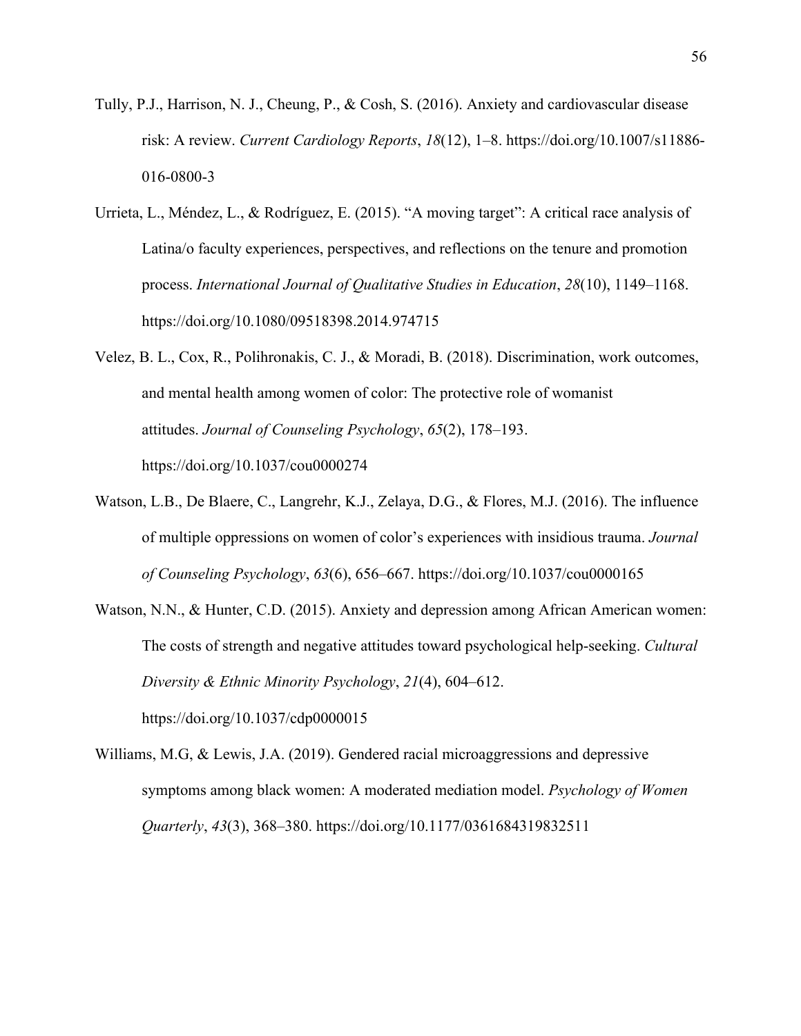Tully, P.J., Harrison, N. J., Cheung, P., & Cosh, S. (2016). Anxiety and cardiovascular disease risk: A review. *Current Cardiology Reports*, *18*(12), 1–8. https://doi.org/10.1007/s11886-016-0800-3

Urrieta, L., Méndez, L., & Rodríguez, E. (2015). "A moving target": A critical race analysis of Latina/o faculty experiences, perspectives, and reflections on the tenure and promotion process. *International Journal of Qualitative Studies in Education*, *28*(10), 1149–1168. https://doi.org/10.1080/09518398.2014.974715

Velez, B. L., Cox, R., Polihronakis, C. J., & Moradi, B. (2018). Discrimination, work outcomes, and mental health among women of color: The protective role of womanist attitudes. *Journal of Counseling Psychology*, *65*(2), 178–193. https://doi.org/10.1037/cou0000274

Watson, L.B., De Blaere, C., Langrehr, K.J., Zelaya, D.G., & Flores, M.J. (2016). The influence of multiple oppressions on women of color's experiences with insidious trauma. *Journal of Counseling Psychology*, *63*(6), 656–667. https://doi.org/10.1037/cou0000165

Watson, N.N., & Hunter, C.D. (2015). Anxiety and depression among African American women: The costs of strength and negative attitudes toward psychological help-seeking. *Cultural Diversity & Ethnic Minority Psychology*, *21*(4), 604–612. https://doi.org/10.1037/cdp0000015

Williams, M.G, & Lewis, J.A. (2019). Gendered racial microaggressions and depressive symptoms among black women: A moderated mediation model. *Psychology of Women Quarterly*, *43*(3), 368–380. https://doi.org/10.1177/0361684319832511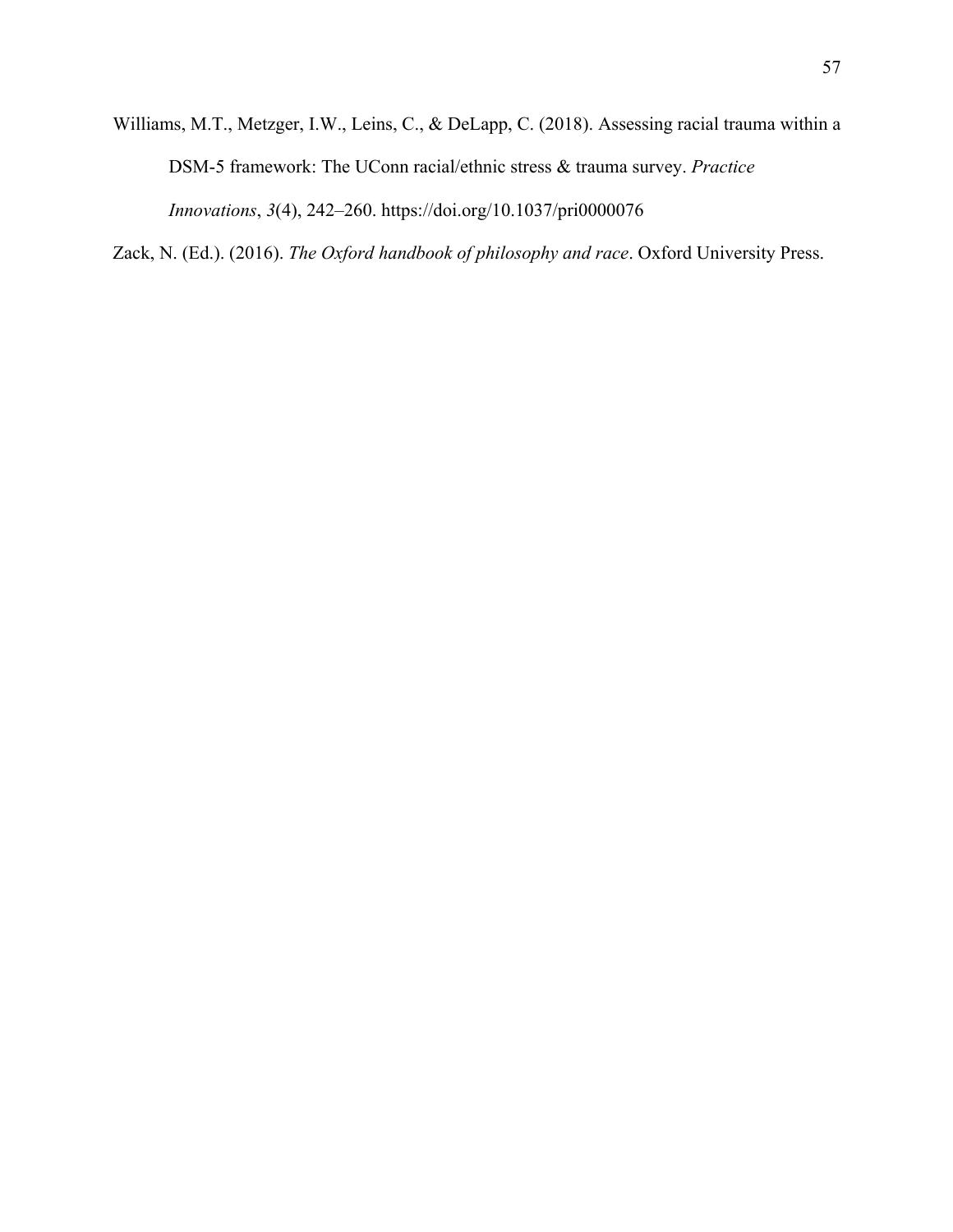Williams, M.T., Metzger, I.W., Leins, C., & DeLapp, C. (2018). Assessing racial trauma within a DSM-5 framework: The UConn racial/ethnic stress & trauma survey. *Practice Innovations*, *3*(4), 242–260. https://doi.org/10.1037/pri0000076

Zack, N. (Ed.). (2016). *The Oxford handbook of philosophy and race*. Oxford University Press.